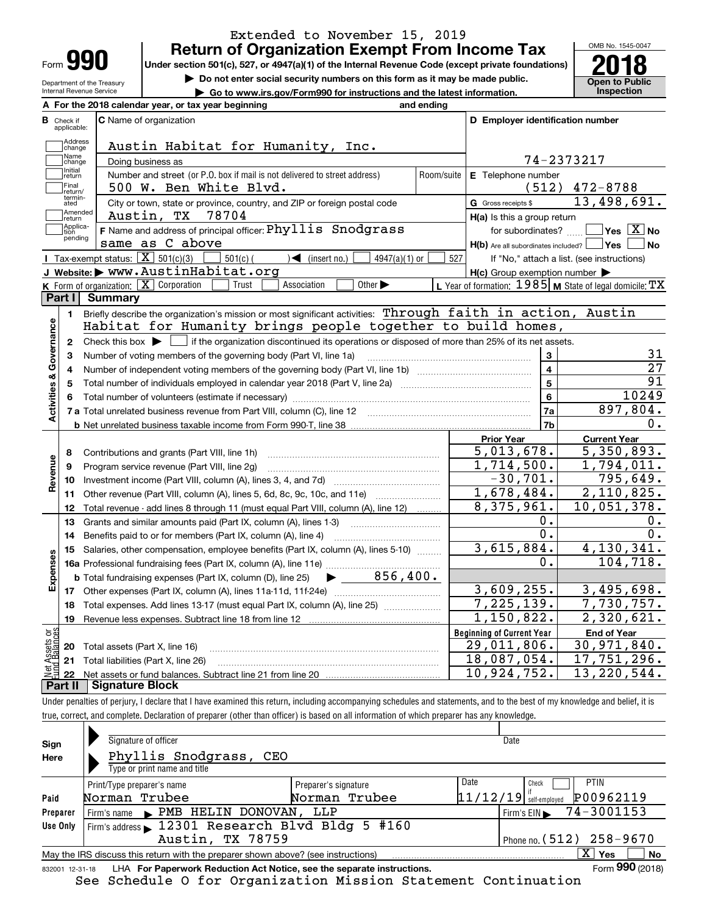Extended to November 15, 2019

# Form 990 — Return of Organization Exempt From Income Tax (2018)

Under section 501(c), 527, or 4947(a)(1) of the Internal Revenue Code (except private foundations)

▶ Do not enter social security numbers on this form as it may be made public.

▶ Go to www.irs.gov/Form990 for instructions and the latest information.

Department of the Treasury
Internal Revenue Service

OMB No. 1545-0047

**Open to Public Inspection**

**A** For the 2018 calendar year, or tax year beginning and ending

**B** Check if applicable: Address change, Name change, Initial return, Final return/terminated, Amended return, Application pending

**C** Name of organization: Austin Habitat for Humanity, Inc.

Doing business as

Number and street (or P.O. box if mail is not delivered to street address): 500 W. Ben White Blvd. Room/suite

City or town, state or province, country, and ZIP or foreign postal code: Austin, TX 78704

**D** Employer identification number: 74-2373217

**E** Telephone number: (512) 472-8788

**G** Gross receipts $ 13,498,691.

**F** Name and address of principal officer: Phyllis Snodgrass, same as C above

**H(a)** Is this a group return for subordinates? ☐ Yes ☒ No

**H(b)** Are all subordinates included? ☐ Yes ☐ No — If "No," attach a list. (see instructions)

**H(c)** Group exemption number ▶

**I** Tax-exempt status: ☒ 501(c)(3) ☐ 501(c) ( ) ◀ (insert no.) ☐ 4947(a)(1) or ☐ 527

**J** Website: ▶ www.AustinHabitat.org

**K** Form of organization: ☒ Corporation ☐ Trust ☐ Association ☐ Other ▶

**L** Year of formation: 1985 **M** State of legal domicile: TX

## Part I Summary

**Activities & Governance**

1. Briefly describe the organization's mission or most significant activities: Through faith in action, Austin Habitat for Humanity brings people together to build homes,
2. Check this box ▶ ☐ if the organization discontinued its operations or disposed of more than 25% of its net assets.

| | | Line | |
|---|---|---|---|
| 3 | Number of voting members of the governing body (Part VI, line 1a) | 3 | 31 |
| 4 | Number of independent voting members of the governing body (Part VI, line 1b) | 4 | 27 |
| 5 | Total number of individuals employed in calendar year 2018 (Part V, line 2a) | 5 | 91 |
| 6 | Total number of volunteers (estimate if necessary) | 6 | 10249 |
| 7a | Total unrelated business revenue from Part VIII, column (C), line 12 | 7a | 897,804. |
| 7b | Net unrelated business taxable income from Form 990-T, line 38 | 7b | 0. |

| | | Prior Year | Current Year |
|---|---|---|---|
| **Revenue** | | | |
| 8 | Contributions and grants (Part VIII, line 1h) | 5,013,678. | 5,350,893. |
| 9 | Program service revenue (Part VIII, line 2g) | 1,714,500. | 1,794,011. |
| 10 | Investment income (Part VIII, column (A), lines 3, 4, and 7d) | -30,701. | 795,649. |
| 11 | Other revenue (Part VIII, column (A), lines 5, 6d, 8c, 9c, 10c, and 11e) | 1,678,484. | 2,110,825. |
| 12 | Total revenue - add lines 8 through 11 (must equal Part VIII, column (A), line 12) | 8,375,961. | 10,051,378. |
| **Expenses** | | | |
| 13 | Grants and similar amounts paid (Part IX, column (A), lines 1-3) | 0. | 0. |
| 14 | Benefits paid to or for members (Part IX, column (A), line 4) | 0. | 0. |
| 15 | Salaries, other compensation, employee benefits (Part IX, column (A), lines 5-10) | 3,615,884. | 4,130,341. |
| 16a | Professional fundraising fees (Part IX, column (A), line 11e) | 0. | 104,718. |
| b | Total fundraising expenses (Part IX, column (D), line 25) ▶ 856,400. | | |
| 17 | Other expenses (Part IX, column (A), lines 11a-11d, 11f-24e) | 3,609,255. | 3,495,698. |
| 18 | Total expenses. Add lines 13-17 (must equal Part IX, column (A), line 25) | 7,225,139. | 7,730,757. |
| 19 | Revenue less expenses. Subtract line 18 from line 12 | 1,150,822. | 2,320,621. |

| **Net Assets or Fund Balances** | | Beginning of Current Year | End of Year |
|---|---|---|---|
| 20 | Total assets (Part X, line 16) | 29,011,806. | 30,971,840. |
| 21 | Total liabilities (Part X, line 26) | 18,087,054. | 17,751,296. |
| 22 | Net assets or fund balances. Subtract line 21 from line 20 | 10,924,752. | 13,220,544. |

## Part II Signature Block

Under penalties of perjury, I declare that I have examined this return, including accompanying schedules and statements, and to the best of my knowledge and belief, it is true, correct, and complete. Declaration of preparer (other than officer) is based on all information of which preparer has any knowledge.

**Sign Here**

Signature of officer — Date

Phyllis Snodgrass, CEO
Type or print name and title

**Paid Preparer Use Only**

| Print/Type preparer's name | Preparer's signature | Date | Check if self-employed | PTIN |
|---|---|---|---|---|
| Norman Trubee | Norman Trubee | 11/12/19 | ☐ | P00962119 |

Firm's name ▶ PMB HELIN DONOVAN, LLP — Firm's EIN ▶ 74-3001153

Firm's address ▶ 12301 Research Blvd Bldg 5 #160, Austin, TX 78759 — Phone no. (512) 258-9670

May the IRS discuss this return with the preparer shown above? (see instructions) ☒ Yes ☐ No

832001 12-31-18 LHA For Paperwork Reduction Act Notice, see the separate instructions. Form **990** (2018)

See Schedule O for Organization Mission Statement Continuation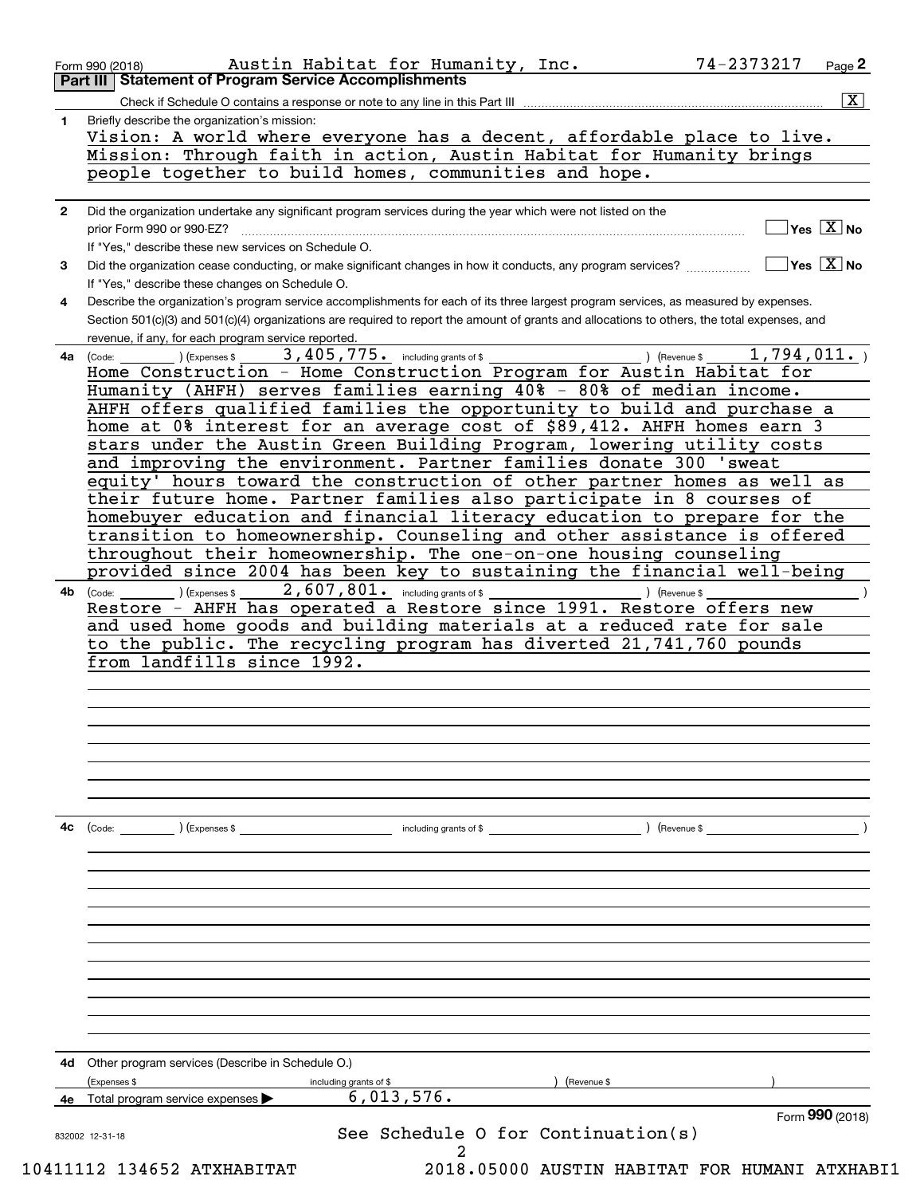Form 990 (2018) Austin Habitat for Humanity, Inc. 74-2373217 Page **2**

**Part III | Statement of Program Service Accomplishments**

Check if Schedule O contains a response or note to any line in this Part III ..... [X]

**1** Briefly describe the organization's mission:

Vision: A world where everyone has a decent, affordable place to live. Mission: Through faith in action, Austin Habitat for Humanity brings people together to build homes, communities and hope.

**2** Did the organization undertake any significant program services during the year which were not listed on the prior Form 990 or 990-EZ? ..... [ ] Yes [X] No

If "Yes," describe these new services on Schedule O.

**3** Did the organization cease conducting, or make significant changes in how it conducts, any program services? ..... [ ] Yes [X] No

If "Yes," describe these changes on Schedule O.

**4** Describe the organization's program service accomplishments for each of its three largest program services, as measured by expenses. Section 501(c)(3) and 501(c)(4) organizations are required to report the amount of grants and allocations to others, the total expenses, and revenue, if any, for each program service reported.

**4a** (Code: ) (Expenses $ 3,405,775. including grants of $ ) (Revenue $ 1,794,011. )

Home Construction - Home Construction Program for Austin Habitat for Humanity (AHFH) serves families earning 40% - 80% of median income. AHFH offers qualified families the opportunity to build and purchase a home at 0% interest for an average cost of $89,412. AHFH homes earn 3 stars under the Austin Green Building Program, lowering utility costs and improving the environment. Partner families donate 300 'sweat equity' hours toward the construction of other partner homes as well as their future home. Partner families also participate in 8 courses of homebuyer education and financial literacy education to prepare for the transition to homeownership. Counseling and other assistance is offered throughout their homeownership. The one-on-one housing counseling provided since 2004 has been key to sustaining the financial well-being

**4b** (Code: ) (Expenses $ 2,607,801. including grants of $ ) (Revenue $ )

Restore - AHFH has operated a Restore since 1991. Restore offers new and used home goods and building materials at a reduced rate for sale to the public. The recycling program has diverted 21,741,760 pounds from landfills since 1992.

**4c** (Code: ) (Expenses $ including grants of $ ) (Revenue $ )

**4d** Other program services (Describe in Schedule O.)

(Expenses $ including grants of $ ) (Revenue $ )

**4e** Total program service expenses ▶ 6,013,576.

Form **990** (2018)

See Schedule O for Continuation(s)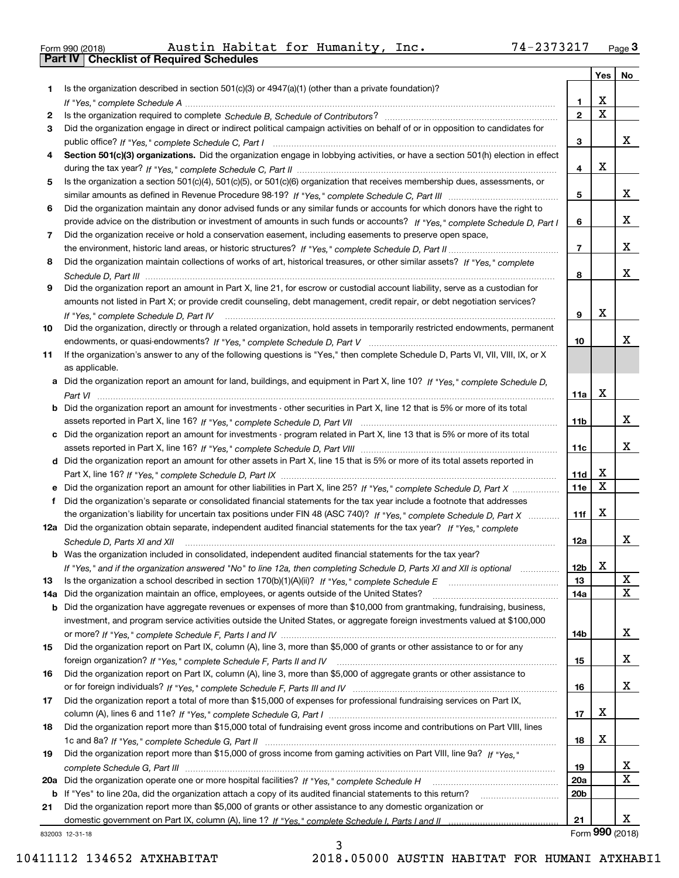Form 990 (2018) Austin Habitat for Humanity, Inc. 74-2373217 Page 3

## Part IV Checklist of Required Schedules

| | | | Yes | No |
|---|---|---|---|---|
| 1 | Is the organization described in section 501(c)(3) or 4947(a)(1) (other than a private foundation)? *If "Yes," complete Schedule A* | 1 | X | |
| 2 | Is the organization required to complete *Schedule B, Schedule of Contributors*? | 2 | X | |
| 3 | Did the organization engage in direct or indirect political campaign activities on behalf of or in opposition to candidates for public office? *If "Yes," complete Schedule C, Part I* | 3 | | X |
| 4 | **Section 501(c)(3) organizations.** Did the organization engage in lobbying activities, or have a section 501(h) election in effect during the tax year? *If "Yes," complete Schedule C, Part II* | 4 | X | |
| 5 | Is the organization a section 501(c)(4), 501(c)(5), or 501(c)(6) organization that receives membership dues, assessments, or similar amounts as defined in Revenue Procedure 98-19? *If "Yes," complete Schedule C, Part III* | 5 | | X |
| 6 | Did the organization maintain any donor advised funds or any similar funds or accounts for which donors have the right to provide advice on the distribution or investment of amounts in such funds or accounts? *If "Yes," complete Schedule D, Part I* | 6 | | X |
| 7 | Did the organization receive or hold a conservation easement, including easements to preserve open space, the environment, historic land areas, or historic structures? *If "Yes," complete Schedule D, Part II* | 7 | | X |
| 8 | Did the organization maintain collections of works of art, historical treasures, or other similar assets? *If "Yes," complete Schedule D, Part III* | 8 | | X |
| 9 | Did the organization report an amount in Part X, line 21, for escrow or custodial account liability, serve as a custodian for amounts not listed in Part X; or provide credit counseling, debt management, credit repair, or debt negotiation services? *If "Yes," complete Schedule D, Part IV* | 9 | X | |
| 10 | Did the organization, directly or through a related organization, hold assets in temporarily restricted endowments, permanent endowments, or quasi-endowments? *If "Yes," complete Schedule D, Part V* | 10 | | X |
| 11 | If the organization's answer to any of the following questions is "Yes," then complete Schedule D, Parts VI, VII, VIII, IX, or X as applicable. | | | |
| a | Did the organization report an amount for land, buildings, and equipment in Part X, line 10? *If "Yes," complete Schedule D, Part VI* | 11a | X | |
| b | Did the organization report an amount for investments - other securities in Part X, line 12 that is 5% or more of its total assets reported in Part X, line 16? *If "Yes," complete Schedule D, Part VII* | 11b | | X |
| c | Did the organization report an amount for investments - program related in Part X, line 13 that is 5% or more of its total assets reported in Part X, line 16? *If "Yes," complete Schedule D, Part VIII* | 11c | | X |
| d | Did the organization report an amount for other assets in Part X, line 15 that is 5% or more of its total assets reported in Part X, line 16? *If "Yes," complete Schedule D, Part IX* | 11d | X | |
| e | Did the organization report an amount for other liabilities in Part X, line 25? *If "Yes," complete Schedule D, Part X* | 11e | X | |
| f | Did the organization's separate or consolidated financial statements for the tax year include a footnote that addresses the organization's liability for uncertain tax positions under FIN 48 (ASC 740)? *If "Yes," complete Schedule D, Part X* | 11f | X | |
| 12a | Did the organization obtain separate, independent audited financial statements for the tax year? *If "Yes," complete Schedule D, Parts XI and XII* | 12a | | X |
| b | Was the organization included in consolidated, independent audited financial statements for the tax year? *If "Yes," and if the organization answered "No" to line 12a, then completing Schedule D, Parts XI and XII is optional* | 12b | X | |
| 13 | Is the organization a school described in section 170(b)(1)(A)(ii)? *If "Yes," complete Schedule E* | 13 | | X |
| 14a | Did the organization maintain an office, employees, or agents outside of the United States? | 14a | | X |
| b | Did the organization have aggregate revenues or expenses of more than $10,000 from grantmaking, fundraising, business, investment, and program service activities outside the United States, or aggregate foreign investments valued at $100,000 or more? *If "Yes," complete Schedule F, Parts I and IV* | 14b | | X |
| 15 | Did the organization report on Part IX, column (A), line 3, more than $5,000 of grants or other assistance to or for any foreign organization? *If "Yes," complete Schedule F, Parts II and IV* | 15 | | X |
| 16 | Did the organization report on Part IX, column (A), line 3, more than $5,000 of aggregate grants or other assistance to or for foreign individuals? *If "Yes," complete Schedule F, Parts III and IV* | 16 | | X |
| 17 | Did the organization report a total of more than $15,000 of expenses for professional fundraising services on Part IX, column (A), lines 6 and 11e? *If "Yes," complete Schedule G, Part I* | 17 | X | |
| 18 | Did the organization report more than $15,000 total of fundraising event gross income and contributions on Part VIII, lines 1c and 8a? *If "Yes," complete Schedule G, Part II* | 18 | X | |
| 19 | Did the organization report more than $15,000 of gross income from gaming activities on Part VIII, line 9a? *If "Yes," complete Schedule G, Part III* | 19 | | X |
| 20a | Did the organization operate one or more hospital facilities? *If "Yes," complete Schedule H* | 20a | | X |
| b | If "Yes" to line 20a, did the organization attach a copy of its audited financial statements to this return? | 20b | | |
| 21 | Did the organization report more than $5,000 of grants or other assistance to any domestic organization or domestic government on Part IX, column (A), line 1? *If "Yes," complete Schedule I, Parts I and II* | 21 | | X |

832003 12-31-18 Form **990** (2018)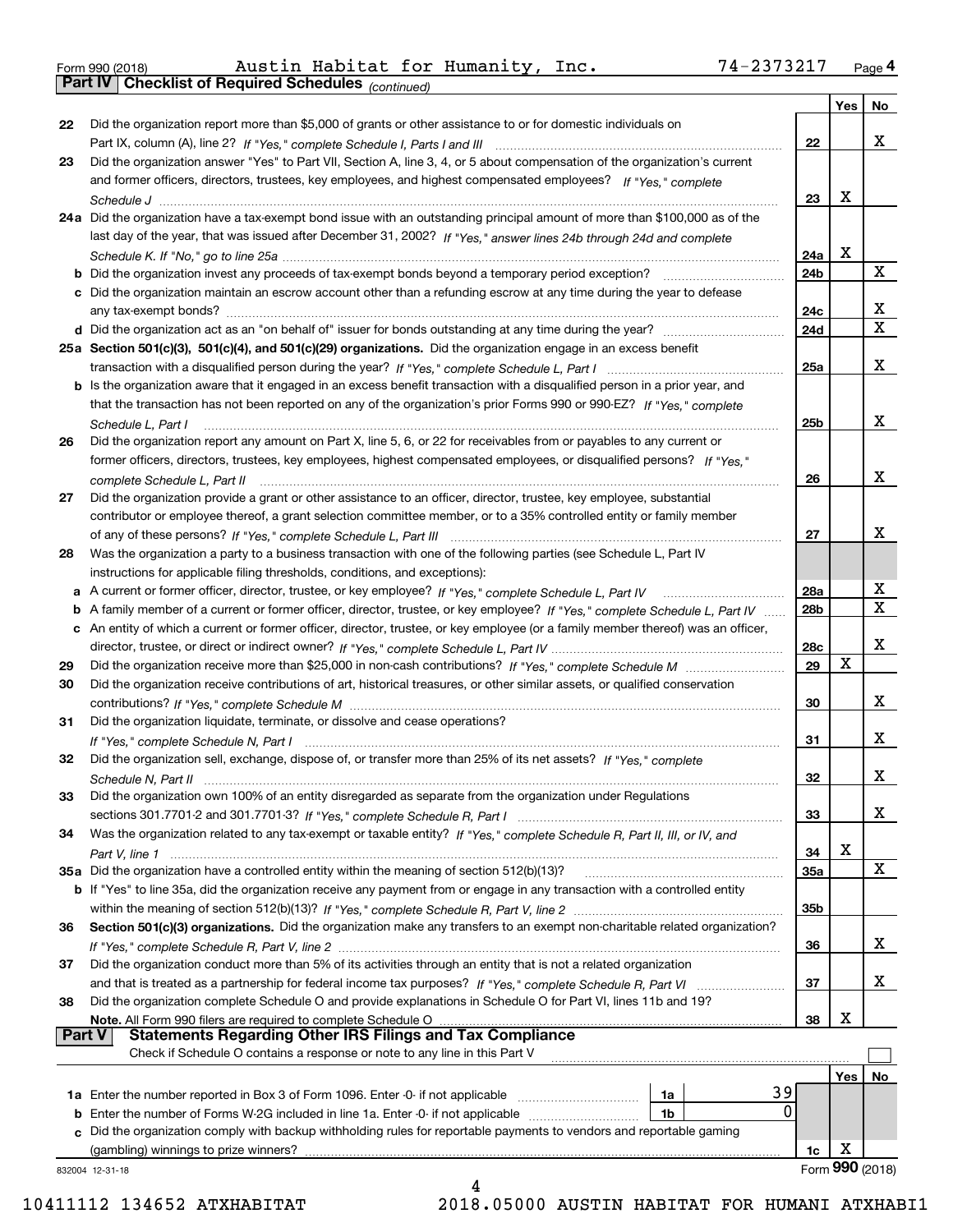Form 990 (2018) Austin Habitat for Humanity, Inc. 74-2373217 Page 4

**Part IV Checklist of Required Schedules** *(continued)*

| | | | Yes | No |
|---|---|---|---|---|
| 22 | Did the organization report more than $5,000 of grants or other assistance to or for domestic individuals on Part IX, column (A), line 2? *If "Yes," complete Schedule I, Parts I and III* | 22 | | X |
| 23 | Did the organization answer "Yes" to Part VII, Section A, line 3, 4, or 5 about compensation of the organization's current and former officers, directors, trustees, key employees, and highest compensated employees? *If "Yes," complete Schedule J* | 23 | X | |
| 24a | Did the organization have a tax-exempt bond issue with an outstanding principal amount of more than $100,000 as of the last day of the year, that was issued after December 31, 2002? *If "Yes," answer lines 24b through 24d and complete Schedule K. If "No," go to line 25a* | 24a | X | |
| b | Did the organization invest any proceeds of tax-exempt bonds beyond a temporary period exception? | 24b | | X |
| c | Did the organization maintain an escrow account other than a refunding escrow at any time during the year to defease any tax-exempt bonds? | 24c | | X |
| d | Did the organization act as an "on behalf of" issuer for bonds outstanding at any time during the year? | 24d | | X |
| 25a | **Section 501(c)(3), 501(c)(4), and 501(c)(29) organizations.** Did the organization engage in an excess benefit transaction with a disqualified person during the year? *If "Yes," complete Schedule L, Part I* | 25a | | X |
| b | Is the organization aware that it engaged in an excess benefit transaction with a disqualified person in a prior year, and that the transaction has not been reported on any of the organization's prior Forms 990 or 990-EZ? *If "Yes," complete Schedule L, Part I* | 25b | | X |
| 26 | Did the organization report any amount on Part X, line 5, 6, or 22 for receivables from or payables to any current or former officers, directors, trustees, key employees, highest compensated employees, or disqualified persons? *If "Yes," complete Schedule L, Part II* | 26 | | X |
| 27 | Did the organization provide a grant or other assistance to an officer, director, trustee, key employee, substantial contributor or employee thereof, a grant selection committee member, or to a 35% controlled entity or family member of any of these persons? *If "Yes," complete Schedule L, Part III* | 27 | | X |
| 28 | Was the organization a party to a business transaction with one of the following parties (see Schedule L, Part IV instructions for applicable filing thresholds, conditions, and exceptions): | | | |
| a | A current or former officer, director, trustee, or key employee? *If "Yes," complete Schedule L, Part IV* | 28a | | X |
| b | A family member of a current or former officer, director, trustee, or key employee? *If "Yes," complete Schedule L, Part IV* | 28b | | X |
| c | An entity of which a current or former officer, director, trustee, or key employee (or a family member thereof) was an officer, director, trustee, or direct or indirect owner? *If "Yes," complete Schedule L, Part IV* | 28c | | X |
| 29 | Did the organization receive more than $25,000 in non-cash contributions? *If "Yes," complete Schedule M* | 29 | X | |
| 30 | Did the organization receive contributions of art, historical treasures, or other similar assets, or qualified conservation contributions? *If "Yes," complete Schedule M* | 30 | | X |
| 31 | Did the organization liquidate, terminate, or dissolve and cease operations? *If "Yes," complete Schedule N, Part I* | 31 | | X |
| 32 | Did the organization sell, exchange, dispose of, or transfer more than 25% of its net assets? *If "Yes," complete Schedule N, Part II* | 32 | | X |
| 33 | Did the organization own 100% of an entity disregarded as separate from the organization under Regulations sections 301.7701-2 and 301.7701-3? *If "Yes," complete Schedule R, Part I* | 33 | | X |
| 34 | Was the organization related to any tax-exempt or taxable entity? *If "Yes," complete Schedule R, Part II, III, or IV, and Part V, line 1* | 34 | X | |
| 35a | Did the organization have a controlled entity within the meaning of section 512(b)(13)? | 35a | | X |
| b | If "Yes" to line 35a, did the organization receive any payment from or engage in any transaction with a controlled entity within the meaning of section 512(b)(13)? *If "Yes," complete Schedule R, Part V, line 2* | 35b | | |
| 36 | **Section 501(c)(3) organizations.** Did the organization make any transfers to an exempt non-charitable related organization? *If "Yes," complete Schedule R, Part V, line 2* | 36 | | X |
| 37 | Did the organization conduct more than 5% of its activities through an entity that is not a related organization and that is treated as a partnership for federal income tax purposes? *If "Yes," complete Schedule R, Part VI* | 37 | | X |
| 38 | Did the organization complete Schedule O and provide explanations in Schedule O for Part VI, lines 11b and 19? **Note.** All Form 990 filers are required to complete Schedule O | 38 | X | |

**Part V Statements Regarding Other IRS Filings and Tax Compliance**

Check if Schedule O contains a response or note to any line in this Part V ☐

| | | | | | Yes | No |
|---|---|---|---|---|---|---|
| 1a | Enter the number reported in Box 3 of Form 1096. Enter -0- if not applicable | 1a | 39 | | | |
| b | Enter the number of Forms W-2G included in line 1a. Enter -0- if not applicable | 1b | 0 | | | |
| c | Did the organization comply with backup withholding rules for reportable payments to vendors and reportable gaming (gambling) winnings to prize winners? | | | 1c | X | |

832004 12-31-18 Form **990** (2018)

10411112 134652 ATXHABITAT 2018.05000 AUSTIN HABITAT FOR HUMANI ATXHABI1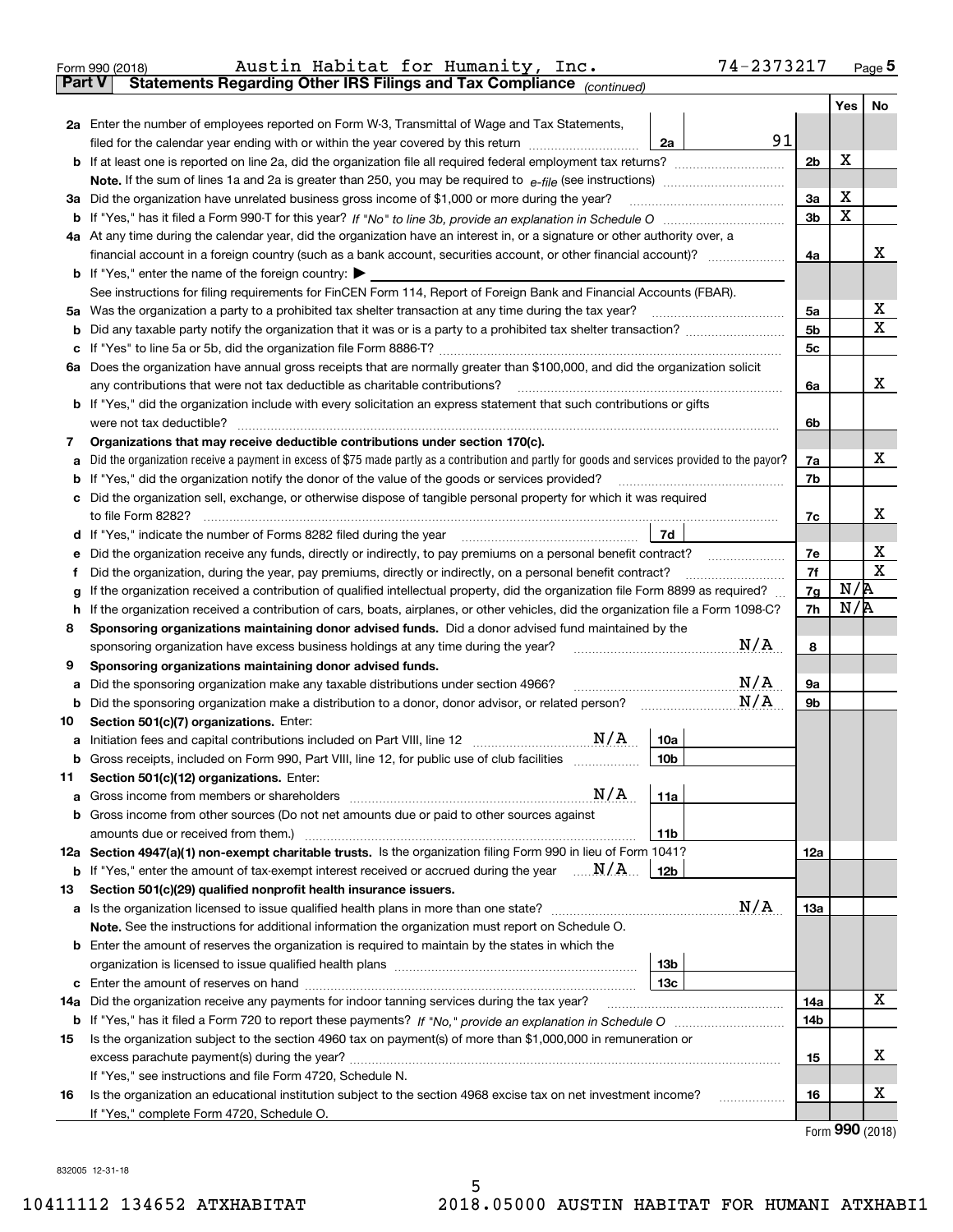Form 990 (2018) Austin Habitat for Humanity, Inc. 74-2373217 Page 5

**Part V Statements Regarding Other IRS Filings and Tax Compliance** *(continued)*

| | | | | | Yes | No |
|---|---|---|---|---|---|---|
| **2a** | Enter the number of employees reported on Form W-3, Transmittal of Wage and Tax Statements, filed for the calendar year ending with or within the year covered by this return | 2a | 91 | | | |
| **b** | If at least one is reported on line 2a, did the organization file all required federal employment tax returns? | | | 2b | X | |
| | **Note.** If the sum of lines 1a and 2a is greater than 250, you may be required to *e-file* (see instructions) | | | | | |
| **3a** | Did the organization have unrelated business gross income of $1,000 or more during the year? | | | 3a | X | |
| **b** | If "Yes," has it filed a Form 990-T for this year? *If "No" to line 3b, provide an explanation in Schedule O* | | | 3b | X | |
| **4a** | At any time during the calendar year, did the organization have an interest in, or a signature or other authority over, a financial account in a foreign country (such as a bank account, securities account, or other financial account)? | | | 4a | | X |
| **b** | If "Yes," enter the name of the foreign country: ▶ | | | | | |
| | See instructions for filing requirements for FinCEN Form 114, Report of Foreign Bank and Financial Accounts (FBAR). | | | | | |
| **5a** | Was the organization a party to a prohibited tax shelter transaction at any time during the tax year? | | | 5a | | X |
| **b** | Did any taxable party notify the organization that it was or is a party to a prohibited tax shelter transaction? | | | 5b | | X |
| **c** | If "Yes" to line 5a or 5b, did the organization file Form 8886-T? | | | 5c | | |
| **6a** | Does the organization have annual gross receipts that are normally greater than $100,000, and did the organization solicit any contributions that were not tax deductible as charitable contributions? | | | 6a | | X |
| **b** | If "Yes," did the organization include with every solicitation an express statement that such contributions or gifts were not tax deductible? | | | 6b | | |
| **7** | **Organizations that may receive deductible contributions under section 170(c).** | | | | | |
| **a** | Did the organization receive a payment in excess of $75 made partly as a contribution and partly for goods and services provided to the payor? | | | 7a | | X |
| **b** | If "Yes," did the organization notify the donor of the value of the goods or services provided? | | | 7b | | |
| **c** | Did the organization sell, exchange, or otherwise dispose of tangible personal property for which it was required to file Form 8282? | | | 7c | | X |
| **d** | If "Yes," indicate the number of Forms 8282 filed during the year | 7d | | | | |
| **e** | Did the organization receive any funds, directly or indirectly, to pay premiums on a personal benefit contract? | | | 7e | | X |
| **f** | Did the organization, during the year, pay premiums, directly or indirectly, on a personal benefit contract? | | | 7f | | X |
| **g** | If the organization received a contribution of qualified intellectual property, did the organization file Form 8899 as required? | | | 7g | N/A | |
| **h** | If the organization received a contribution of cars, boats, airplanes, or other vehicles, did the organization file a Form 1098-C? | | | 7h | N/A | |
| **8** | **Sponsoring organizations maintaining donor advised funds.** Did a donor advised fund maintained by the sponsoring organization have excess business holdings at any time during the year? N/A | | | 8 | | |
| **9** | **Sponsoring organizations maintaining donor advised funds.** | | | | | |
| **a** | Did the sponsoring organization make any taxable distributions under section 4966? N/A | | | 9a | | |
| **b** | Did the sponsoring organization make a distribution to a donor, donor advisor, or related person? N/A | | | 9b | | |
| **10** | **Section 501(c)(7) organizations.** Enter: | | | | | |
| **a** | Initiation fees and capital contributions included on Part VIII, line 12 N/A | 10a | | | | |
| **b** | Gross receipts, included on Form 990, Part VIII, line 12, for public use of club facilities | 10b | | | | |
| **11** | **Section 501(c)(12) organizations.** Enter: | | | | | |
| **a** | Gross income from members or shareholders N/A | 11a | | | | |
| **b** | Gross income from other sources (Do not net amounts due or paid to other sources against amounts due or received from them.) | 11b | | | | |
| **12a** | **Section 4947(a)(1) non-exempt charitable trusts.** Is the organization filing Form 990 in lieu of Form 1041? | | | 12a | | |
| **b** | If "Yes," enter the amount of tax-exempt interest received or accrued during the year N/A | 12b | | | | |
| **13** | **Section 501(c)(29) qualified nonprofit health insurance issuers.** | | | | | |
| **a** | Is the organization licensed to issue qualified health plans in more than one state? N/A | | | 13a | | |
| | **Note.** See the instructions for additional information the organization must report on Schedule O. | | | | | |
| **b** | Enter the amount of reserves the organization is required to maintain by the states in which the organization is licensed to issue qualified health plans | 13b | | | | |
| **c** | Enter the amount of reserves on hand | 13c | | | | |
| **14a** | Did the organization receive any payments for indoor tanning services during the tax year? | | | 14a | | X |
| **b** | If "Yes," has it filed a Form 720 to report these payments? *If "No," provide an explanation in Schedule O* | | | 14b | | |
| **15** | Is the organization subject to the section 4960 tax on payment(s) of more than $1,000,000 in remuneration or excess parachute payment(s) during the year? | | | 15 | | X |
| | If "Yes," see instructions and file Form 4720, Schedule N. | | | | | |
| **16** | Is the organization an educational institution subject to the section 4968 excise tax on net investment income? | | | 16 | | X |
| | If "Yes," complete Form 4720, Schedule O. | | | | | |

Form **990** (2018)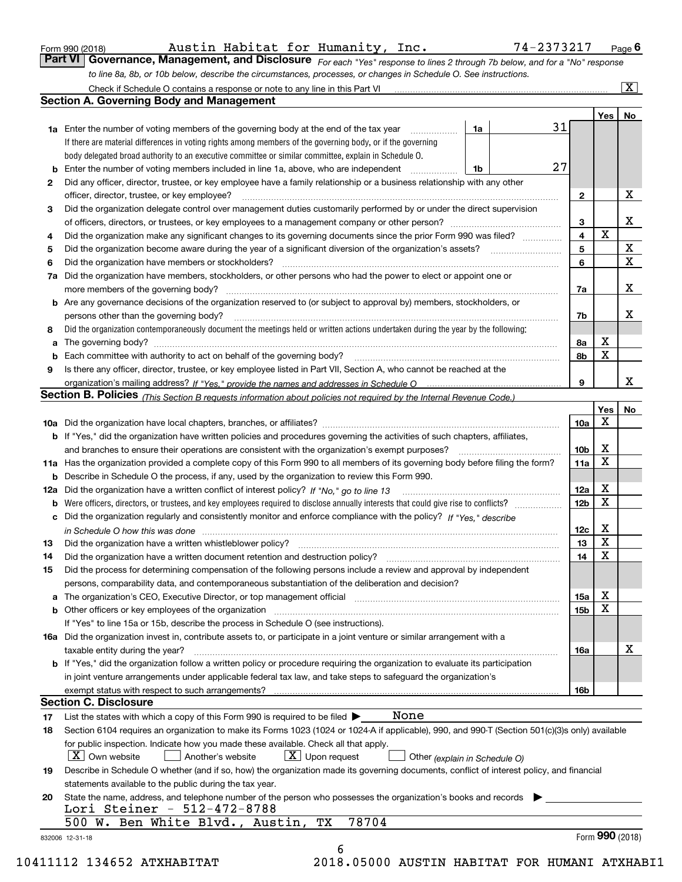Form 990 (2018) Austin Habitat for Humanity, Inc. 74-2373217 Page **6**

## Part VI Governance, Management, and Disclosure

*For each "Yes" response to lines 2 through 7b below, and for a "No" response to line 8a, 8b, or 10b below, describe the circumstances, processes, or changes in Schedule O. See instructions.*

Check if Schedule O contains a response or note to any line in this Part VI [X]

### Section A. Governing Body and Management

| | | | | Yes | No |
|---|---|---|---|---|---|
| **1a** | Enter the number of voting members of the governing body at the end of the tax year. If there are material differences in voting rights among members of the governing body, or if the governing body delegated broad authority to an executive committee or similar committee, explain in Schedule O. | 1a | 31 | | |
| **b** | Enter the number of voting members included in line 1a, above, who are independent | 1b | 27 | | |
| **2** | Did any officer, director, trustee, or key employee have a family relationship or a business relationship with any other officer, director, trustee, or key employee? | 2 | | | X |
| **3** | Did the organization delegate control over management duties customarily performed by or under the direct supervision of officers, directors, or trustees, or key employees to a management company or other person? | 3 | | | X |
| **4** | Did the organization make any significant changes to its governing documents since the prior Form 990 was filed? | 4 | | X | |
| **5** | Did the organization become aware during the year of a significant diversion of the organization's assets? | 5 | | | X |
| **6** | Did the organization have members or stockholders? | 6 | | | X |
| **7a** | Did the organization have members, stockholders, or other persons who had the power to elect or appoint one or more members of the governing body? | 7a | | | X |
| **b** | Are any governance decisions of the organization reserved to (or subject to approval by) members, stockholders, or persons other than the governing body? | 7b | | | X |
| **8** | Did the organization contemporaneously document the meetings held or written actions undertaken during the year by the following: | | | | |
| **a** | The governing body? | 8a | | X | |
| **b** | Each committee with authority to act on behalf of the governing body? | 8b | | X | |
| **9** | Is there any officer, director, trustee, or key employee listed in Part VII, Section A, who cannot be reached at the organization's mailing address? *If "Yes," provide the names and addresses in Schedule O* | 9 | | | X |

### Section B. Policies *(This Section B requests information about policies not required by the Internal Revenue Code.)*

| | | | Yes | No |
|---|---|---|---|---|
| **10a** | Did the organization have local chapters, branches, or affiliates? | 10a | X | |
| **b** | If "Yes," did the organization have written policies and procedures governing the activities of such chapters, affiliates, and branches to ensure their operations are consistent with the organization's exempt purposes? | 10b | X | |
| **11a** | Has the organization provided a complete copy of this Form 990 to all members of its governing body before filing the form? | 11a | X | |
| **b** | Describe in Schedule O the process, if any, used by the organization to review this Form 990. | | | |
| **12a** | Did the organization have a written conflict of interest policy? *If "No," go to line 13* | 12a | X | |
| **b** | Were officers, directors, or trustees, and key employees required to disclose annually interests that could give rise to conflicts? | 12b | X | |
| **c** | Did the organization regularly and consistently monitor and enforce compliance with the policy? *If "Yes," describe in Schedule O how this was done* | 12c | X | |
| **13** | Did the organization have a written whistleblower policy? | 13 | X | |
| **14** | Did the organization have a written document retention and destruction policy? | 14 | X | |
| **15** | Did the process for determining compensation of the following persons include a review and approval by independent persons, comparability data, and contemporaneous substantiation of the deliberation and decision? | | | |
| **a** | The organization's CEO, Executive Director, or top management official | 15a | X | |
| **b** | Other officers or key employees of the organization. If "Yes" to line 15a or 15b, describe the process in Schedule O (see instructions). | 15b | X | |
| **16a** | Did the organization invest in, contribute assets to, or participate in a joint venture or similar arrangement with a taxable entity during the year? | 16a | | X |
| **b** | If "Yes," did the organization follow a written policy or procedure requiring the organization to evaluate its participation in joint venture arrangements under applicable federal tax law, and take steps to safeguard the organization's exempt status with respect to such arrangements? | 16b | | |

### Section C. Disclosure

**17** List the states with which a copy of this Form 990 is required to be filed ▶ None

**18** Section 6104 requires an organization to make its Forms 1023 (1024 or 1024-A if applicable), 990, and 990-T (Section 501(c)(3)s only) available for public inspection. Indicate how you made these available. Check all that apply.

[X] Own website [ ] Another's website [X] Upon request [ ] Other *(explain in Schedule O)*

**19** Describe in Schedule O whether (and if so, how) the organization made its governing documents, conflict of interest policy, and financial statements available to the public during the tax year.

**20** State the name, address, and telephone number of the person who possesses the organization's books and records ▶

Lori Steiner - 512-472-8788
500 W. Ben White Blvd., Austin, TX 78704

832006 12-31-18 Form **990** (2018)

10411112 134652 ATXHABITAT 2018.05000 AUSTIN HABITAT FOR HUMANI ATXHABI1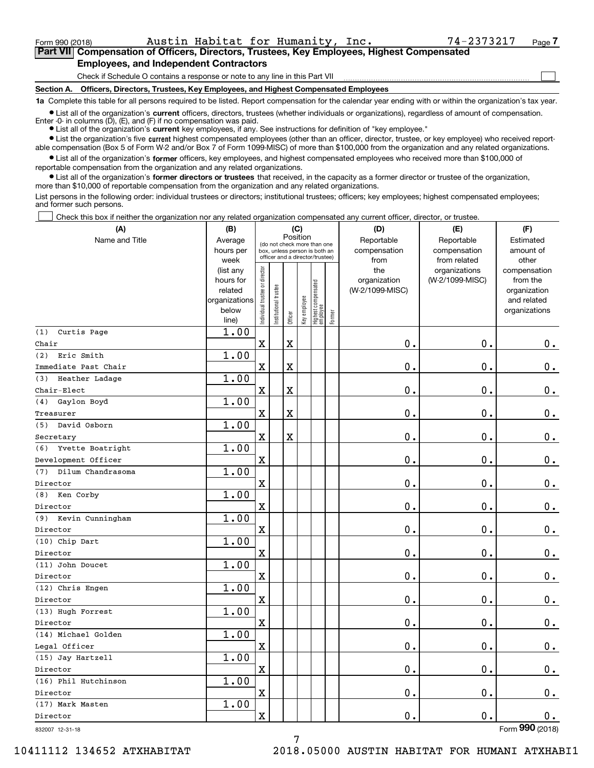Form 990 (2018) Austin Habitat for Humanity, Inc. 74-2373217 Page 7

**Part VII Compensation of Officers, Directors, Trustees, Key Employees, Highest Compensated Employees, and Independent Contractors**

Check if Schedule O contains a response or note to any line in this Part VII

**Section A. Officers, Directors, Trustees, Key Employees, and Highest Compensated Employees**

**1a** Complete this table for all persons required to be listed. Report compensation for the calendar year ending with or within the organization's tax year.

- List all of the organization's **current** officers, directors, trustees (whether individuals or organizations), regardless of amount of compensation. Enter -0- in columns (D), (E), and (F) if no compensation was paid.
- List all of the organization's **current** key employees, if any. See instructions for definition of "key employee."
- List the organization's five **current** highest compensated employees (other than an officer, director, trustee, or key employee) who received reportable compensation (Box 5 of Form W-2 and/or Box 7 of Form 1099-MISC) of more than $100,000 from the organization and any related organizations.
- List all of the organization's **former** officers, key employees, and highest compensated employees who received more than $100,000 of reportable compensation from the organization and any related organizations.
- List all of the organization's **former directors or trustees** that received, in the capacity as a former director or trustee of the organization, more than $10,000 of reportable compensation from the organization and any related organizations.

List persons in the following order: individual trustees or directors; institutional trustees; officers; key employees; highest compensated employees; and former such persons.

Check this box if neither the organization nor any related organization compensated any current officer, director, or trustee.

| (A) Name and Title | (B) Average hours per week (list any hours for related organizations below line) | (C) Position: Individual trustee or director | Institutional trustee | Officer | Key employee | Highest compensated employee | Former | (D) Reportable compensation from the organization (W-2/1099-MISC) | (E) Reportable compensation from related organizations (W-2/1099-MISC) | (F) Estimated amount of other compensation from the organization and related organizations |
|---|---|---|---|---|---|---|---|---|---|---|
| (1) Curtis Page<br>Chair | 1.00 | X | | X | | | | 0. | 0. | 0. |
| (2) Eric Smith<br>Immediate Past Chair | 1.00 | X | | X | | | | 0. | 0. | 0. |
| (3) Heather Ladage<br>Chair-Elect | 1.00 | X | | X | | | | 0. | 0. | 0. |
| (4) Gaylon Boyd<br>Treasurer | 1.00 | X | | X | | | | 0. | 0. | 0. |
| (5) David Osborn<br>Secretary | 1.00 | X | | X | | | | 0. | 0. | 0. |
| (6) Yvette Boatright<br>Development Officer | 1.00 | X | | | | | | 0. | 0. | 0. |
| (7) Dilum Chandrasoma<br>Director | 1.00 | X | | | | | | 0. | 0. | 0. |
| (8) Ken Corby<br>Director | 1.00 | X | | | | | | 0. | 0. | 0. |
| (9) Kevin Cunningham<br>Director | 1.00 | X | | | | | | 0. | 0. | 0. |
| (10) Chip Dart<br>Director | 1.00 | X | | | | | | 0. | 0. | 0. |
| (11) John Doucet<br>Director | 1.00 | X | | | | | | 0. | 0. | 0. |
| (12) Chris Engen<br>Director | 1.00 | X | | | | | | 0. | 0. | 0. |
| (13) Hugh Forrest<br>Director | 1.00 | X | | | | | | 0. | 0. | 0. |
| (14) Michael Golden<br>Legal Officer | 1.00 | X | | | | | | 0. | 0. | 0. |
| (15) Jay Hartzell<br>Director | 1.00 | X | | | | | | 0. | 0. | 0. |
| (16) Phil Hutchinson<br>Director | 1.00 | X | | | | | | 0. | 0. | 0. |
| (17) Mark Masten<br>Director | 1.00 | X | | | | | | 0. | 0. | 0. |

832007 12-31-18 Form **990** (2018)

10411112 134652 ATXHABITAT 2018.05000 AUSTIN HABITAT FOR HUMANI ATXHABI1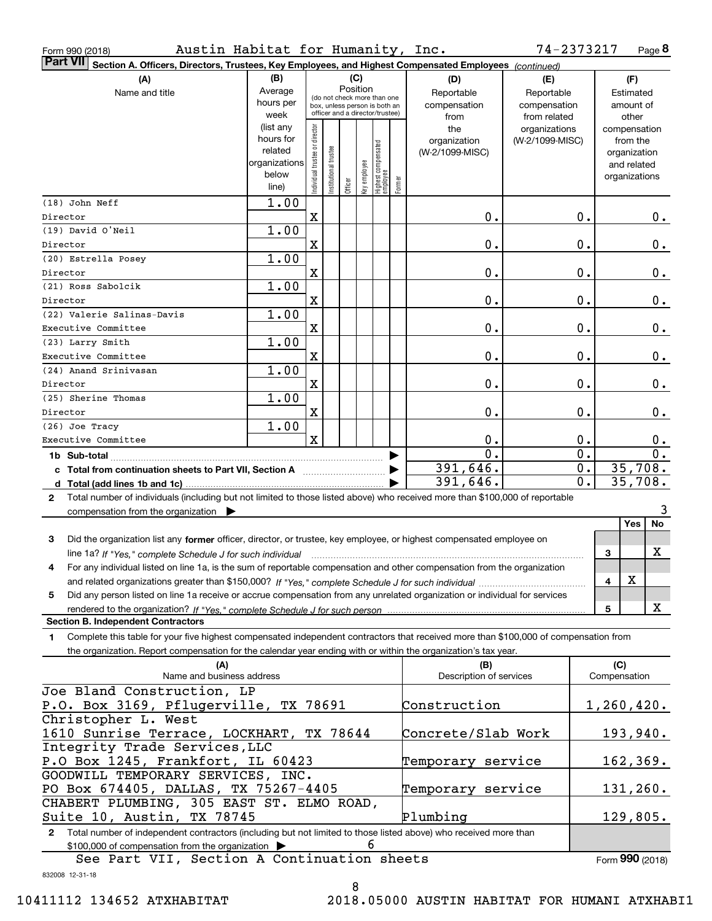Form 990 (2018) Austin Habitat for Humanity, Inc. 74-2373217 Page 8

**Part VII** Section A. Officers, Directors, Trustees, Key Employees, and Highest Compensated Employees *(continued)*

| (A) Name and title | (B) Average hours per week (list any hours for related organizations below line) | (C) Position: Individual trustee or director | Institutional trustee | Officer | Key employee | Highest compensated employee | Former | (D) Reportable compensation from the organization (W-2/1099-MISC) | (E) Reportable compensation from related organizations (W-2/1099-MISC) | (F) Estimated amount of other compensation from the organization and related organizations |
|---|---|---|---|---|---|---|---|---|---|---|
| (18) John Neff<br>Director | 1.00 | X | | | | | | 0. | 0. | 0. |
| (19) David O'Neil<br>Director | 1.00 | X | | | | | | 0. | 0. | 0. |
| (20) Estrella Posey<br>Director | 1.00 | X | | | | | | 0. | 0. | 0. |
| (21) Ross Sabolcik<br>Director | 1.00 | X | | | | | | 0. | 0. | 0. |
| (22) Valerie Salinas-Davis<br>Executive Committee | 1.00 | X | | | | | | 0. | 0. | 0. |
| (23) Larry Smith<br>Executive Committee | 1.00 | X | | | | | | 0. | 0. | 0. |
| (24) Anand Srinivasan<br>Director | 1.00 | X | | | | | | 0. | 0. | 0. |
| (25) Sherine Thomas<br>Director | 1.00 | X | | | | | | 0. | 0. | 0. |
| (26) Joe Tracy<br>Executive Committee | 1.00 | X | | | | | | 0. | 0. | 0. |
| 1b Sub-total | | | | | | | | 0. | 0. | 0. |
| c Total from continuation sheets to Part VII, Section A | | | | | | | | 391,646. | 0. | 35,708. |
| d Total (add lines 1b and 1c) | | | | | | | | 391,646. | 0. | 35,708. |

2 Total number of individuals (including but not limited to those listed above) who received more than $100,000 of reportable compensation from the organization ▶ 3

| | | Yes | No |
|---|---|---|---|
| 3 Did the organization list any **former** officer, director, or trustee, key employee, or highest compensated employee on line 1a? *If "Yes," complete Schedule J for such individual* | 3 | | X |
| 4 For any individual listed on line 1a, is the sum of reportable compensation and other compensation from the organization and related organizations greater than $150,000? *If "Yes," complete Schedule J for such individual* | 4 | X | |
| 5 Did any person listed on line 1a receive or accrue compensation from any unrelated organization or individual for services rendered to the organization? *If "Yes," complete Schedule J for such person* | 5 | | X |

**Section B. Independent Contractors**

1 Complete this table for your five highest compensated independent contractors that received more than $100,000 of compensation from the organization. Report compensation for the calendar year ending with or within the organization's tax year.

| (A) Name and business address | (B) Description of services | (C) Compensation |
|---|---|---|
| Joe Bland Construction, LP<br>P.O. Box 3169, Pflugerville, TX 78691 | Construction | 1,260,420. |
| Christopher L. West<br>1610 Sunrise Terrace, LOCKHART, TX 78644 | Concrete/Slab Work | 193,940. |
| Integrity Trade Services,LLC<br>P.O Box 1245, Frankfort, IL 60423 | Temporary service | 162,369. |
| GOODWILL TEMPORARY SERVICES, INC.<br>PO Box 674405, DALLAS, TX 75267-4405 | Temporary service | 131,260. |
| CHABERT PLUMBING, 305 EAST ST. ELMO ROAD,<br>Suite 10, Austin, TX 78745 | Plumbing | 129,805. |

2 Total number of independent contractors (including but not limited to those listed above) who received more than $100,000 of compensation from the organization ▶ 6

See Part VII, Section A Continuation sheets

Form **990** (2018)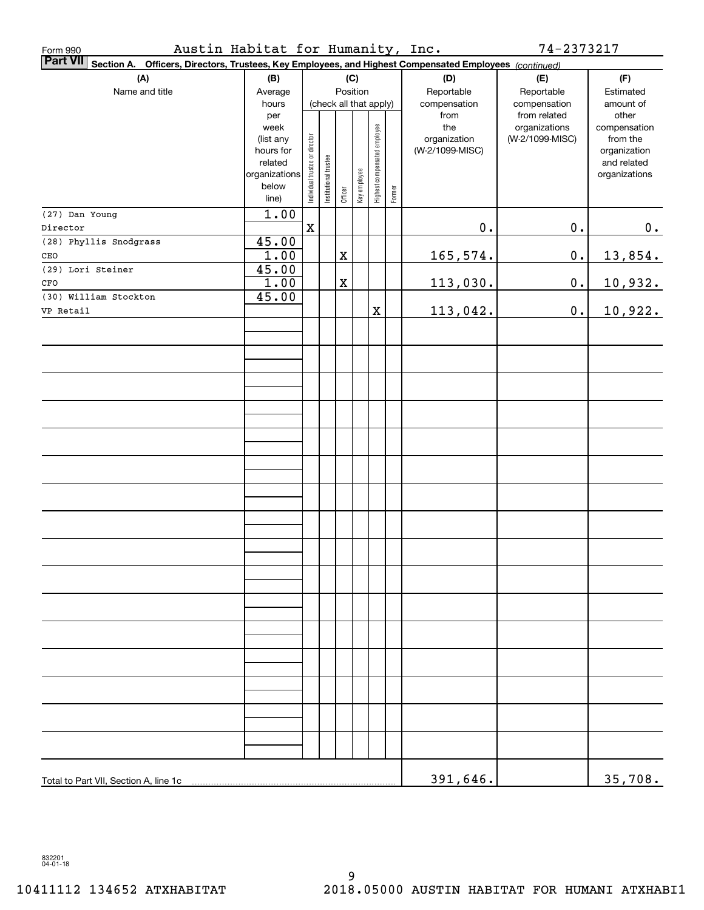Form 990    Austin Habitat for Humanity, Inc.    74-2373217

**Part VII** **Section A. Officers, Directors, Trustees, Key Employees, and Highest Compensated Employees** *(continued)*

| (A) Name and title | (B) Average hours per week (list any hours for related organizations below line) | (C) Position (check all that apply): Individual trustee or director | Institutional trustee | Officer | Key employee | Highest compensated employee | Former | (D) Reportable compensation from the organization (W-2/1099-MISC) | (E) Reportable compensation from related organizations (W-2/1099-MISC) | (F) Estimated amount of other compensation from the organization and related organizations |
|---|---|---|---|---|---|---|---|---|---|---|
| (27) Dan Young<br>Director | 1.00 | X | | | | | | 0. | 0. | 0. |
| (28) Phyllis Snodgrass<br>CEO | 45.00<br>1.00 | | | X | | | | 165,574. | 0. | 13,854. |
| (29) Lori Steiner<br>CFO | 45.00<br>1.00 | | | X | | | | 113,030. | 0. | 10,932. |
| (30) William Stockton<br>VP Retail | 45.00 | | | | | X | | 113,042. | 0. | 10,922. |
| Total to Part VII, Section A, line 1c | | | | | | | | 391,646. | | 35,708. |

832201 04-01-18

10411112 134652 ATXHABITAT    2018.05000 AUSTIN HABITAT FOR HUMANI ATXHABI1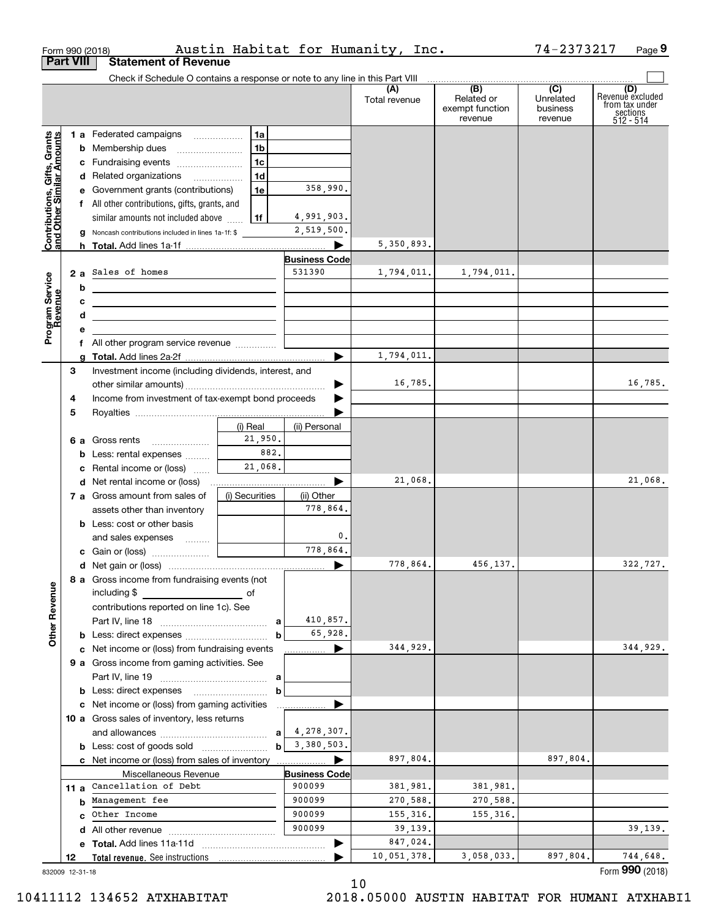Form 990 (2018) Austin Habitat for Humanity, Inc. 74-2373217 Page 9

**Part VIII Statement of Revenue**

Check if Schedule O contains a response or note to any line in this Part VIII

| | | | (A) Total revenue | (B) Related or exempt function revenue | (C) Unrelated business revenue | (D) Revenue excluded from tax under sections 512 - 514 |
|---|---|---|---|---|---|---|
| **Contributions, Gifts, Grants and Other Similar Amounts** | | | | | | |
| 1 a Federated campaigns | 1a | | | | | |
| b Membership dues | 1b | | | | | |
| c Fundraising events | 1c | | | | | |
| d Related organizations | 1d | | | | | |
| e Government grants (contributions) | 1e | 358,990. | | | | |
| f All other contributions, gifts, grants, and similar amounts not included above | 1f | 4,991,903. | | | | |
| g Noncash contributions included in lines 1a-1f: $ | | 2,519,500. | | | | |
| h **Total.** Add lines 1a-1f | | | 5,350,893. | | | |
| **Program Service Revenue** | | **Business Code** | | | | |
| 2 a Sales of homes | | 531390 | 1,794,011. | 1,794,011. | | |
| b | | | | | | |
| c | | | | | | |
| d | | | | | | |
| e | | | | | | |
| f All other program service revenue | | | | | | |
| g **Total.** Add lines 2a-2f | | | 1,794,011. | | | |
| 3 Investment income (including dividends, interest, and other similar amounts) | | | 16,785. | | | 16,785. |
| 4 Income from investment of tax-exempt bond proceeds | | | | | | |
| 5 Royalties | | | | | | |
| | (i) Real | (ii) Personal | | | | |
| 6 a Gross rents | 21,950. | | | | | |
| b Less: rental expenses | 882. | | | | | |
| c Rental income or (loss) | 21,068. | | | | | |
| d Net rental income or (loss) | | | 21,068. | | | 21,068. |
| | (i) Securities | (ii) Other | | | | |
| 7 a Gross amount from sales of assets other than inventory | | 778,864. | | | | |
| b Less: cost or other basis and sales expenses | | 0. | | | | |
| c Gain or (loss) | | 778,864. | | | | |
| d Net gain or (loss) | | | 778,864. | 456,137. | | 322,727. |
| **Other Revenue** | | | | | | |
| 8 a Gross income from fundraising events (not including $ of contributions reported on line 1c). See Part IV, line 18 | a | 410,857. | | | | |
| b Less: direct expenses | b | 65,928. | | | | |
| c Net income or (loss) from fundraising events | | | 344,929. | | | 344,929. |
| 9 a Gross income from gaming activities. See Part IV, line 19 | a | | | | | |
| b Less: direct expenses | b | | | | | |
| c Net income or (loss) from gaming activities | | | | | | |
| 10 a Gross sales of inventory, less returns and allowances | a | 4,278,307. | | | | |
| b Less: cost of goods sold | b | 3,380,503. | | | | |
| c Net income or (loss) from sales of inventory | | | 897,804. | | 897,804. | |
| Miscellaneous Revenue | | **Business Code** | | | | |
| 11 a Cancellation of Debt | | 900099 | 381,981. | 381,981. | | |
| b Management fee | | 900099 | 270,588. | 270,588. | | |
| c Other Income | | 900099 | 155,316. | 155,316. | | |
| d All other revenue | | 900099 | 39,139. | | | 39,139. |
| e **Total.** Add lines 11a-11d | | | 847,024. | | | |
| 12 **Total revenue.** See instructions | | | 10,051,378. | 3,058,033. | 897,804. | 744,648. |

832009 12-31-18

Form **990** (2018)

10411112 134652 ATXHABITAT 2018.05000 AUSTIN HABITAT FOR HUMANI ATXHABI1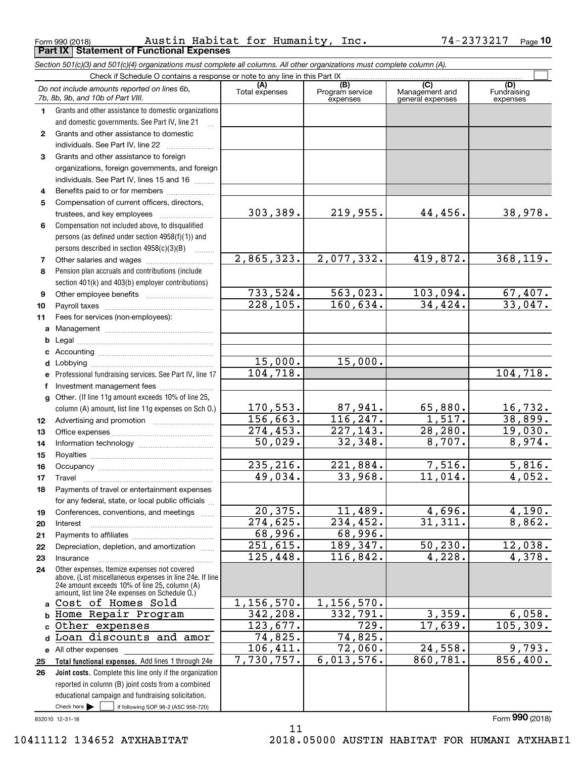Form 990 (2018) Austin Habitat for Humanity, Inc. 74-2373217 Page 10

**Part IX Statement of Functional Expenses**

*Section 501(c)(3) and 501(c)(4) organizations must complete all columns. All other organizations must complete column (A).*

Check if Schedule O contains a response or note to any line in this Part IX ☐

| | *Do not include amounts reported on lines 6b, 7b, 8b, 9b, and 10b of Part VIII.* | (A) Total expenses | (B) Program service expenses | (C) Management and general expenses | (D) Fundraising expenses |
|---|---|---|---|---|---|
| 1 | Grants and other assistance to domestic organizations and domestic governments. See Part IV, line 21 | | | | |
| 2 | Grants and other assistance to domestic individuals. See Part IV, line 22 | | | | |
| 3 | Grants and other assistance to foreign organizations, foreign governments, and foreign individuals. See Part IV, lines 15 and 16 | | | | |
| 4 | Benefits paid to or for members | | | | |
| 5 | Compensation of current officers, directors, trustees, and key employees | 303,389. | 219,955. | 44,456. | 38,978. |
| 6 | Compensation not included above, to disqualified persons (as defined under section 4958(f)(1)) and persons described in section 4958(c)(3)(B) | | | | |
| 7 | Other salaries and wages | 2,865,323. | 2,077,332. | 419,872. | 368,119. |
| 8 | Pension plan accruals and contributions (include section 401(k) and 403(b) employer contributions) | | | | |
| 9 | Other employee benefits | 733,524. | 563,023. | 103,094. | 67,407. |
| 10 | Payroll taxes | 228,105. | 160,634. | 34,424. | 33,047. |
| 11 | Fees for services (non-employees): | | | | |
| a | Management | | | | |
| b | Legal | | | | |
| c | Accounting | | | | |
| d | Lobbying | 15,000. | 15,000. | | |
| e | Professional fundraising services. See Part IV, line 17 | 104,718. | | | 104,718. |
| f | Investment management fees | | | | |
| g | Other. (If line 11g amount exceeds 10% of line 25, column (A) amount, list line 11g expenses on Sch O.) | 170,553. | 87,941. | 65,880. | 16,732. |
| 12 | Advertising and promotion | 156,663. | 116,247. | 1,517. | 38,899. |
| 13 | Office expenses | 274,453. | 227,143. | 28,280. | 19,030. |
| 14 | Information technology | 50,029. | 32,348. | 8,707. | 8,974. |
| 15 | Royalties | | | | |
| 16 | Occupancy | 235,216. | 221,884. | 7,516. | 5,816. |
| 17 | Travel | 49,034. | 33,968. | 11,014. | 4,052. |
| 18 | Payments of travel or entertainment expenses for any federal, state, or local public officials | | | | |
| 19 | Conferences, conventions, and meetings | 20,375. | 11,489. | 4,696. | 4,190. |
| 20 | Interest | 274,625. | 234,452. | 31,311. | 8,862. |
| 21 | Payments to affiliates | 68,996. | 68,996. | | |
| 22 | Depreciation, depletion, and amortization | 251,615. | 189,347. | 50,230. | 12,038. |
| 23 | Insurance | 125,448. | 116,842. | 4,228. | 4,378. |
| 24 | Other expenses. Itemize expenses not covered above. (List miscellaneous expenses in line 24e. If line 24e amount exceeds 10% of line 25, column (A) amount, list line 24e expenses on Schedule O.) | | | | |
| a | Cost of Homes Sold | 1,156,570. | 1,156,570. | | |
| b | Home Repair Program | 342,208. | 332,791. | 3,359. | 6,058. |
| c | Other expenses | 123,677. | 729. | 17,639. | 105,309. |
| d | Loan discounts and amor | 74,825. | 74,825. | | |
| e | All other expenses | 106,411. | 72,060. | 24,558. | 9,793. |
| 25 | **Total functional expenses.** Add lines 1 through 24e | 7,730,757. | 6,013,576. | 860,781. | 856,400. |
| 26 | **Joint costs.** Complete this line only if the organization reported in column (B) joint costs from a combined educational campaign and fundraising solicitation. Check here ▶ ☐ if following SOP 98-2 (ASC 958-720) | | | | |

832010 12-31-18 Form **990** (2018)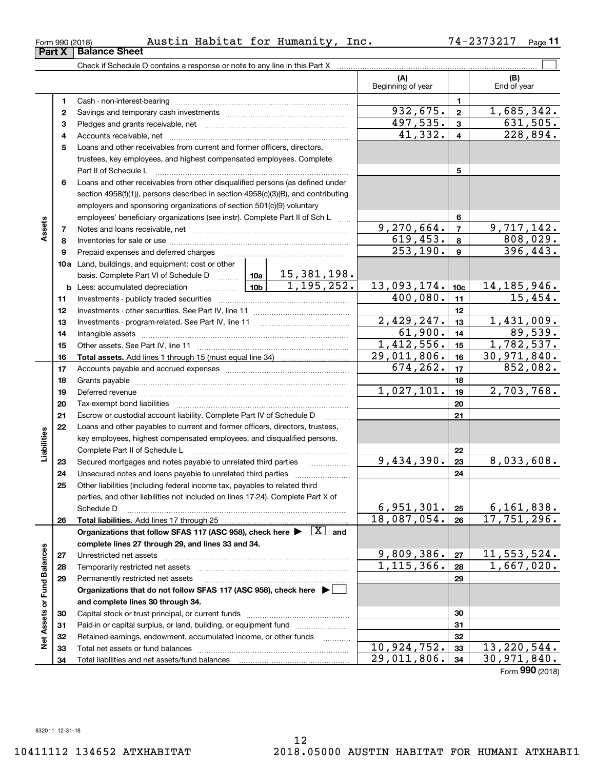Form 990 (2018) Austin Habitat for Humanity, Inc. 74-2373217 Page **11**

## Part X Balance Sheet

Check if Schedule O contains a response or note to any line in this Part X

| | | | (A) Beginning of year | | (B) End of year |
|---|---|---|---|---|---|
| **Assets** | 1 | Cash - non-interest-bearing | | 1 | |
| | 2 | Savings and temporary cash investments | 932,675. | 2 | 1,685,342. |
| | 3 | Pledges and grants receivable, net | 497,535. | 3 | 631,505. |
| | 4 | Accounts receivable, net | 41,332. | 4 | 228,894. |
| | 5 | Loans and other receivables from current and former officers, directors, trustees, key employees, and highest compensated employees. Complete Part II of Schedule L | | 5 | |
| | 6 | Loans and other receivables from other disqualified persons (as defined under section 4958(f)(1)), persons described in section 4958(c)(3)(B), and contributing employers and sponsoring organizations of section 501(c)(9) voluntary employees' beneficiary organizations (see instr). Complete Part II of Sch L | | 6 | |
| | 7 | Notes and loans receivable, net | 9,270,664. | 7 | 9,717,142. |
| | 8 | Inventories for sale or use | 619,453. | 8 | 808,029. |
| | 9 | Prepaid expenses and deferred charges | 253,190. | 9 | 396,443. |
| | 10a | Land, buildings, and equipment: cost or other basis. Complete Part VI of Schedule D — 10a: 15,381,198. | | | |
| | b | Less: accumulated depreciation — 10b: 1,195,252. | 13,093,174. | 10c | 14,185,946. |
| | 11 | Investments - publicly traded securities | 400,080. | 11 | 15,454. |
| | 12 | Investments - other securities. See Part IV, line 11 | | 12 | |
| | 13 | Investments - program-related. See Part IV, line 11 | 2,429,247. | 13 | 1,431,009. |
| | 14 | Intangible assets | 61,900. | 14 | 89,539. |
| | 15 | Other assets. See Part IV, line 11 | 1,412,556. | 15 | 1,782,537. |
| | 16 | **Total assets.** Add lines 1 through 15 (must equal line 34) | 29,011,806. | 16 | 30,971,840. |
| **Liabilities** | 17 | Accounts payable and accrued expenses | 674,262. | 17 | 852,082. |
| | 18 | Grants payable | | 18 | |
| | 19 | Deferred revenue | 1,027,101. | 19 | 2,703,768. |
| | 20 | Tax-exempt bond liabilities | | 20 | |
| | 21 | Escrow or custodial account liability. Complete Part IV of Schedule D | | 21 | |
| | 22 | Loans and other payables to current and former officers, directors, trustees, key employees, highest compensated employees, and disqualified persons. Complete Part II of Schedule L | | 22 | |
| | 23 | Secured mortgages and notes payable to unrelated third parties | 9,434,390. | 23 | 8,033,608. |
| | 24 | Unsecured notes and loans payable to unrelated third parties | | 24 | |
| | 25 | Other liabilities (including federal income tax, payables to related third parties, and other liabilities not included on lines 17-24). Complete Part X of Schedule D | 6,951,301. | 25 | 6,161,838. |
| | 26 | **Total liabilities.** Add lines 17 through 25 | 18,087,054. | 26 | 17,751,296. |
| **Net Assets or Fund Balances** | | **Organizations that follow SFAS 117 (ASC 958), check here ▶ [X] and complete lines 27 through 29, and lines 33 and 34.** | | | |
| | 27 | Unrestricted net assets | 9,809,386. | 27 | 11,553,524. |
| | 28 | Temporarily restricted net assets | 1,115,366. | 28 | 1,667,020. |
| | 29 | Permanently restricted net assets | | 29 | |
| | | **Organizations that do not follow SFAS 117 (ASC 958), check here ▶ [ ] and complete lines 30 through 34.** | | | |
| | 30 | Capital stock or trust principal, or current funds | | 30 | |
| | 31 | Paid-in or capital surplus, or land, building, or equipment fund | | 31 | |
| | 32 | Retained earnings, endowment, accumulated income, or other funds | | 32 | |
| | 33 | Total net assets or fund balances | 10,924,752. | 33 | 13,220,544. |
| | 34 | Total liabilities and net assets/fund balances | 29,011,806. | 34 | 30,971,840. |

Form **990** (2018)

832011 12-31-18

10411112 134652 ATXHABITAT 2018.05000 AUSTIN HABITAT FOR HUMANI ATXHABI1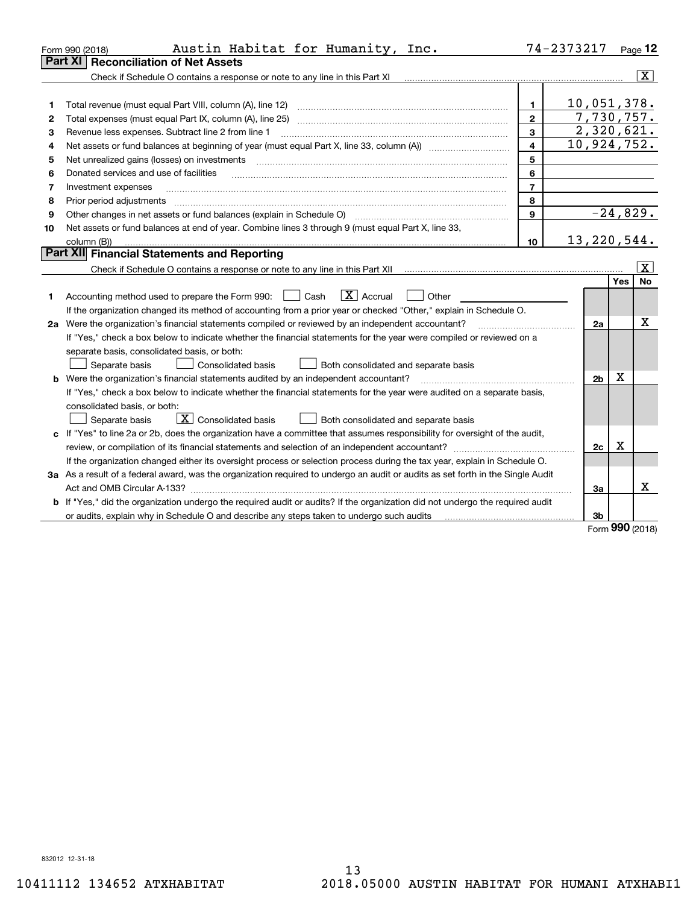Form 990 (2018) Austin Habitat for Humanity, Inc. 74-2373217 Page **12**

## Part XI Reconciliation of Net Assets

Check if Schedule O contains a response or note to any line in this Part XI [X]

| | | | |
|---|---|---|---|
| 1 | Total revenue (must equal Part VIII, column (A), line 12) | 1 | 10,051,378. |
| 2 | Total expenses (must equal Part IX, column (A), line 25) | 2 | 7,730,757. |
| 3 | Revenue less expenses. Subtract line 2 from line 1 | 3 | 2,320,621. |
| 4 | Net assets or fund balances at beginning of year (must equal Part X, line 33, column (A)) | 4 | 10,924,752. |
| 5 | Net unrealized gains (losses) on investments | 5 | |
| 6 | Donated services and use of facilities | 6 | |
| 7 | Investment expenses | 7 | |
| 8 | Prior period adjustments | 8 | |
| 9 | Other changes in net assets or fund balances (explain in Schedule O) | 9 | -24,829. |
| 10 | Net assets or fund balances at end of year. Combine lines 3 through 9 (must equal Part X, line 33, column (B)) | 10 | 13,220,544. |

## Part XII Financial Statements and Reporting

Check if Schedule O contains a response or note to any line in this Part XII [X]

| | | | Yes | No |
|---|---|---|---|---|
| 1 | Accounting method used to prepare the Form 990: [ ] Cash [X] Accrual [ ] Other<br>If the organization changed its method of accounting from a prior year or checked "Other," explain in Schedule O. | | | |
| 2a | Were the organization's financial statements compiled or reviewed by an independent accountant?<br>If "Yes," check a box below to indicate whether the financial statements for the year were compiled or reviewed on a separate basis, consolidated basis, or both:<br>[ ] Separate basis [ ] Consolidated basis [ ] Both consolidated and separate basis | 2a | | X |
| b | Were the organization's financial statements audited by an independent accountant?<br>If "Yes," check a box below to indicate whether the financial statements for the year were audited on a separate basis, consolidated basis, or both:<br>[ ] Separate basis [X] Consolidated basis [ ] Both consolidated and separate basis | 2b | X | |
| c | If "Yes" to line 2a or 2b, does the organization have a committee that assumes responsibility for oversight of the audit, review, or compilation of its financial statements and selection of an independent accountant?<br>If the organization changed either its oversight process or selection process during the tax year, explain in Schedule O. | 2c | X | |
| 3a | As a result of a federal award, was the organization required to undergo an audit or audits as set forth in the Single Audit Act and OMB Circular A-133? | 3a | | X |
| b | If "Yes," did the organization undergo the required audit or audits? If the organization did not undergo the required audit or audits, explain why in Schedule O and describe any steps taken to undergo such audits | 3b | | |

Form **990** (2018)

832012 12-31-18

10411112 134652 ATXHABITAT 2018.05000 AUSTIN HABITAT FOR HUMANI ATXHABI1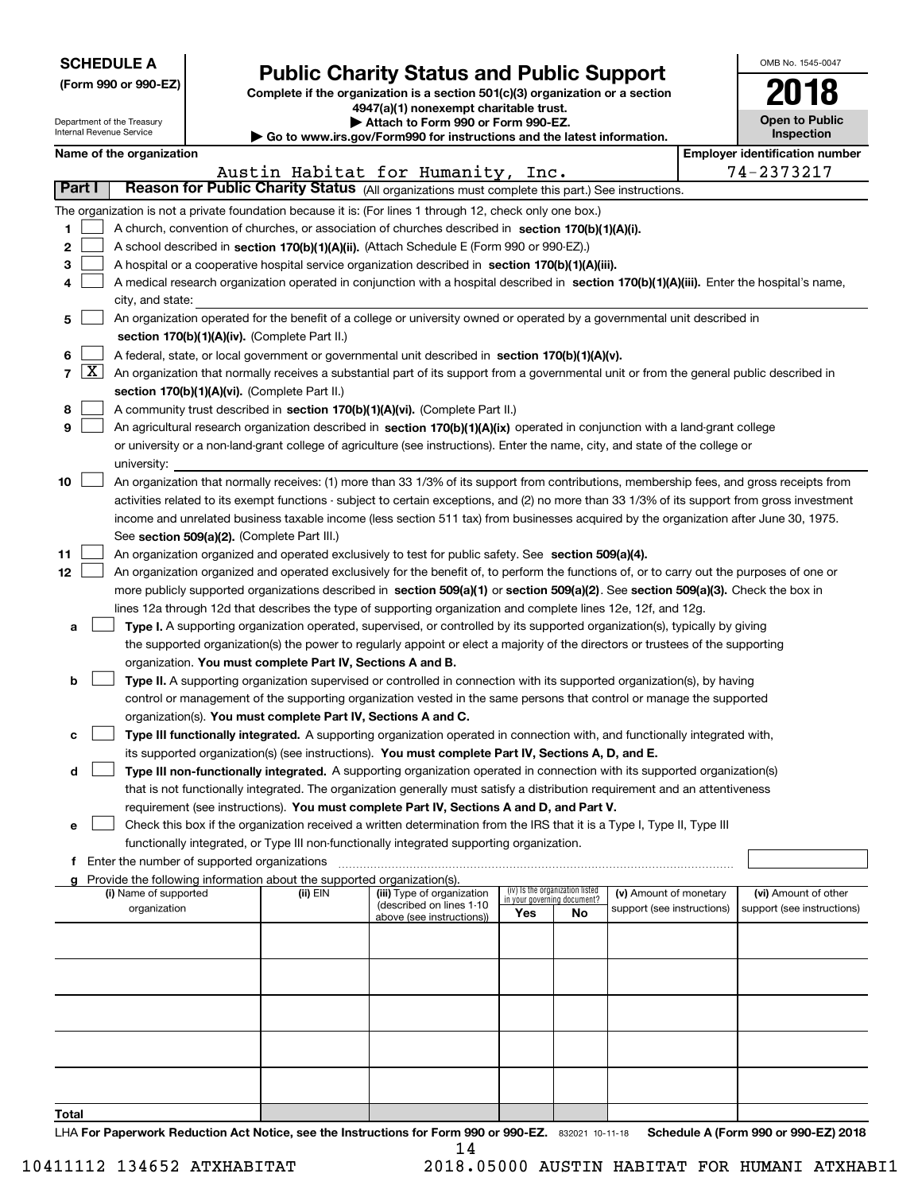**SCHEDULE A**
**(Form 990 or 990-EZ)**

Department of the Treasury
Internal Revenue Service

# Public Charity Status and Public Support

**Complete if the organization is a section 501(c)(3) organization or a section 4947(a)(1) nonexempt charitable trust.**
**▶ Attach to Form 990 or Form 990-EZ.**
**▶ Go to www.irs.gov/Form990 for instructions and the latest information.**

OMB No. 1545-0047

**2018**

**Open to Public Inspection**

**Name of the organization:** Austin Habitat for Humanity, Inc.

**Employer identification number:** 74-2373217

## Part I — Reason for Public Charity Status (All organizations must complete this part.) See instructions.

The organization is not a private foundation because it is: (For lines 1 through 12, check only one box.)

1. ☐ A church, convention of churches, or association of churches described in **section 170(b)(1)(A)(i).**
2. ☐ A school described in **section 170(b)(1)(A)(ii).** (Attach Schedule E (Form 990 or 990-EZ).)
3. ☐ A hospital or a cooperative hospital service organization described in **section 170(b)(1)(A)(iii).**
4. ☐ A medical research organization operated in conjunction with a hospital described in **section 170(b)(1)(A)(iii).** Enter the hospital's name, city, and state:
5. ☐ An organization operated for the benefit of a college or university owned or operated by a governmental unit described in **section 170(b)(1)(A)(iv).** (Complete Part II.)
6. ☐ A federal, state, or local government or governmental unit described in **section 170(b)(1)(A)(v).**
7. ☒ An organization that normally receives a substantial part of its support from a governmental unit or from the general public described in **section 170(b)(1)(A)(vi).** (Complete Part II.)
8. ☐ A community trust described in **section 170(b)(1)(A)(vi).** (Complete Part II.)
9. ☐ An agricultural research organization described in **section 170(b)(1)(A)(ix)** operated in conjunction with a land-grant college or university or a non-land-grant college of agriculture (see instructions). Enter the name, city, and state of the college or university:
10. ☐ An organization that normally receives: (1) more than 33 1/3% of its support from contributions, membership fees, and gross receipts from activities related to its exempt functions - subject to certain exceptions, and (2) no more than 33 1/3% of its support from gross investment income and unrelated business taxable income (less section 511 tax) from businesses acquired by the organization after June 30, 1975. See **section 509(a)(2).** (Complete Part III.)
11. ☐ An organization organized and operated exclusively to test for public safety. See **section 509(a)(4).**
12. ☐ An organization organized and operated exclusively for the benefit of, to perform the functions of, or to carry out the purposes of one or more publicly supported organizations described in **section 509(a)(1)** or **section 509(a)(2).** See **section 509(a)(3).** Check the box in lines 12a through 12d that describes the type of supporting organization and complete lines 12e, 12f, and 12g.

   a. ☐ **Type I.** A supporting organization operated, supervised, or controlled by its supported organization(s), typically by giving the supported organization(s) the power to regularly appoint or elect a majority of the directors or trustees of the supporting organization. **You must complete Part IV, Sections A and B.**

   b. ☐ **Type II.** A supporting organization supervised or controlled in connection with its supported organization(s), by having control or management of the supporting organization vested in the same persons that control or manage the supported organization(s). **You must complete Part IV, Sections A and C.**

   c. ☐ **Type III functionally integrated.** A supporting organization operated in connection with, and functionally integrated with, its supported organization(s) (see instructions). **You must complete Part IV, Sections A, D, and E.**

   d. ☐ **Type III non-functionally integrated.** A supporting organization operated in connection with its supported organization(s) that is not functionally integrated. The organization generally must satisfy a distribution requirement and an attentiveness requirement (see instructions). **You must complete Part IV, Sections A and D, and Part V.**

   e. ☐ Check this box if the organization received a written determination from the IRS that it is a Type I, Type II, Type III functionally integrated, or Type III non-functionally integrated supporting organization.

   f. Enter the number of supported organizations

   g. Provide the following information about the supported organization(s).

| (i) Name of supported organization | (ii) EIN | (iii) Type of organization (described on lines 1-10 above (see instructions)) | (iv) Is the organization listed in your governing document? Yes | No | (v) Amount of monetary support (see instructions) | (vi) Amount of other support (see instructions) |
|---|---|---|---|---|---|---|
| | | | | | | |
| | | | | | | |
| | | | | | | |
| | | | | | | |
| | | | | | | |
| **Total** | | | | | | |

LHA **For Paperwork Reduction Act Notice, see the Instructions for Form 990 or 990-EZ.** 832021 10-11-18 **Schedule A (Form 990 or 990-EZ) 2018**

10411112 134652 ATXHABITAT 2018.05000 AUSTIN HABITAT FOR HUMANI ATXHABI1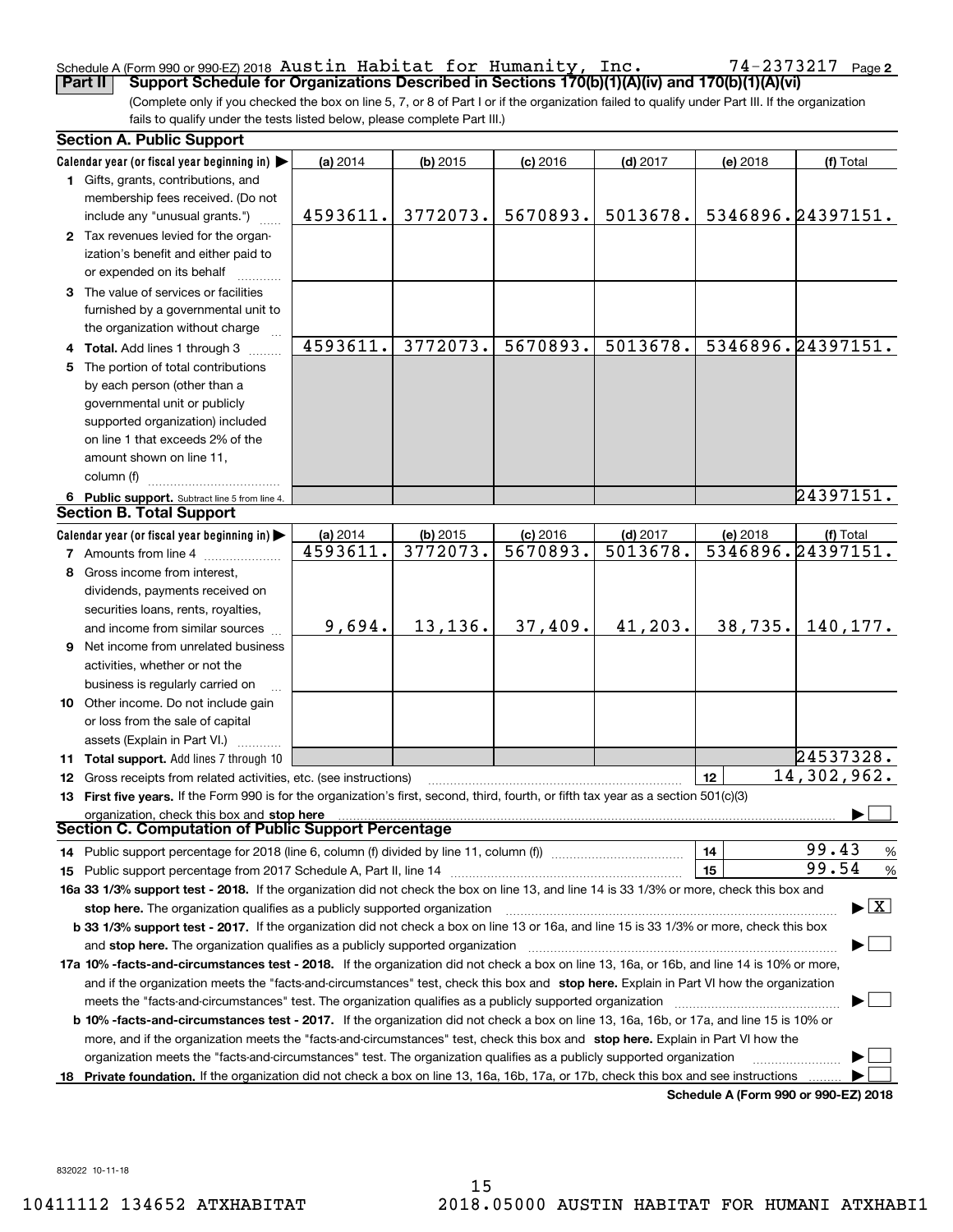Schedule A (Form 990 or 990-EZ) 2018 Austin Habitat for Humanity, Inc. 74-2373217 Page 2

**Part II Support Schedule for Organizations Described in Sections 170(b)(1)(A)(iv) and 170(b)(1)(A)(vi)**

(Complete only if you checked the box on line 5, 7, or 8 of Part I or if the organization failed to qualify under Part III. If the organization fails to qualify under the tests listed below, please complete Part III.)

### Section A. Public Support

| Calendar year (or fiscal year beginning in) ▶ | (a) 2014 | (b) 2015 | (c) 2016 | (d) 2017 | (e) 2018 | (f) Total |
|---|---|---|---|---|---|---|
| **1** Gifts, grants, contributions, and membership fees received. (Do not include any "unusual grants.") | 4593611. | 3772073. | 5670893. | 5013678. | 5346896. | 24397151. |
| **2** Tax revenues levied for the organization's benefit and either paid to or expended on its behalf | | | | | | |
| **3** The value of services or facilities furnished by a governmental unit to the organization without charge | | | | | | |
| **4 Total.** Add lines 1 through 3 | 4593611. | 3772073. | 5670893. | 5013678. | 5346896. | 24397151. |
| **5** The portion of total contributions by each person (other than a governmental unit or publicly supported organization) included on line 1 that exceeds 2% of the amount shown on line 11, column (f) | | | | | | |
| **6 Public support.** Subtract line 5 from line 4. | | | | | | 24397151. |

### Section B. Total Support

| Calendar year (or fiscal year beginning in) ▶ | (a) 2014 | (b) 2015 | (c) 2016 | (d) 2017 | (e) 2018 | (f) Total |
|---|---|---|---|---|---|---|
| **7** Amounts from line 4 | 4593611. | 3772073. | 5670893. | 5013678. | 5346896. | 24397151. |
| **8** Gross income from interest, dividends, payments received on securities loans, rents, royalties, and income from similar sources | 9,694. | 13,136. | 37,409. | 41,203. | 38,735. | 140,177. |
| **9** Net income from unrelated business activities, whether or not the business is regularly carried on | | | | | | |
| **10** Other income. Do not include gain or loss from the sale of capital assets (Explain in Part VI.) | | | | | | |
| **11 Total support.** Add lines 7 through 10 | | | | | | 24537328. |

**12** Gross receipts from related activities, etc. (see instructions) **12** 14,302,962.

**13 First five years.** If the Form 990 is for the organization's first, second, third, fourth, or fifth tax year as a section 501(c)(3) organization, check this box and **stop here** ▶ ☐

### Section C. Computation of Public Support Percentage

**14** Public support percentage for 2018 (line 6, column (f) divided by line 11, column (f)) **14** 99.43 %

**15** Public support percentage from 2017 Schedule A, Part II, line 14 **15** 99.54 %

**16a 33 1/3% support test - 2018.** If the organization did not check the box on line 13, and line 14 is 33 1/3% or more, check this box and **stop here.** The organization qualifies as a publicly supported organization ▶ ☒

**b 33 1/3% support test - 2017.** If the organization did not check a box on line 13 or 16a, and line 15 is 33 1/3% or more, check this box and **stop here.** The organization qualifies as a publicly supported organization ▶ ☐

**17a 10% -facts-and-circumstances test - 2018.** If the organization did not check a box on line 13, 16a, or 16b, and line 14 is 10% or more, and if the organization meets the "facts-and-circumstances" test, check this box and **stop here.** Explain in Part VI how the organization meets the "facts-and-circumstances" test. The organization qualifies as a publicly supported organization ▶ ☐

**b 10% -facts-and-circumstances test - 2017.** If the organization did not check a box on line 13, 16a, 16b, or 17a, and line 15 is 10% or more, and if the organization meets the "facts-and-circumstances" test, check this box and **stop here.** Explain in Part VI how the organization meets the "facts-and-circumstances" test. The organization qualifies as a publicly supported organization ▶ ☐

**18 Private foundation.** If the organization did not check a box on line 13, 16a, 16b, 17a, or 17b, check this box and see instructions ▶ ☐

**Schedule A (Form 990 or 990-EZ) 2018**

832022 10-11-18

10411112 134652 ATXHABITAT 2018.05000 AUSTIN HABITAT FOR HUMANI ATXHABI1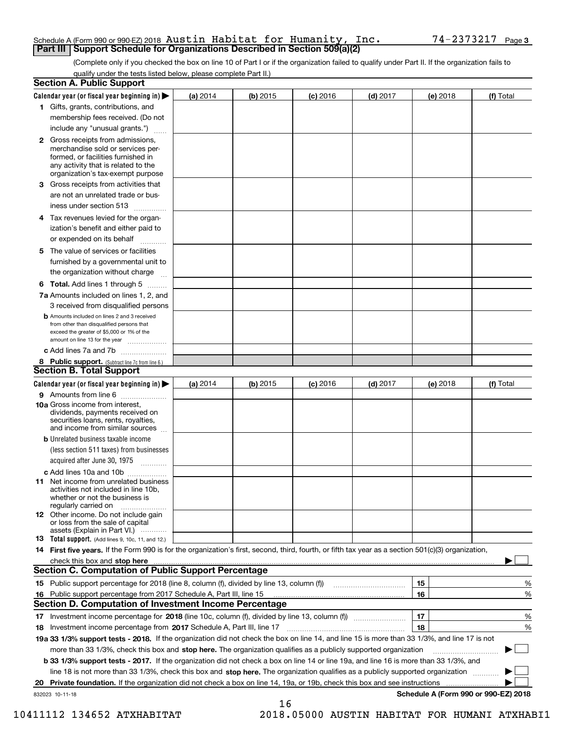Schedule A (Form 990 or 990-EZ) 2018 Austin Habitat for Humanity, Inc. 74-2373217 Page 3

## Part III Support Schedule for Organizations Described in Section 509(a)(2)

(Complete only if you checked the box on line 10 of Part I or if the organization failed to qualify under Part II. If the organization fails to qualify under the tests listed below, please complete Part II.)

### Section A. Public Support

| Calendar year (or fiscal year beginning in) ▶ | (a) 2014 | (b) 2015 | (c) 2016 | (d) 2017 | (e) 2018 | (f) Total |
|---|---|---|---|---|---|---|
| 1 Gifts, grants, contributions, and membership fees received. (Do not include any "unusual grants.") | | | | | | |
| 2 Gross receipts from admissions, merchandise sold or services performed, or facilities furnished in any activity that is related to the organization's tax-exempt purpose | | | | | | |
| 3 Gross receipts from activities that are not an unrelated trade or business under section 513 | | | | | | |
| 4 Tax revenues levied for the organization's benefit and either paid to or expended on its behalf | | | | | | |
| 5 The value of services or facilities furnished by a governmental unit to the organization without charge | | | | | | |
| 6 **Total.** Add lines 1 through 5 | | | | | | |
| 7a Amounts included on lines 1, 2, and 3 received from disqualified persons | | | | | | |
| b Amounts included on lines 2 and 3 received from other than disqualified persons that exceed the greater of $5,000 or 1% of the amount on line 13 for the year | | | | | | |
| c Add lines 7a and 7b | | | | | | |
| 8 **Public support.** (Subtract line 7c from line 6.) | | | | | | |

### Section B. Total Support

| Calendar year (or fiscal year beginning in) ▶ | (a) 2014 | (b) 2015 | (c) 2016 | (d) 2017 | (e) 2018 | (f) Total |
|---|---|---|---|---|---|---|
| 9 Amounts from line 6 | | | | | | |
| 10a Gross income from interest, dividends, payments received on securities loans, rents, royalties, and income from similar sources | | | | | | |
| b Unrelated business taxable income (less section 511 taxes) from businesses acquired after June 30, 1975 | | | | | | |
| c Add lines 10a and 10b | | | | | | |
| 11 Net income from unrelated business activities not included in line 10b, whether or not the business is regularly carried on | | | | | | |
| 12 Other income. Do not include gain or loss from the sale of capital assets (Explain in Part VI.) | | | | | | |
| 13 **Total support.** (Add lines 9, 10c, 11, and 12.) | | | | | | |

14 **First five years.** If the Form 990 is for the organization's first, second, third, fourth, or fifth tax year as a section 501(c)(3) organization, check this box and **stop here** ▶ ☐

### Section C. Computation of Public Support Percentage

| | | | |
|---|---|---|---|
| 15 | Public support percentage for 2018 (line 8, column (f), divided by line 13, column (f)) | 15 | % |
| 16 | Public support percentage from 2017 Schedule A, Part III, line 15 | 16 | % |

### Section D. Computation of Investment Income Percentage

| | | | |
|---|---|---|---|
| 17 | Investment income percentage for **2018** (line 10c, column (f), divided by line 13, column (f)) | 17 | % |
| 18 | Investment income percentage from **2017** Schedule A, Part III, line 17 | 18 | % |

**19a 33 1/3% support tests - 2018.** If the organization did not check the box on line 14, and line 15 is more than 33 1/3%, and line 17 is not more than 33 1/3%, check this box and **stop here.** The organization qualifies as a publicly supported organization ▶ ☐

**b 33 1/3% support tests - 2017.** If the organization did not check a box on line 14 or line 19a, and line 16 is more than 33 1/3%, and line 18 is not more than 33 1/3%, check this box and **stop here.** The organization qualifies as a publicly supported organization ▶ ☐

**20 Private foundation.** If the organization did not check a box on line 14, 19a, or 19b, check this box and see instructions ▶ ☐

832023 10-11-18 **Schedule A (Form 990 or 990-EZ) 2018**

10411112 134652 ATXHABITAT 2018.05000 AUSTIN HABITAT FOR HUMANI ATXHABI1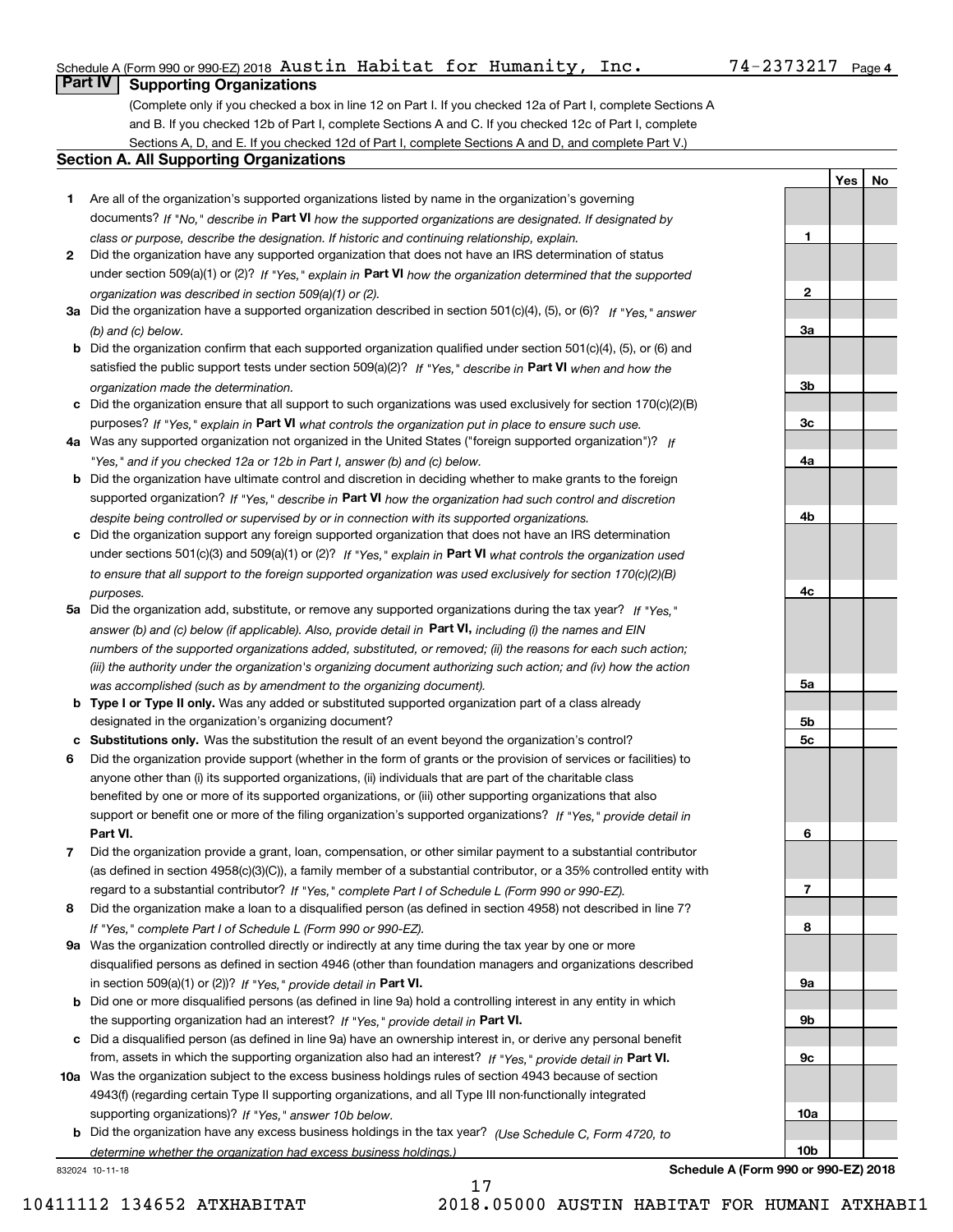Schedule A (Form 990 or 990-EZ) 2018 Austin Habitat for Humanity, Inc. 74-2373217 Page 4

## Part IV Supporting Organizations

(Complete only if you checked a box in line 12 on Part I. If you checked 12a of Part I, complete Sections A and B. If you checked 12b of Part I, complete Sections A and C. If you checked 12c of Part I, complete Sections A, D, and E. If you checked 12d of Part I, complete Sections A and D, and complete Part V.)

### Section A. All Supporting Organizations

| | | Line | Yes | No |
|---|---|---|---|---|
| **1** | Are all of the organization's supported organizations listed by name in the organization's governing documents? *If "No," describe in* **Part VI** *how the supported organizations are designated. If designated by class or purpose, describe the designation. If historic and continuing relationship, explain.* | 1 | | |
| **2** | Did the organization have any supported organization that does not have an IRS determination of status under section 509(a)(1) or (2)? *If "Yes," explain in* **Part VI** *how the organization determined that the supported organization was described in section 509(a)(1) or (2).* | 2 | | |
| **3a** | Did the organization have a supported organization described in section 501(c)(4), (5), or (6)? *If "Yes," answer (b) and (c) below.* | 3a | | |
| **b** | Did the organization confirm that each supported organization qualified under section 501(c)(4), (5), or (6) and satisfied the public support tests under section 509(a)(2)? *If "Yes," describe in* **Part VI** *when and how the organization made the determination.* | 3b | | |
| **c** | Did the organization ensure that all support to such organizations was used exclusively for section 170(c)(2)(B) purposes? *If "Yes," explain in* **Part VI** *what controls the organization put in place to ensure such use.* | 3c | | |
| **4a** | Was any supported organization not organized in the United States ("foreign supported organization")? *If "Yes," and if you checked 12a or 12b in Part I, answer (b) and (c) below.* | 4a | | |
| **b** | Did the organization have ultimate control and discretion in deciding whether to make grants to the foreign supported organization? *If "Yes," describe in* **Part VI** *how the organization had such control and discretion despite being controlled or supervised by or in connection with its supported organizations.* | 4b | | |
| **c** | Did the organization support any foreign supported organization that does not have an IRS determination under sections 501(c)(3) and 509(a)(1) or (2)? *If "Yes," explain in* **Part VI** *what controls the organization used to ensure that all support to the foreign supported organization was used exclusively for section 170(c)(2)(B) purposes.* | 4c | | |
| **5a** | Did the organization add, substitute, or remove any supported organizations during the tax year? *If "Yes," answer (b) and (c) below (if applicable). Also, provide detail in* **Part VI,** *including (i) the names and EIN numbers of the supported organizations added, substituted, or removed; (ii) the reasons for each such action; (iii) the authority under the organization's organizing document authorizing such action; and (iv) how the action was accomplished (such as by amendment to the organizing document).* | 5a | | |
| **b** | **Type I or Type II only.** Was any added or substituted supported organization part of a class already designated in the organization's organizing document? | 5b | | |
| **c** | **Substitutions only.** Was the substitution the result of an event beyond the organization's control? | 5c | | |
| **6** | Did the organization provide support (whether in the form of grants or the provision of services or facilities) to anyone other than (i) its supported organizations, (ii) individuals that are part of the charitable class benefited by one or more of its supported organizations, or (iii) other supporting organizations that also support or benefit one or more of the filing organization's supported organizations? *If "Yes," provide detail in* **Part VI.** | 6 | | |
| **7** | Did the organization provide a grant, loan, compensation, or other similar payment to a substantial contributor (as defined in section 4958(c)(3)(C)), a family member of a substantial contributor, or a 35% controlled entity with regard to a substantial contributor? *If "Yes," complete Part I of Schedule L (Form 990 or 990-EZ).* | 7 | | |
| **8** | Did the organization make a loan to a disqualified person (as defined in section 4958) not described in line 7? *If "Yes," complete Part I of Schedule L (Form 990 or 990-EZ).* | 8 | | |
| **9a** | Was the organization controlled directly or indirectly at any time during the tax year by one or more disqualified persons as defined in section 4946 (other than foundation managers and organizations described in section 509(a)(1) or (2))? *If "Yes," provide detail in* **Part VI.** | 9a | | |
| **b** | Did one or more disqualified persons (as defined in line 9a) hold a controlling interest in any entity in which the supporting organization had an interest? *If "Yes," provide detail in* **Part VI.** | 9b | | |
| **c** | Did a disqualified person (as defined in line 9a) have an ownership interest in, or derive any personal benefit from, assets in which the supporting organization also had an interest? *If "Yes," provide detail in* **Part VI.** | 9c | | |
| **10a** | Was the organization subject to the excess business holdings rules of section 4943 because of section 4943(f) (regarding certain Type II supporting organizations, and all Type III non-functionally integrated supporting organizations)? *If "Yes," answer 10b below.* | 10a | | |
| **b** | Did the organization have any excess business holdings in the tax year? *(Use Schedule C, Form 4720, to determine whether the organization had excess business holdings.)* | 10b | | |

832024 10-11-18

**Schedule A (Form 990 or 990-EZ) 2018**

10411112 134652 ATXHABITAT 2018.05000 AUSTIN HABITAT FOR HUMANI ATXHABI1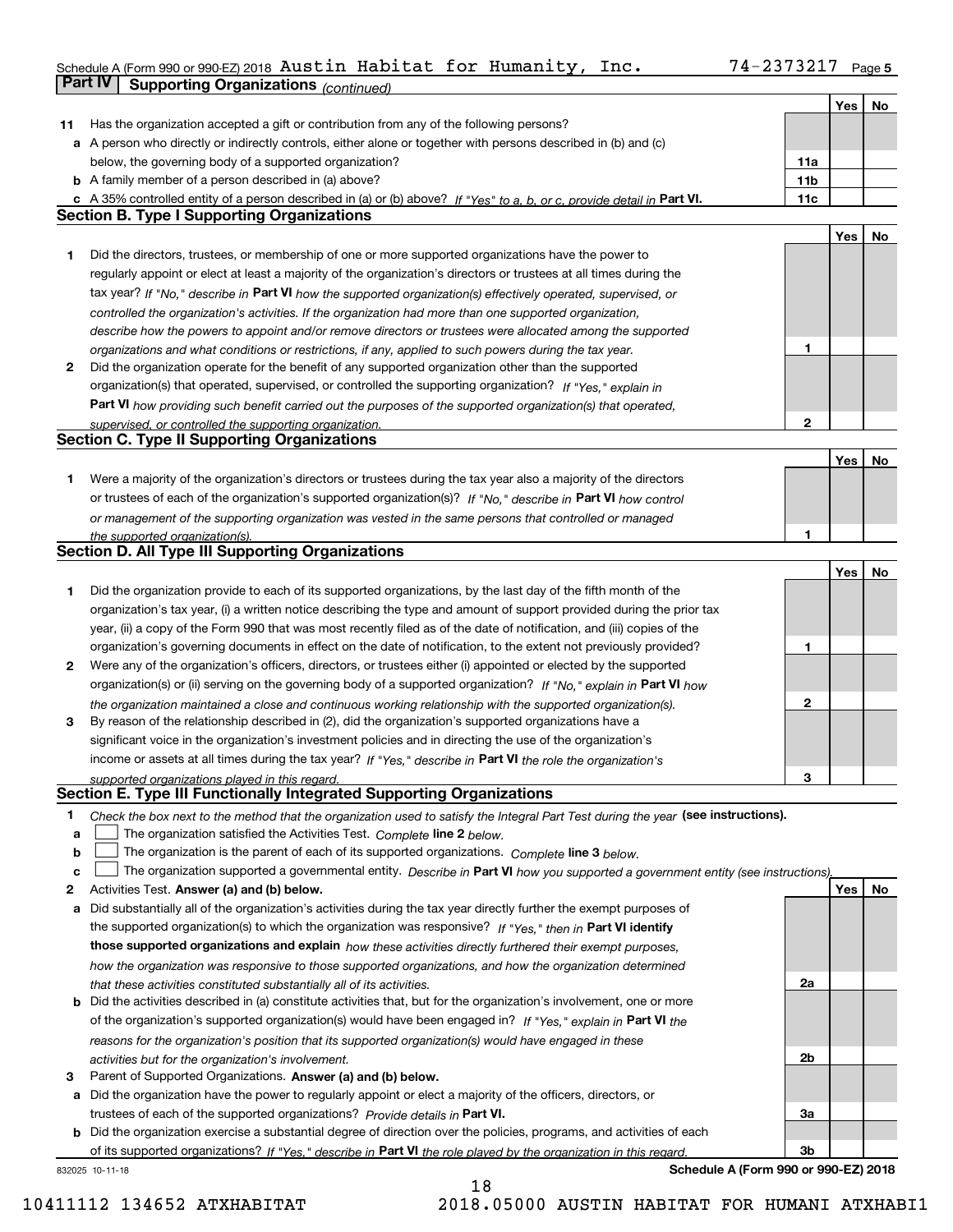Schedule A (Form 990 or 990-EZ) 2018 Austin Habitat for Humanity, Inc. 74-2373217 Page 5

## Part IV Supporting Organizations *(continued)*

| | | | Yes | No |
|---|---|---|---|---|
| **11** | Has the organization accepted a gift or contribution from any of the following persons? | | | |
| **a** | A person who directly or indirectly controls, either alone or together with persons described in (b) and (c) below, the governing body of a supported organization? | 11a | | |
| **b** | A family member of a person described in (a) above? | 11b | | |
| **c** | A 35% controlled entity of a person described in (a) or (b) above? *If "Yes" to a, b, or c, provide detail in* **Part VI.** | 11c | | |

### Section B. Type I Supporting Organizations

| | | | Yes | No |
|---|---|---|---|---|
| **1** | Did the directors, trustees, or membership of one or more supported organizations have the power to regularly appoint or elect at least a majority of the organization's directors or trustees at all times during the tax year? *If "No," describe in* **Part VI** *how the supported organization(s) effectively operated, supervised, or controlled the organization's activities. If the organization had more than one supported organization, describe how the powers to appoint and/or remove directors or trustees were allocated among the supported organizations and what conditions or restrictions, if any, applied to such powers during the tax year.* | 1 | | |
| **2** | Did the organization operate for the benefit of any supported organization other than the supported organization(s) that operated, supervised, or controlled the supporting organization? *If "Yes," explain in* **Part VI** *how providing such benefit carried out the purposes of the supported organization(s) that operated, supervised, or controlled the supporting organization.* | 2 | | |

### Section C. Type II Supporting Organizations

| | | | Yes | No |
|---|---|---|---|---|
| **1** | Were a majority of the organization's directors or trustees during the tax year also a majority of the directors or trustees of each of the organization's supported organization(s)? *If "No," describe in* **Part VI** *how control or management of the supporting organization was vested in the same persons that controlled or managed the supported organization(s).* | 1 | | |

### Section D. All Type III Supporting Organizations

| | | | Yes | No |
|---|---|---|---|---|
| **1** | Did the organization provide to each of its supported organizations, by the last day of the fifth month of the organization's tax year, (i) a written notice describing the type and amount of support provided during the prior tax year, (ii) a copy of the Form 990 that was most recently filed as of the date of notification, and (iii) copies of the organization's governing documents in effect on the date of notification, to the extent not previously provided? | 1 | | |
| **2** | Were any of the organization's officers, directors, or trustees either (i) appointed or elected by the supported organization(s) or (ii) serving on the governing body of a supported organization? *If "No," explain in* **Part VI** *how the organization maintained a close and continuous working relationship with the supported organization(s).* | 2 | | |
| **3** | By reason of the relationship described in (2), did the organization's supported organizations have a significant voice in the organization's investment policies and in directing the use of the organization's income or assets at all times during the tax year? *If "Yes," describe in* **Part VI** *the role the organization's supported organizations played in this regard.* | 3 | | |

### Section E. Type III Functionally Integrated Supporting Organizations

**1** *Check the box next to the method that the organization used to satisfy the Integral Part Test during the year* **(see instructions).**

**a** ☐ The organization satisfied the Activities Test. *Complete* **line 2** *below.*

**b** ☐ The organization is the parent of each of its supported organizations. *Complete* **line 3** *below.*

**c** ☐ The organization supported a governmental entity. *Describe in* **Part VI** *how you supported a government entity (see instructions).*

| | | | Yes | No |
|---|---|---|---|---|
| **2** | Activities Test. **Answer (a) and (b) below.** | | | |
| **a** | Did substantially all of the organization's activities during the tax year directly further the exempt purposes of the supported organization(s) to which the organization was responsive? *If "Yes," then in* **Part VI identify those supported organizations and explain** *how these activities directly furthered their exempt purposes, how the organization was responsive to those supported organizations, and how the organization determined that these activities constituted substantially all of its activities.* | 2a | | |
| **b** | Did the activities described in (a) constitute activities that, but for the organization's involvement, one or more of the organization's supported organization(s) would have been engaged in? *If "Yes," explain in* **Part VI** *the reasons for the organization's position that its supported organization(s) would have engaged in these activities but for the organization's involvement.* | 2b | | |
| **3** | Parent of Supported Organizations. **Answer (a) and (b) below.** | | | |
| **a** | Did the organization have the power to regularly appoint or elect a majority of the officers, directors, or trustees of each of the supported organizations? *Provide details in* **Part VI.** | 3a | | |
| **b** | Did the organization exercise a substantial degree of direction over the policies, programs, and activities of each of its supported organizations? *If "Yes," describe in* **Part VI** *the role played by the organization in this regard.* | 3b | | |

832025 10-11-18 **Schedule A (Form 990 or 990-EZ) 2018**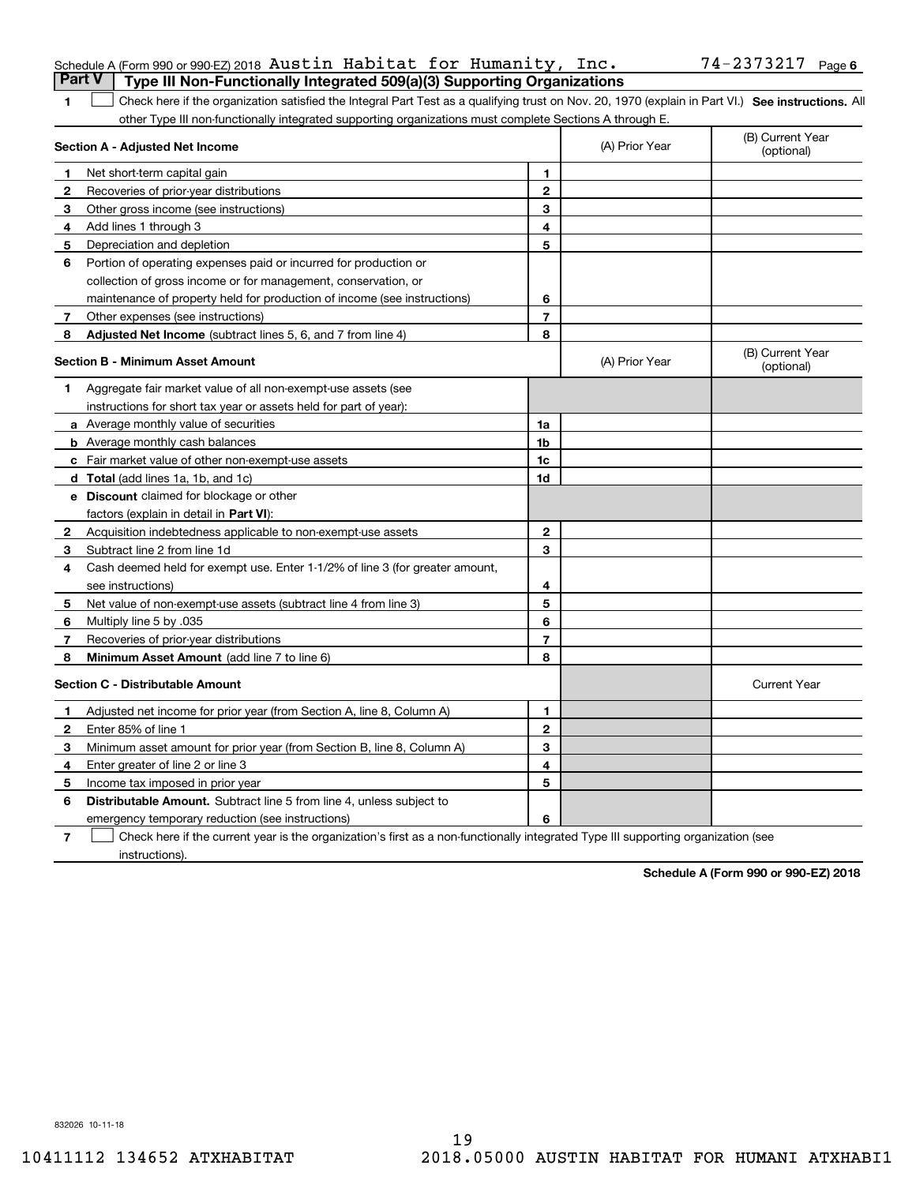Schedule A (Form 990 or 990-EZ) 2018 Austin Habitat for Humanity, Inc. 74-2373217 Page 6

## Part V Type III Non-Functionally Integrated 509(a)(3) Supporting Organizations

1 ☐ Check here if the organization satisfied the Integral Part Test as a qualifying trust on Nov. 20, 1970 (explain in Part VI.) **See instructions.** All other Type III non-functionally integrated supporting organizations must complete Sections A through E.

| **Section A - Adjusted Net Income** | | (A) Prior Year | (B) Current Year (optional) |
|---|---|---|---|
| **1** Net short-term capital gain | 1 | | |
| **2** Recoveries of prior-year distributions | 2 | | |
| **3** Other gross income (see instructions) | 3 | | |
| **4** Add lines 1 through 3 | 4 | | |
| **5** Depreciation and depletion | 5 | | |
| **6** Portion of operating expenses paid or incurred for production or collection of gross income or for management, conservation, or maintenance of property held for production of income (see instructions) | 6 | | |
| **7** Other expenses (see instructions) | 7 | | |
| **8** **Adjusted Net Income** (subtract lines 5, 6, and 7 from line 4) | 8 | | |

| **Section B - Minimum Asset Amount** | | (A) Prior Year | (B) Current Year (optional) |
|---|---|---|---|
| **1** Aggregate fair market value of all non-exempt-use assets (see instructions for short tax year or assets held for part of year): | | | |
| **a** Average monthly value of securities | 1a | | |
| **b** Average monthly cash balances | 1b | | |
| **c** Fair market value of other non-exempt-use assets | 1c | | |
| **d** **Total** (add lines 1a, 1b, and 1c) | 1d | | |
| **e** **Discount** claimed for blockage or other factors (explain in detail in **Part VI**): | | | |
| **2** Acquisition indebtedness applicable to non-exempt-use assets | 2 | | |
| **3** Subtract line 2 from line 1d | 3 | | |
| **4** Cash deemed held for exempt use. Enter 1-1/2% of line 3 (for greater amount, see instructions) | 4 | | |
| **5** Net value of non-exempt-use assets (subtract line 4 from line 3) | 5 | | |
| **6** Multiply line 5 by .035 | 6 | | |
| **7** Recoveries of prior-year distributions | 7 | | |
| **8** **Minimum Asset Amount** (add line 7 to line 6) | 8 | | |

| **Section C - Distributable Amount** | | | Current Year |
|---|---|---|---|
| **1** Adjusted net income for prior year (from Section A, line 8, Column A) | 1 | | |
| **2** Enter 85% of line 1 | 2 | | |
| **3** Minimum asset amount for prior year (from Section B, line 8, Column A) | 3 | | |
| **4** Enter greater of line 2 or line 3 | 4 | | |
| **5** Income tax imposed in prior year | 5 | | |
| **6** **Distributable Amount.** Subtract line 5 from line 4, unless subject to emergency temporary reduction (see instructions) | 6 | | |

7 ☐ Check here if the current year is the organization's first as a non-functionally integrated Type III supporting organization (see instructions).

**Schedule A (Form 990 or 990-EZ) 2018**

832026 10-11-18

10411112 134652 ATXHABITAT 2018.05000 AUSTIN HABITAT FOR HUMANI ATXHABI1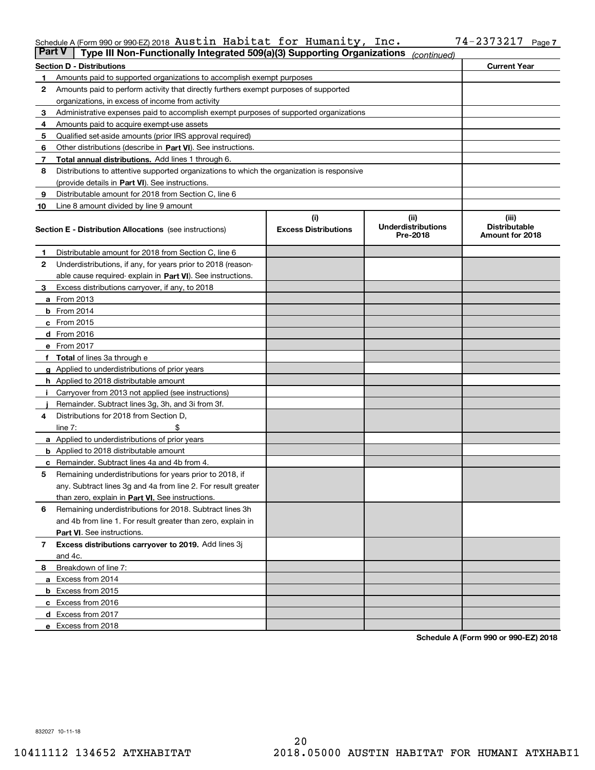Schedule A (Form 990 or 990-EZ) 2018 Austin Habitat for Humanity, Inc. 74-2373217 Page 7

## Part V Type III Non-Functionally Integrated 509(a)(3) Supporting Organizations *(continued)*

| Section D - Distributions | | Current Year |
|---|---|---|
| 1 | Amounts paid to supported organizations to accomplish exempt purposes | |
| 2 | Amounts paid to perform activity that directly furthers exempt purposes of supported organizations, in excess of income from activity | |
| 3 | Administrative expenses paid to accomplish exempt purposes of supported organizations | |
| 4 | Amounts paid to acquire exempt-use assets | |
| 5 | Qualified set-aside amounts (prior IRS approval required) | |
| 6 | Other distributions (describe in **Part VI**). See instructions. | |
| 7 | **Total annual distributions.** Add lines 1 through 6. | |
| 8 | Distributions to attentive supported organizations to which the organization is responsive (provide details in **Part VI**). See instructions. | |
| 9 | Distributable amount for 2018 from Section C, line 6 | |
| 10 | Line 8 amount divided by line 9 amount | |

| Section E - Distribution Allocations (see instructions) | (i) Excess Distributions | (ii) Underdistributions Pre-2018 | (iii) Distributable Amount for 2018 |
|---|---|---|---|
| 1 Distributable amount for 2018 from Section C, line 6 | | | |
| 2 Underdistributions, if any, for years prior to 2018 (reasonable cause required- explain in **Part VI**). See instructions. | | | |
| 3 Excess distributions carryover, if any, to 2018 | | | |
| a From 2013 | | | |
| b From 2014 | | | |
| c From 2015 | | | |
| d From 2016 | | | |
| e From 2017 | | | |
| f **Total** of lines 3a through e | | | |
| g Applied to underdistributions of prior years | | | |
| h Applied to 2018 distributable amount | | | |
| i Carryover from 2013 not applied (see instructions) | | | |
| j Remainder. Subtract lines 3g, 3h, and 3i from 3f. | | | |
| 4 Distributions for 2018 from Section D, line 7: $ | | | |
| a Applied to underdistributions of prior years | | | |
| b Applied to 2018 distributable amount | | | |
| c Remainder. Subtract lines 4a and 4b from 4. | | | |
| 5 Remaining underdistributions for years prior to 2018, if any. Subtract lines 3g and 4a from line 2. For result greater than zero, explain in **Part VI.** See instructions. | | | |
| 6 Remaining underdistributions for 2018. Subtract lines 3h and 4b from line 1. For result greater than zero, explain in **Part VI**. See instructions. | | | |
| 7 **Excess distributions carryover to 2019.** Add lines 3j and 4c. | | | |
| 8 Breakdown of line 7: | | | |
| a Excess from 2014 | | | |
| b Excess from 2015 | | | |
| c Excess from 2016 | | | |
| d Excess from 2017 | | | |
| e Excess from 2018 | | | |

**Schedule A (Form 990 or 990-EZ) 2018**

832027 10-11-18

10411112 134652 ATXHABITAT 2018.05000 AUSTIN HABITAT FOR HUMANI ATXHABI1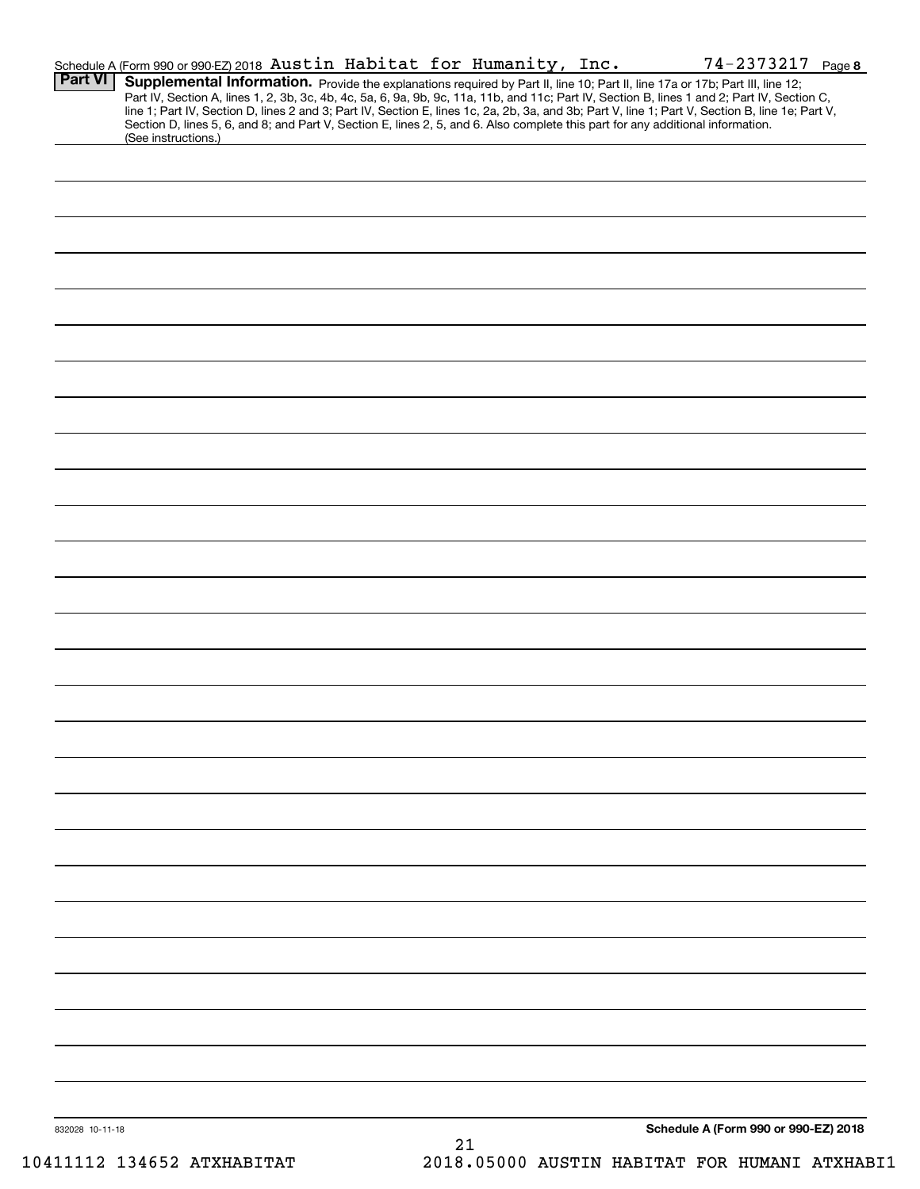Schedule A (Form 990 or 990-EZ) 2018 Austin Habitat for Humanity, Inc. 74-2373217 Page 8

## Part VI Supplemental Information.

Provide the explanations required by Part II, line 10; Part II, line 17a or 17b; Part III, line 12; Part IV, Section A, lines 1, 2, 3b, 3c, 4b, 4c, 5a, 6, 9a, 9b, 9c, 11a, 11b, and 11c; Part IV, Section B, lines 1 and 2; Part IV, Section C, line 1; Part IV, Section D, lines 2 and 3; Part IV, Section E, lines 1c, 2a, 2b, 3a, and 3b; Part V, line 1; Part V, Section B, line 1e; Part V, Section D, lines 5, 6, and 8; and Part V, Section E, lines 2, 5, and 6. Also complete this part for any additional information. (See instructions.)

832028 10-11-18

Schedule A (Form 990 or 990-EZ) 2018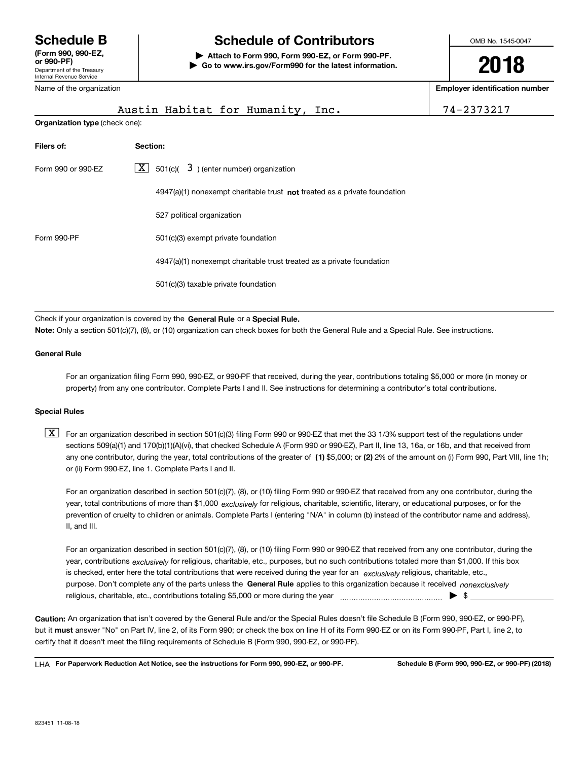**Schedule B**
**(Form 990, 990-EZ, or 990-PF)**
Department of the Treasury
Internal Revenue Service

# Schedule of Contributors

**▶ Attach to Form 990, Form 990-EZ, or Form 990-PF.**
**▶ Go to www.irs.gov/Form990 for the latest information.**

OMB No. 1545-0047

**2018**

Name of the organization: Austin Habitat for Humanity, Inc.

**Employer identification number**: 74-2373217

**Organization type** (check one):

| **Filers of:** | **Section:** |
|---|---|
| Form 990 or 990-EZ | [X] 501(c)( 3 ) (enter number) organization |
| | [ ] 4947(a)(1) nonexempt charitable trust **not** treated as a private foundation |
| | [ ] 527 political organization |
| Form 990-PF | [ ] 501(c)(3) exempt private foundation |
| | [ ] 4947(a)(1) nonexempt charitable trust treated as a private foundation |
| | [ ] 501(c)(3) taxable private foundation |

Check if your organization is covered by the **General Rule** or a **Special Rule.**

**Note:** Only a section 501(c)(7), (8), or (10) organization can check boxes for both the General Rule and a Special Rule. See instructions.

**General Rule**

[ ] For an organization filing Form 990, 990-EZ, or 990-PF that received, during the year, contributions totaling $5,000 or more (in money or property) from any one contributor. Complete Parts I and II. See instructions for determining a contributor's total contributions.

**Special Rules**

[X] For an organization described in section 501(c)(3) filing Form 990 or 990-EZ that met the 33 1/3% support test of the regulations under sections 509(a)(1) and 170(b)(1)(A)(vi), that checked Schedule A (Form 990 or 990-EZ), Part II, line 13, 16a, or 16b, and that received from any one contributor, during the year, total contributions of the greater of **(1)** $5,000; or **(2)** 2% of the amount on (i) Form 990, Part VIII, line 1h; or (ii) Form 990-EZ, line 1. Complete Parts I and II.

[ ] For an organization described in section 501(c)(7), (8), or (10) filing Form 990 or 990-EZ that received from any one contributor, during the year, total contributions of more than $1,000 *exclusively* for religious, charitable, scientific, literary, or educational purposes, or for the prevention of cruelty to children or animals. Complete Parts I (entering "N/A" in column (b) instead of the contributor name and address), II, and III.

[ ] For an organization described in section 501(c)(7), (8), or (10) filing Form 990 or 990-EZ that received from any one contributor, during the year, contributions *exclusively* for religious, charitable, etc., purposes, but no such contributions totaled more than $1,000. If this box is checked, enter here the total contributions that were received during the year for an *exclusively* religious, charitable, etc., purpose. Don't complete any of the parts unless the **General Rule** applies to this organization because it received *nonexclusively* religious, charitable, etc., contributions totaling $5,000 or more during the year ▶ $ ______

**Caution:** An organization that isn't covered by the General Rule and/or the Special Rules doesn't file Schedule B (Form 990, 990-EZ, or 990-PF), but it **must** answer "No" on Part IV, line 2, of its Form 990; or check the box on line H of its Form 990-EZ or on its Form 990-PF, Part I, line 2, to certify that it doesn't meet the filing requirements of Schedule B (Form 990, 990-EZ, or 990-PF).

LHA **For Paperwork Reduction Act Notice, see the instructions for Form 990, 990-EZ, or 990-PF.** **Schedule B (Form 990, 990-EZ, or 990-PF) (2018)**

823451 11-08-18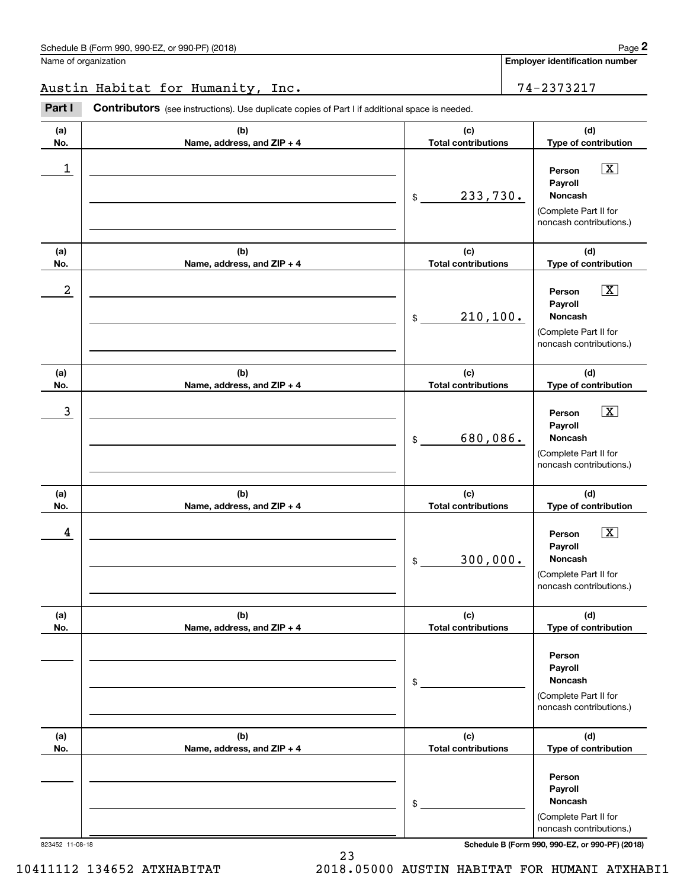Schedule B (Form 990, 990-EZ, or 990-PF) (2018)

Name of organization: Austin Habitat for Humanity, Inc.

Employer identification number: 74-2373217

**Part I** **Contributors** (see instructions). Use duplicate copies of Part I if additional space is needed.

| (a) No. | (b) Name, address, and ZIP + 4 | (c) Total contributions | (d) Type of contribution |
|---|---|---|---|
| 1 | | $ 233,730. | Person [X] Payroll [ ] Noncash [ ] (Complete Part II for noncash contributions.) |
| 2 | | $ 210,100. | Person [X] Payroll [ ] Noncash [ ] (Complete Part II for noncash contributions.) |
| 3 | | $ 680,086. | Person [X] Payroll [ ] Noncash [ ] (Complete Part II for noncash contributions.) |
| 4 | | $ 300,000. | Person [X] Payroll [ ] Noncash [ ] (Complete Part II for noncash contributions.) |
| | | $ | Person [ ] Payroll [ ] Noncash [ ] (Complete Part II for noncash contributions.) |
| | | $ | Person [ ] Payroll [ ] Noncash [ ] (Complete Part II for noncash contributions.) |

823452 11-08-18

Schedule B (Form 990, 990-EZ, or 990-PF) (2018)

10411112 134652 ATXHABITAT 2018.05000 AUSTIN HABITAT FOR HUMANI ATXHABI1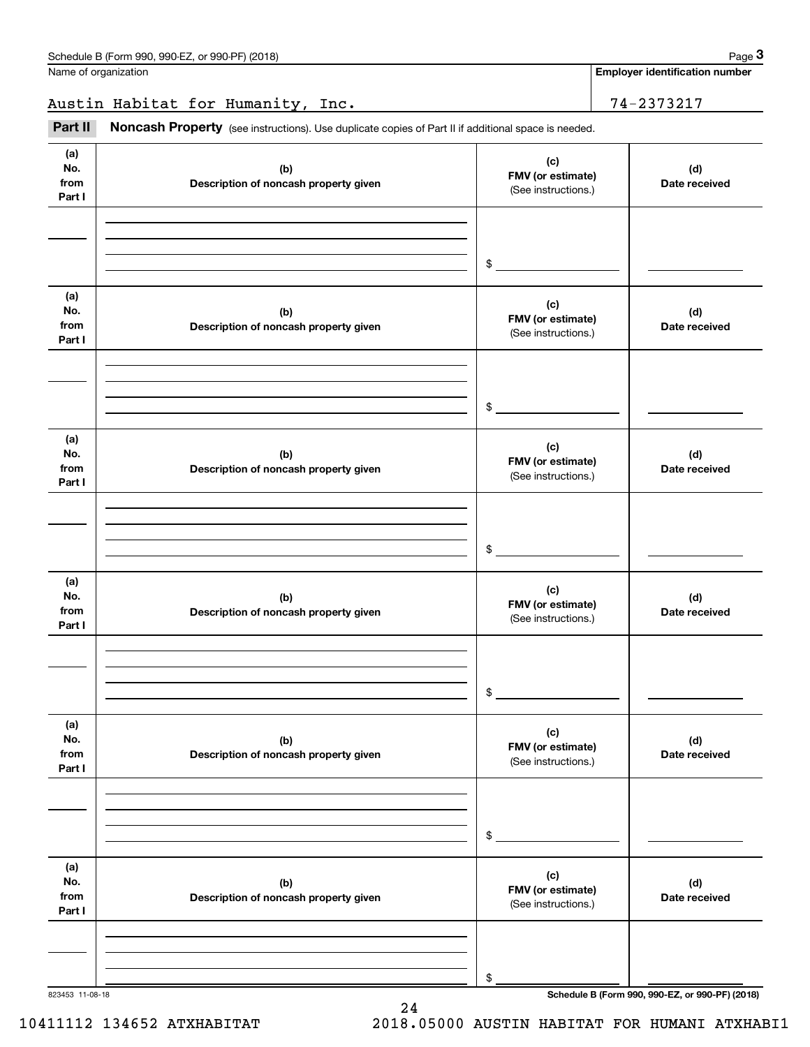Schedule B (Form 990, 990-EZ, or 990-PF) (2018) Page **3**

Name of organization: Austin Habitat for Humanity, Inc.

Employer identification number: 74-2373217

**Part II** **Noncash Property** (see instructions). Use duplicate copies of Part II if additional space is needed.

| (a) No. from Part I | (b) Description of noncash property given | (c) FMV (or estimate) (See instructions.) | (d) Date received |
|---|---|---|---|
| | | $ | |

| (a) No. from Part I | (b) Description of noncash property given | (c) FMV (or estimate) (See instructions.) | (d) Date received |
|---|---|---|---|
| | | $ | |

| (a) No. from Part I | (b) Description of noncash property given | (c) FMV (or estimate) (See instructions.) | (d) Date received |
|---|---|---|---|
| | | $ | |

| (a) No. from Part I | (b) Description of noncash property given | (c) FMV (or estimate) (See instructions.) | (d) Date received |
|---|---|---|---|
| | | $ | |

| (a) No. from Part I | (b) Description of noncash property given | (c) FMV (or estimate) (See instructions.) | (d) Date received |
|---|---|---|---|
| | | $ | |

| (a) No. from Part I | (b) Description of noncash property given | (c) FMV (or estimate) (See instructions.) | (d) Date received |
|---|---|---|---|
| | | $ | |

823453 11-08-18

**Schedule B (Form 990, 990-EZ, or 990-PF) (2018)**

10411112 134652 ATXHABITAT 2018.05000 AUSTIN HABITAT FOR HUMANI ATXHABI1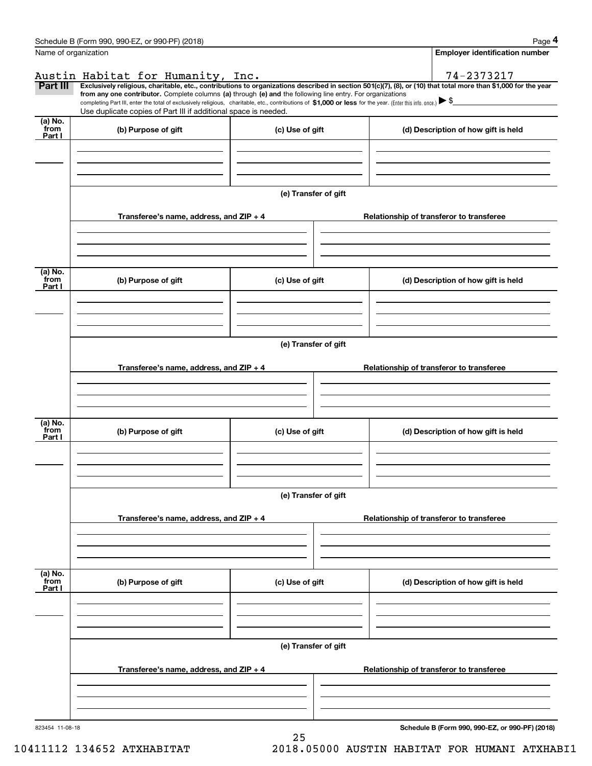Name of organization

Austin Habitat for Humanity, Inc.

**Employer identification number**

74-2373217

**Part III** **Exclusively religious, charitable, etc., contributions to organizations described in section 501(c)(7), (8), or (10) that total more than $1,000 for the year from any one contributor.** Complete columns **(a)** through **(e) and** the following line entry. For organizations completing Part III, enter the total of exclusively religious, charitable, etc., contributions of **$1,000 or less** for the year. (Enter this info. once.) ▶ $

Use duplicate copies of Part III if additional space is needed.

| (a) No. from Part I | (b) Purpose of gift | (c) Use of gift | (d) Description of how gift is held |
|---|---|---|---|
| | | | |

**(e) Transfer of gift**

| Transferee's name, address, and ZIP + 4 | Relationship of transferor to transferee |
|---|---|
| | |

| (a) No. from Part I | (b) Purpose of gift | (c) Use of gift | (d) Description of how gift is held |
|---|---|---|---|
| | | | |

**(e) Transfer of gift**

| Transferee's name, address, and ZIP + 4 | Relationship of transferor to transferee |
|---|---|
| | |

| (a) No. from Part I | (b) Purpose of gift | (c) Use of gift | (d) Description of how gift is held |
|---|---|---|---|
| | | | |

**(e) Transfer of gift**

| Transferee's name, address, and ZIP + 4 | Relationship of transferor to transferee |
|---|---|
| | |

| (a) No. from Part I | (b) Purpose of gift | (c) Use of gift | (d) Description of how gift is held |
|---|---|---|---|
| | | | |

**(e) Transfer of gift**

| Transferee's name, address, and ZIP + 4 | Relationship of transferor to transferee |
|---|---|
| | |

823454 11-08-18

10411112 134652 ATXHABITAT 2018.05000 AUSTIN HABITAT FOR HUMANI ATXHABI1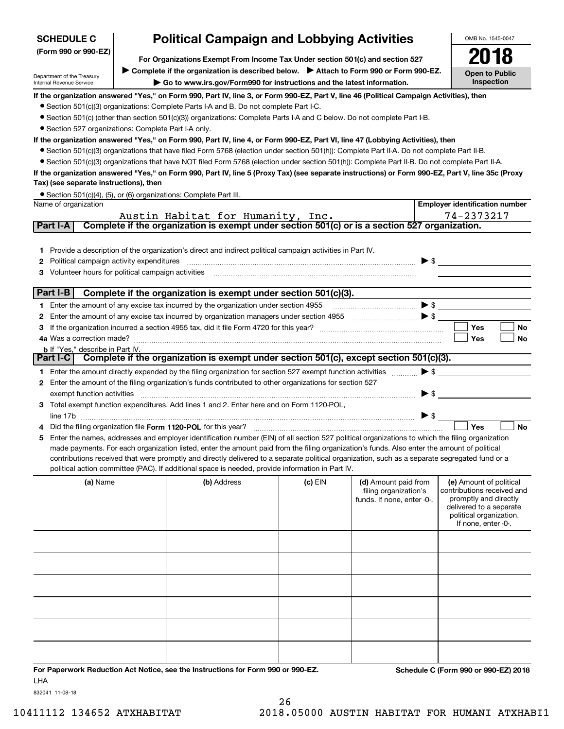**SCHEDULE C (Form 990 or 990-EZ)**

Department of the Treasury
Internal Revenue Service

# Political Campaign and Lobbying Activities

**For Organizations Exempt From Income Tax Under section 501(c) and section 527**

▶ **Complete if the organization is described below.** ▶ **Attach to Form 990 or Form 990-EZ.**

▶ **Go to www.irs.gov/Form990 for instructions and the latest information.**

OMB No. 1545-0047

**2018**

**Open to Public Inspection**

**If the organization answered "Yes," on Form 990, Part IV, line 3, or Form 990-EZ, Part V, line 46 (Political Campaign Activities), then**

- Section 501(c)(3) organizations: Complete Parts I-A and B. Do not complete Part I-C.
- Section 501(c) (other than section 501(c)(3)) organizations: Complete Parts I-A and C below. Do not complete Part I-B.
- Section 527 organizations: Complete Part I-A only.

**If the organization answered "Yes," on Form 990, Part IV, line 4, or Form 990-EZ, Part VI, line 47 (Lobbying Activities), then**

- Section 501(c)(3) organizations that have filed Form 5768 (election under section 501(h)): Complete Part II-A. Do not complete Part II-B.
- Section 501(c)(3) organizations that have NOT filed Form 5768 (election under section 501(h)): Complete Part II-B. Do not complete Part II-A.

**If the organization answered "Yes," on Form 990, Part IV, line 5 (Proxy Tax) (see separate instructions) or Form 990-EZ, Part V, line 35c (Proxy Tax) (see separate instructions), then**

- Section 501(c)(4), (5), or (6) organizations: Complete Part III.

| Name of organization | Employer identification number |
|---|---|
| Austin Habitat for Humanity, Inc. | 74-2373217 |

## Part I-A Complete if the organization is exempt under section 501(c) or is a section 527 organization.

1. Provide a description of the organization's direct and indirect political campaign activities in Part IV.
2. Political campaign activity expenditures ▶ $
3. Volunteer hours for political campaign activities

## Part I-B Complete if the organization is exempt under section 501(c)(3).

1. Enter the amount of any excise tax incurred by the organization under section 4955 ▶ $
2. Enter the amount of any excise tax incurred by organization managers under section 4955 ▶ $
3. If the organization incurred a section 4955 tax, did it file Form 4720 for this year? ☐ Yes ☐ No

4a. Was a correction made? ☐ Yes ☐ No

b. If "Yes," describe in Part IV.

## Part I-C Complete if the organization is exempt under section 501(c), except section 501(c)(3).

1. Enter the amount directly expended by the filing organization for section 527 exempt function activities ▶ $
2. Enter the amount of the filing organization's funds contributed to other organizations for section 527 exempt function activities ▶ $
3. Total exempt function expenditures. Add lines 1 and 2. Enter here and on Form 1120-POL, line 17b ▶ $
4. Did the filing organization file **Form 1120-POL** for this year? ☐ Yes ☐ No
5. Enter the names, addresses and employer identification number (EIN) of all section 527 political organizations to which the filing organization made payments. For each organization listed, enter the amount paid from the filing organization's funds. Also enter the amount of political contributions received that were promptly and directly delivered to a separate political organization, such as a separate segregated fund or a political action committee (PAC). If additional space is needed, provide information in Part IV.

| (a) Name | (b) Address | (c) EIN | (d) Amount paid from filing organization's funds. If none, enter -0-. | (e) Amount of political contributions received and promptly and directly delivered to a separate political organization. If none, enter -0-. |
|---|---|---|---|---|
| | | | | |
| | | | | |
| | | | | |
| | | | | |
| | | | | |
| | | | | |

**For Paperwork Reduction Act Notice, see the Instructions for Form 990 or 990-EZ.**

LHA

**Schedule C (Form 990 or 990-EZ) 2018**

832041 11-08-18

10411112 134652 ATXHABITAT 2018.05000 AUSTIN HABITAT FOR HUMANI ATXHABI1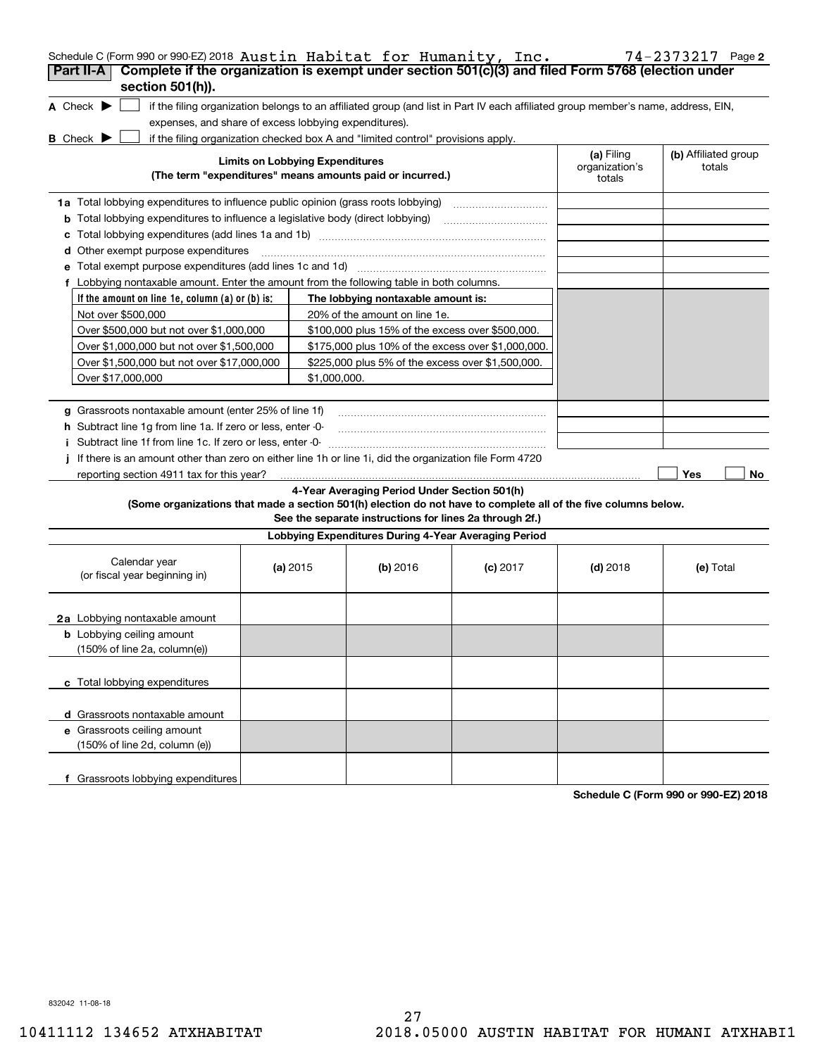Schedule C (Form 990 or 990-EZ) 2018 Austin Habitat for Humanity, Inc. 74-2373217 Page **2**

## Part II-A Complete if the organization is exempt under section 501(c)(3) and filed Form 5768 (election under section 501(h)).

**A** Check ▶ ☐ if the filing organization belongs to an affiliated group (and list in Part IV each affiliated group member's name, address, EIN, expenses, and share of excess lobbying expenditures).

**B** Check ▶ ☐ if the filing organization checked box A and "limited control" provisions apply.

| **Limits on Lobbying Expenditures** (The term "expenditures" means amounts paid or incurred.) | **(a)** Filing organization's totals | **(b)** Affiliated group totals |
|---|---|---|
| **1a** Total lobbying expenditures to influence public opinion (grass roots lobbying) | | |
| **b** Total lobbying expenditures to influence a legislative body (direct lobbying) | | |
| **c** Total lobbying expenditures (add lines 1a and 1b) | | |
| **d** Other exempt purpose expenditures | | |
| **e** Total exempt purpose expenditures (add lines 1c and 1d) | | |
| **f** Lobbying nontaxable amount. Enter the amount from the following table in both columns. | | |

| If the amount on line 1e, column (a) or (b) is: | The lobbying nontaxable amount is: |
|---|---|
| Not over $500,000 | 20% of the amount on line 1e. |
| Over $500,000 but not over $1,000,000 | $100,000 plus 15% of the excess over $500,000. |
| Over $1,000,000 but not over $1,500,000 | $175,000 plus 10% of the excess over $1,000,000. |
| Over $1,500,000 but not over $17,000,000 | $225,000 plus 5% of the excess over $1,500,000. |
| Over $17,000,000 | $1,000,000. |

| | (a) | (b) |
|---|---|---|
| **g** Grassroots nontaxable amount (enter 25% of line 1f) | | |
| **h** Subtract line 1g from line 1a. If zero or less, enter -0- | | |
| **i** Subtract line 1f from line 1c. If zero or less, enter -0- | | |

**j** If there is an amount other than zero on either line 1h or line 1i, did the organization file Form 4720 reporting section 4911 tax for this year? ☐ Yes ☐ No

### 4-Year Averaging Period Under Section 501(h)

**(Some organizations that made a section 501(h) election do not have to complete all of the five columns below. See the separate instructions for lines 2a through 2f.)**

| Lobbying Expenditures During 4-Year Averaging Period | | | | | |
|---|---|---|---|---|---|
| Calendar year (or fiscal year beginning in) | **(a)** 2015 | **(b)** 2016 | **(c)** 2017 | **(d)** 2018 | **(e)** Total |
| **2a** Lobbying nontaxable amount | | | | | |
| **b** Lobbying ceiling amount (150% of line 2a, column(e)) | | | | | |
| **c** Total lobbying expenditures | | | | | |
| **d** Grassroots nontaxable amount | | | | | |
| **e** Grassroots ceiling amount (150% of line 2d, column (e)) | | | | | |
| **f** Grassroots lobbying expenditures | | | | | |

**Schedule C (Form 990 or 990-EZ) 2018**

832042 11-08-18

10411112 134652 ATXHABITAT 2018.05000 AUSTIN HABITAT FOR HUMANI ATXHABI1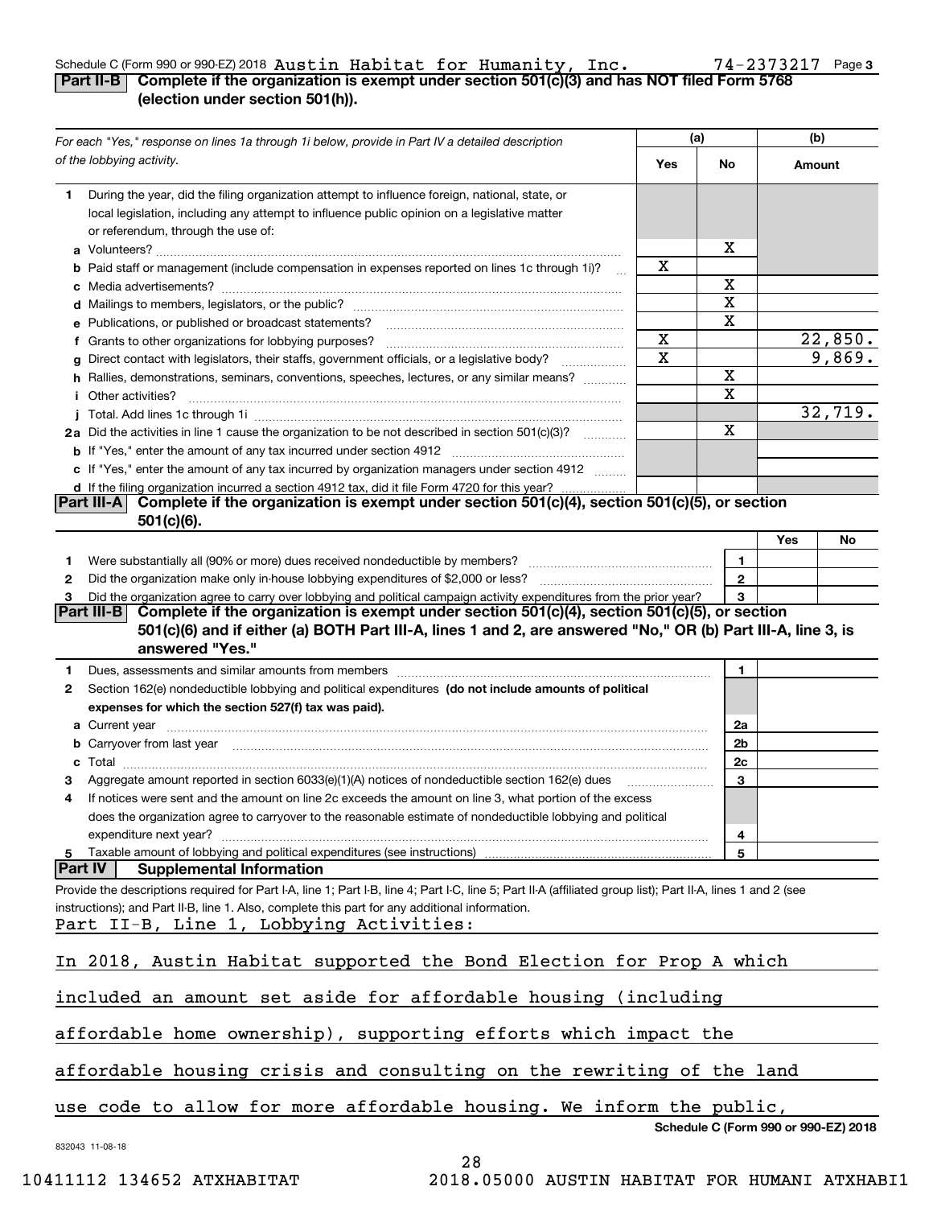Schedule C (Form 990 or 990-EZ) 2018 Austin Habitat for Humanity, Inc. 74-2373217 Page 3

## Part II-B Complete if the organization is exempt under section 501(c)(3) and has NOT filed Form 5768 (election under section 501(h)).

| *For each "Yes," response on lines 1a through 1i below, provide in Part IV a detailed description of the lobbying activity.* | (a) Yes | (a) No | (b) Amount |
|---|---|---|---|
| **1** During the year, did the filing organization attempt to influence foreign, national, state, or local legislation, including any attempt to influence public opinion on a legislative matter or referendum, through the use of: | | | |
| **a** Volunteers? | | X | |
| **b** Paid staff or management (include compensation in expenses reported on lines 1c through 1i)? | X | | |
| **c** Media advertisements? | | X | |
| **d** Mailings to members, legislators, or the public? | | X | |
| **e** Publications, or published or broadcast statements? | | X | |
| **f** Grants to other organizations for lobbying purposes? | X | | 22,850. |
| **g** Direct contact with legislators, their staffs, government officials, or a legislative body? | X | | 9,869. |
| **h** Rallies, demonstrations, seminars, conventions, speeches, lectures, or any similar means? | | X | |
| **i** Other activities? | | X | |
| **j** Total. Add lines 1c through 1i | | | 32,719. |
| **2a** Did the activities in line 1 cause the organization to be not described in section 501(c)(3)? | | X | |
| **b** If "Yes," enter the amount of any tax incurred under section 4912 | | | |
| **c** If "Yes," enter the amount of any tax incurred by organization managers under section 4912 | | | |
| **d** If the filing organization incurred a section 4912 tax, did it file Form 4720 for this year? | | | |

## Part III-A Complete if the organization is exempt under section 501(c)(4), section 501(c)(5), or section 501(c)(6).

| | | | Yes | No |
|---|---|---|---|---|
| **1** | Were substantially all (90% or more) dues received nondeductible by members? | 1 | | |
| **2** | Did the organization make only in-house lobbying expenditures of $2,000 or less? | 2 | | |
| **3** | Did the organization agree to carry over lobbying and political campaign activity expenditures from the prior year? | 3 | | |

## Part III-B Complete if the organization is exempt under section 501(c)(4), section 501(c)(5), or section 501(c)(6) and if either (a) BOTH Part III-A, lines 1 and 2, are answered "No," OR (b) Part III-A, line 3, is answered "Yes."

| | | | |
|---|---|---|---|
| **1** | Dues, assessments and similar amounts from members | 1 | |
| **2** | Section 162(e) nondeductible lobbying and political expenditures **(do not include amounts of political expenses for which the section 527(f) tax was paid).** | | |
| | **a** Current year | 2a | |
| | **b** Carryover from last year | 2b | |
| | **c** Total | 2c | |
| **3** | Aggregate amount reported in section 6033(e)(1)(A) notices of nondeductible section 162(e) dues | 3 | |
| **4** | If notices were sent and the amount on line 2c exceeds the amount on line 3, what portion of the excess does the organization agree to carryover to the reasonable estimate of nondeductible lobbying and political expenditure next year? | 4 | |
| **5** | Taxable amount of lobbying and political expenditures (see instructions) | 5 | |

## Part IV Supplemental Information

Provide the descriptions required for Part I-A, line 1; Part I-B, line 4; Part I-C, line 5; Part II-A (affiliated group list); Part II-A, lines 1 and 2 (see instructions); and Part II-B, line 1. Also, complete this part for any additional information.

Part II-B, Line 1, Lobbying Activities:

In 2018, Austin Habitat supported the Bond Election for Prop A which included an amount set aside for affordable housing (including affordable home ownership), supporting efforts which impact the affordable housing crisis and consulting on the rewriting of the land use code to allow for more affordable housing. We inform the public,

**Schedule C (Form 990 or 990-EZ) 2018**

832043 11-08-18

10411112 134652 ATXHABITAT 2018.05000 AUSTIN HABITAT FOR HUMANI ATXHABI1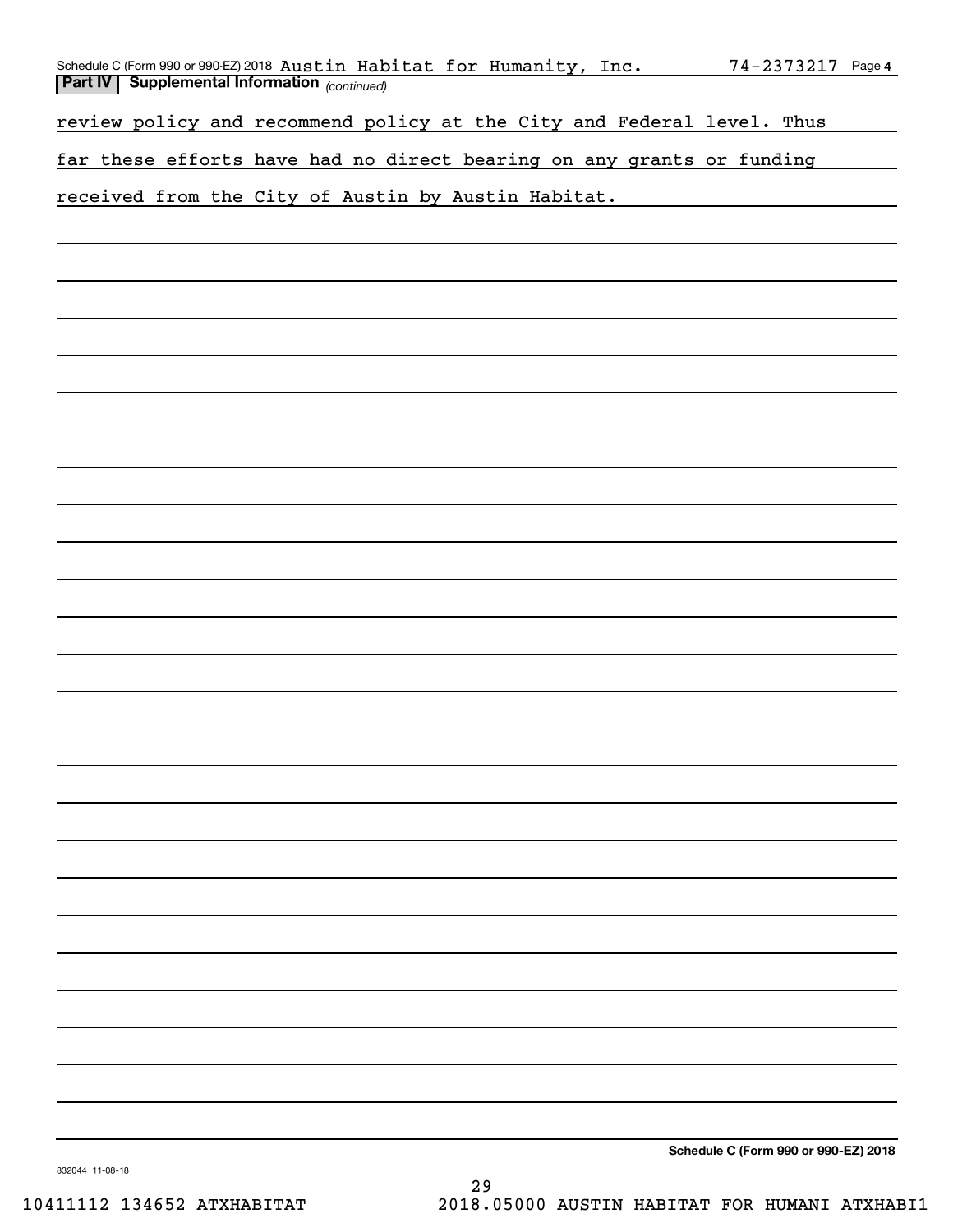## Part IV | Supplemental Information *(continued)*

review policy and recommend policy at the City and Federal level. Thus far these efforts have had no direct bearing on any grants or funding received from the City of Austin by Austin Habitat.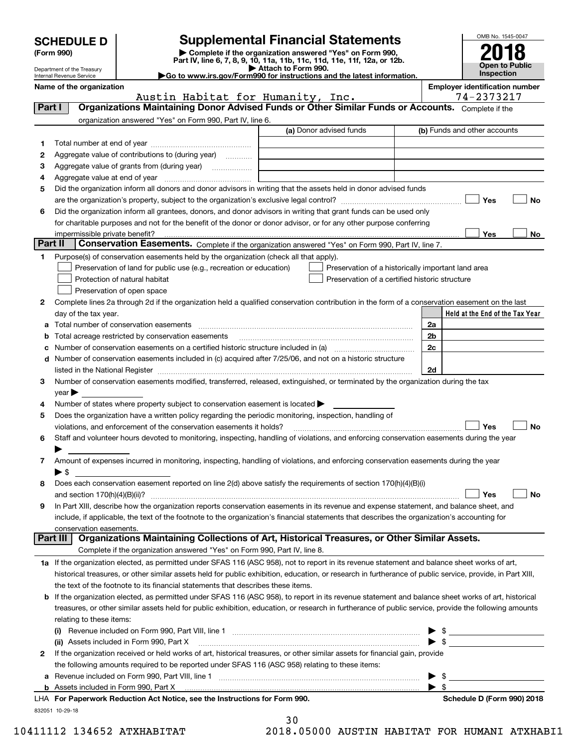**SCHEDULE D (Form 990)**

Department of the Treasury
Internal Revenue Service

# Supplemental Financial Statements

▶ Complete if the organization answered "Yes" on Form 990, Part IV, line 6, 7, 8, 9, 10, 11a, 11b, 11c, 11d, 11e, 11f, 12a, or 12b.
▶ Attach to Form 990.
▶ Go to www.irs.gov/Form990 for instructions and the latest information.

OMB No. 1545-0047

**2018**

**Open to Public Inspection**

**Name of the organization:** Austin Habitat for Humanity, Inc.

**Employer identification number:** 74-2373217

## Part I — Organizations Maintaining Donor Advised Funds or Other Similar Funds or Accounts.
Complete if the organization answered "Yes" on Form 990, Part IV, line 6.

| | | (a) Donor advised funds | (b) Funds and other accounts |
|---|---|---|---|
| 1 | Total number at end of year | | |
| 2 | Aggregate value of contributions to (during year) | | |
| 3 | Aggregate value of grants from (during year) | | |
| 4 | Aggregate value at end of year | | |

5 Did the organization inform all donors and donor advisors in writing that the assets held in donor advised funds are the organization's property, subject to the organization's exclusive legal control? ☐ Yes ☐ No

6 Did the organization inform all grantees, donors, and donor advisors in writing that grant funds can be used only for charitable purposes and not for the benefit of the donor or donor advisor, or for any other purpose conferring impermissible private benefit? ☐ Yes ☐ No

## Part II — Conservation Easements.
Complete if the organization answered "Yes" on Form 990, Part IV, line 7.

1 Purpose(s) of conservation easements held by the organization (check all that apply).
- ☐ Preservation of land for public use (e.g., recreation or education)
- ☐ Preservation of a historically important land area
- ☐ Protection of natural habitat
- ☐ Preservation of a certified historic structure
- ☐ Preservation of open space

2 Complete lines 2a through 2d if the organization held a qualified conservation contribution in the form of a conservation easement on the last day of the tax year.

| | | | Held at the End of the Tax Year |
|---|---|---|---|
| a | Total number of conservation easements | 2a | |
| b | Total acreage restricted by conservation easements | 2b | |
| c | Number of conservation easements on a certified historic structure included in (a) | 2c | |
| d | Number of conservation easements included in (c) acquired after 7/25/06, and not on a historic structure listed in the National Register | 2d | |

3 Number of conservation easements modified, transferred, released, extinguished, or terminated by the organization during the tax year ▶

4 Number of states where property subject to conservation easement is located ▶

5 Does the organization have a written policy regarding the periodic monitoring, inspection, handling of violations, and enforcement of the conservation easements it holds? ☐ Yes ☐ No

6 Staff and volunteer hours devoted to monitoring, inspecting, handling of violations, and enforcing conservation easements during the year ▶

7 Amount of expenses incurred in monitoring, inspecting, handling of violations, and enforcing conservation easements during the year ▶ $

8 Does each conservation easement reported on line 2(d) above satisfy the requirements of section 170(h)(4)(B)(i) and section 170(h)(4)(B)(ii)? ☐ Yes ☐ No

9 In Part XIII, describe how the organization reports conservation easements in its revenue and expense statement, and balance sheet, and include, if applicable, the text of the footnote to the organization's financial statements that describes the organization's accounting for conservation easements.

## Part III — Organizations Maintaining Collections of Art, Historical Treasures, or Other Similar Assets.
Complete if the organization answered "Yes" on Form 990, Part IV, line 8.

1a If the organization elected, as permitted under SFAS 116 (ASC 958), not to report in its revenue statement and balance sheet works of art, historical treasures, or other similar assets held for public exhibition, education, or research in furtherance of public service, provide, in Part XIII, the text of the footnote to its financial statements that describes these items.

b If the organization elected, as permitted under SFAS 116 (ASC 958), to report in its revenue statement and balance sheet works of art, historical treasures, or other similar assets held for public exhibition, education, or research in furtherance of public service, provide the following amounts relating to these items:

(i) Revenue included on Form 990, Part VIII, line 1 ▶ $

(ii) Assets included in Form 990, Part X ▶ $

2 If the organization received or held works of art, historical treasures, or other similar assets for financial gain, provide the following amounts required to be reported under SFAS 116 (ASC 958) relating to these items:

a Revenue included on Form 990, Part VIII, line 1 ▶ $

b Assets included in Form 990, Part X ▶ $

LHA For Paperwork Reduction Act Notice, see the Instructions for Form 990. Schedule D (Form 990) 2018

832051 10-29-18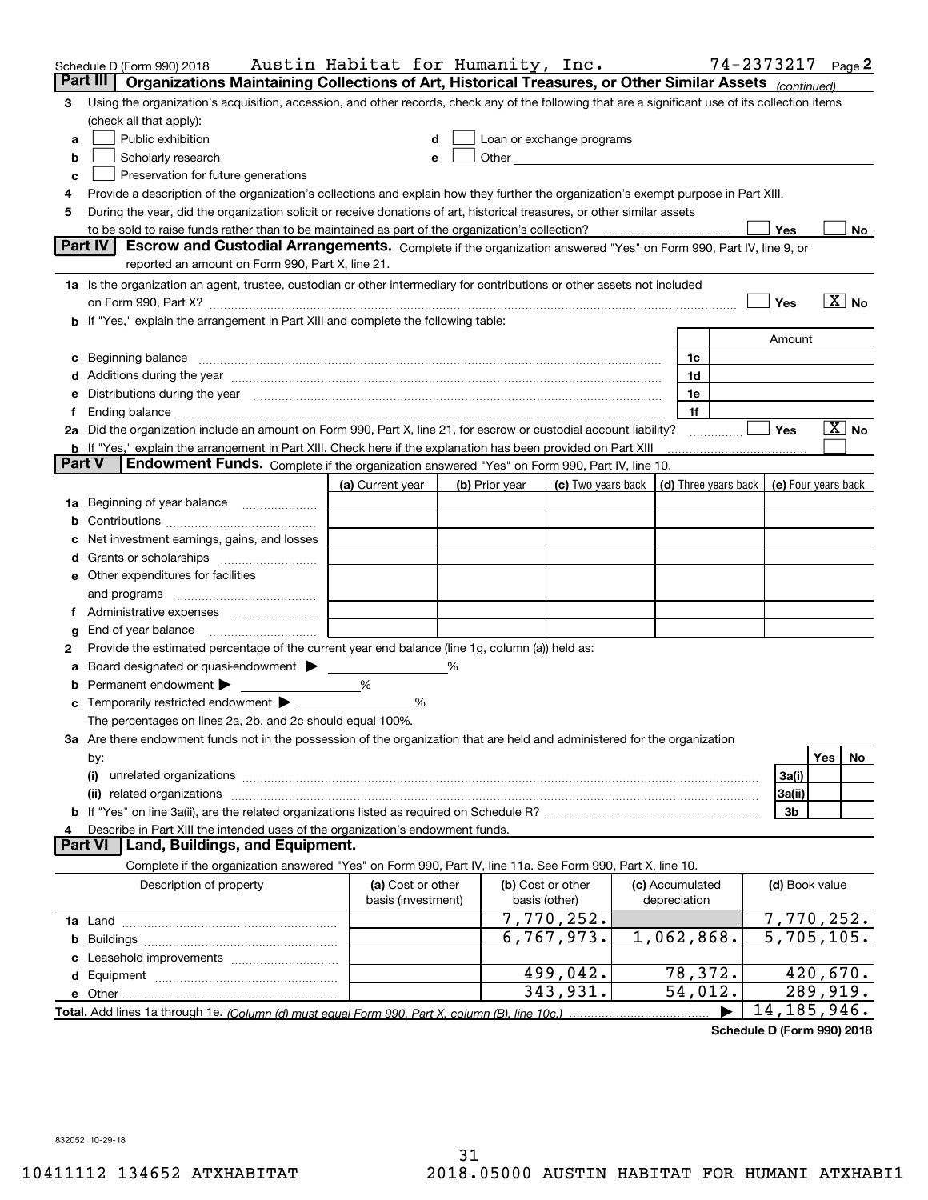Schedule D (Form 990) 2018 Austin Habitat for Humanity, Inc. 74-2373217 Page 2

## Part III Organizations Maintaining Collections of Art, Historical Treasures, or Other Similar Assets *(continued)*

3 Using the organization's acquisition, accession, and other records, check any of the following that are a significant use of its collection items (check all that apply):

a ☐ Public exhibition

b ☐ Scholarly research

c ☐ Preservation for future generations

d ☐ Loan or exchange programs

e ☐ Other

4 Provide a description of the organization's collections and explain how they further the organization's exempt purpose in Part XIII.

5 During the year, did the organization solicit or receive donations of art, historical treasures, or other similar assets to be sold to raise funds rather than to be maintained as part of the organization's collection? ☐ Yes ☐ No

## Part IV Escrow and Custodial Arrangements.

Complete if the organization answered "Yes" on Form 990, Part IV, line 9, or reported an amount on Form 990, Part X, line 21.

1a Is the organization an agent, trustee, custodian or other intermediary for contributions or other assets not included on Form 990, Part X? ☐ Yes ☒ No

b If "Yes," explain the arrangement in Part XIII and complete the following table:

| | | Amount |
|---|---|---|
| c Beginning balance | 1c | |
| d Additions during the year | 1d | |
| e Distributions during the year | 1e | |
| f Ending balance | 1f | |

2a Did the organization include an amount on Form 990, Part X, line 21, for escrow or custodial account liability? ☐ Yes ☒ No

b If "Yes," explain the arrangement in Part XIII. Check here if the explanation has been provided on Part XIII ☐

## Part V Endowment Funds.

Complete if the organization answered "Yes" on Form 990, Part IV, line 10.

| | (a) Current year | (b) Prior year | (c) Two years back | (d) Three years back | (e) Four years back |
|---|---|---|---|---|---|
| 1a Beginning of year balance | | | | | |
| b Contributions | | | | | |
| c Net investment earnings, gains, and losses | | | | | |
| d Grants or scholarships | | | | | |
| e Other expenditures for facilities and programs | | | | | |
| f Administrative expenses | | | | | |
| g End of year balance | | | | | |

2 Provide the estimated percentage of the current year end balance (line 1g, column (a)) held as:

a Board designated or quasi-endowment ▶ ______ %

b Permanent endowment ▶ ______ %

c Temporarily restricted endowment ▶ ______ %

The percentages on lines 2a, 2b, and 2c should equal 100%.

3a Are there endowment funds not in the possession of the organization that are held and administered for the organization by:

| | | Yes | No |
|---|---|---|---|
| (i) unrelated organizations | 3a(i) | | |
| (ii) related organizations | 3a(ii) | | |
| b If "Yes" on line 3a(ii), are the related organizations listed as required on Schedule R? | 3b | | |

4 Describe in Part XIII the intended uses of the organization's endowment funds.

## Part VI Land, Buildings, and Equipment.

Complete if the organization answered "Yes" on Form 990, Part IV, line 11a. See Form 990, Part X, line 10.

| Description of property | (a) Cost or other basis (investment) | (b) Cost or other basis (other) | (c) Accumulated depreciation | (d) Book value |
|---|---|---|---|---|
| 1a Land | | 7,770,252. | | 7,770,252. |
| b Buildings | | 6,767,973. | 1,062,868. | 5,705,105. |
| c Leasehold improvements | | | | |
| d Equipment | | 499,042. | 78,372. | 420,670. |
| e Other | | 343,931. | 54,012. | 289,919. |
| Total. Add lines 1a through 1e. *(Column (d) must equal Form 990, Part X, column (B), line 10c.)* | | | ▶ | 14,185,946. |

Schedule D (Form 990) 2018

832052 10-29-18

10411112 134652 ATXHABITAT 2018.05000 AUSTIN HABITAT FOR HUMANI ATXHABI1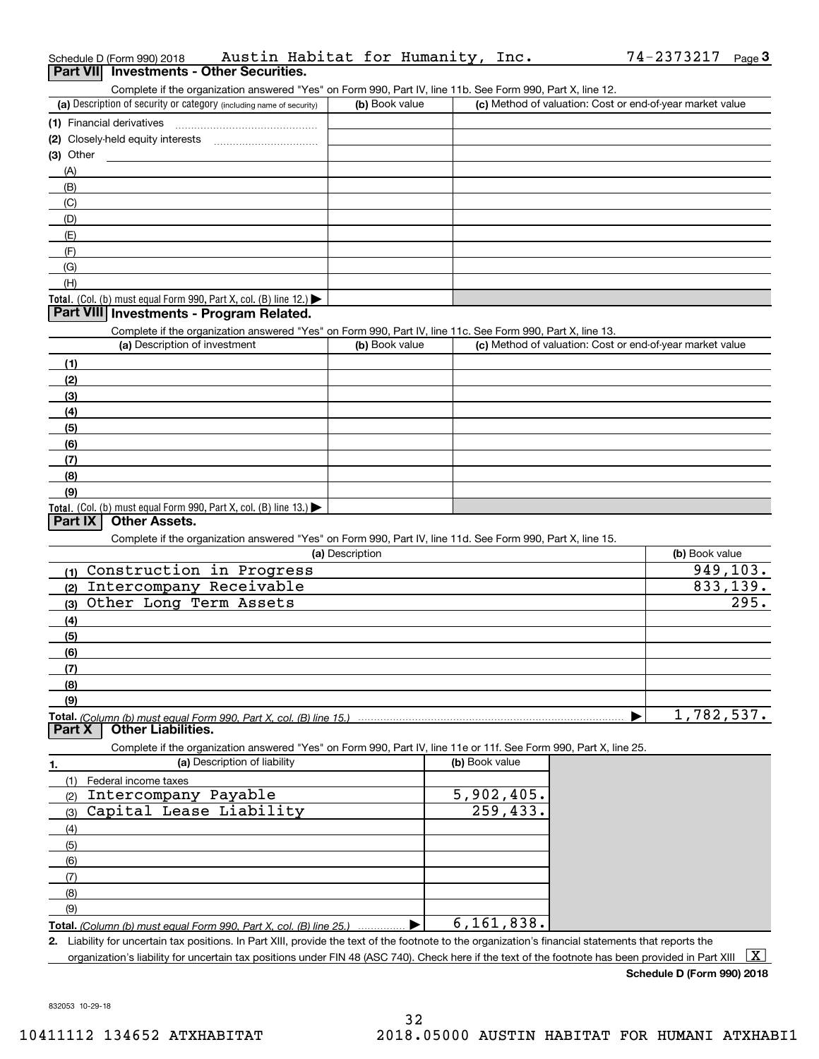Schedule D (Form 990) 2018 Austin Habitat for Humanity, Inc. 74-2373217 Page 3

## Part VII Investments - Other Securities.

Complete if the organization answered "Yes" on Form 990, Part IV, line 11b. See Form 990, Part X, line 12.

| (a) Description of security or category (including name of security) | (b) Book value | (c) Method of valuation: Cost or end-of-year market value |
|---|---|---|
| (1) Financial derivatives | | |
| (2) Closely-held equity interests | | |
| (3) Other | | |
| (A) | | |
| (B) | | |
| (C) | | |
| (D) | | |
| (E) | | |
| (F) | | |
| (G) | | |
| (H) | | |
| **Total.** (Col. (b) must equal Form 990, Part X, col. (B) line 12.) | | |

## Part VIII Investments - Program Related.

Complete if the organization answered "Yes" on Form 990, Part IV, line 11c. See Form 990, Part X, line 13.

| (a) Description of investment | (b) Book value | (c) Method of valuation: Cost or end-of-year market value |
|---|---|---|
| (1) | | |
| (2) | | |
| (3) | | |
| (4) | | |
| (5) | | |
| (6) | | |
| (7) | | |
| (8) | | |
| (9) | | |
| **Total.** (Col. (b) must equal Form 990, Part X, col. (B) line 13.) | | |

## Part IX Other Assets.

Complete if the organization answered "Yes" on Form 990, Part IV, line 11d. See Form 990, Part X, line 15.

| (a) Description | (b) Book value |
|---|---|
| (1) Construction in Progress | 949,103. |
| (2) Intercompany Receivable | 833,139. |
| (3) Other Long Term Assets | 295. |
| (4) | |
| (5) | |
| (6) | |
| (7) | |
| (8) | |
| (9) | |
| **Total.** *(Column (b) must equal Form 990, Part X, col. (B) line 15.)* | 1,782,537. |

## Part X Other Liabilities.

Complete if the organization answered "Yes" on Form 990, Part IV, line 11e or 11f. See Form 990, Part X, line 25.

| 1. (a) Description of liability | (b) Book value |
|---|---|
| (1) Federal income taxes | |
| (2) Intercompany Payable | 5,902,405. |
| (3) Capital Lease Liability | 259,433. |
| (4) | |
| (5) | |
| (6) | |
| (7) | |
| (8) | |
| (9) | |
| **Total.** *(Column (b) must equal Form 990, Part X, col. (B) line 25.)* | 6,161,838. |

**2.** Liability for uncertain tax positions. In Part XIII, provide the text of the footnote to the organization's financial statements that reports the organization's liability for uncertain tax positions under FIN 48 (ASC 740). Check here if the text of the footnote has been provided in Part XIII [X]

**Schedule D (Form 990) 2018**

832053 10-29-18

10411112 134652 ATXHABITAT 2018.05000 AUSTIN HABITAT FOR HUMANI ATXHABI1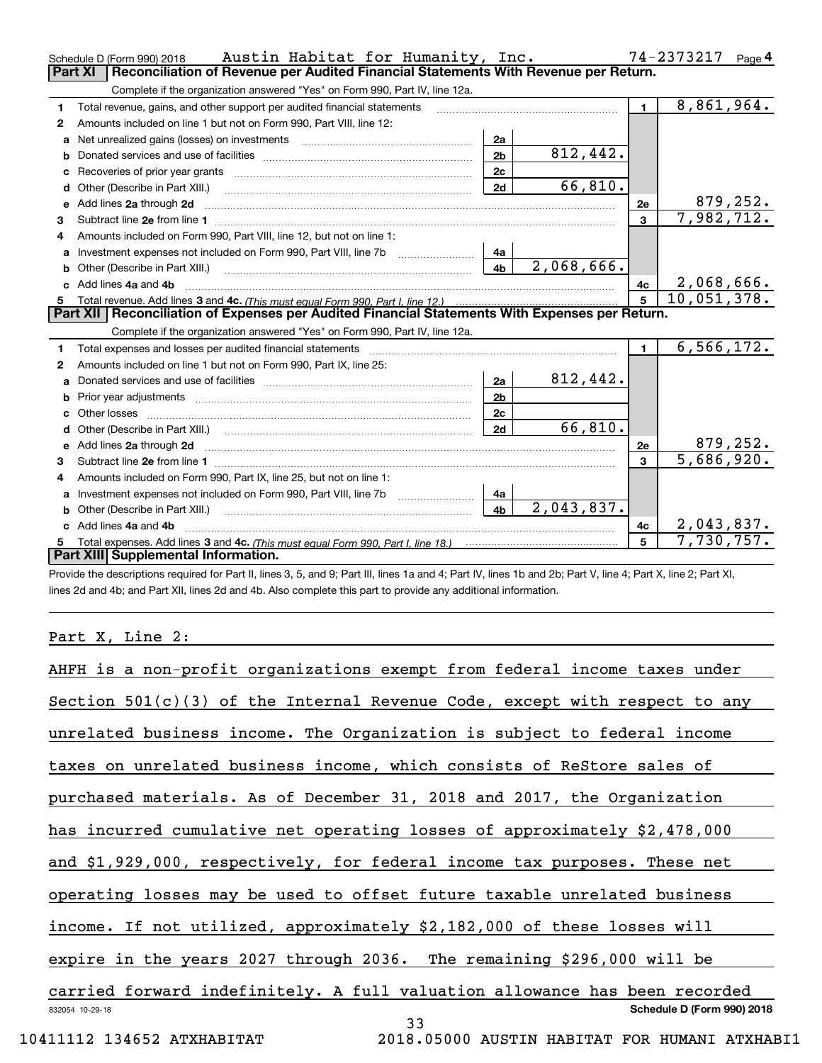Schedule D (Form 990) 2018 Austin Habitat for Humanity, Inc. 74-2373217 Page 4

## Part XI Reconciliation of Revenue per Audited Financial Statements With Revenue per Return.

Complete if the organization answered "Yes" on Form 990, Part IV, line 12a.

| | | | | | |
|---|---|---|---|---|---|
| 1 | Total revenue, gains, and other support per audited financial statements | | | 1 | 8,861,964. |
| 2 | Amounts included on line 1 but not on Form 990, Part VIII, line 12: | | | | |
| a | Net unrealized gains (losses) on investments | 2a | | | |
| b | Donated services and use of facilities | 2b | 812,442. | | |
| c | Recoveries of prior year grants | 2c | | | |
| d | Other (Describe in Part XIII.) | 2d | 66,810. | | |
| e | Add lines 2a through 2d | | | 2e | 879,252. |
| 3 | Subtract line 2e from line 1 | | | 3 | 7,982,712. |
| 4 | Amounts included on Form 990, Part VIII, line 12, but not on line 1: | | | | |
| a | Investment expenses not included on Form 990, Part VIII, line 7b | 4a | | | |
| b | Other (Describe in Part XIII.) | 4b | 2,068,666. | | |
| c | Add lines 4a and 4b | | | 4c | 2,068,666. |
| 5 | Total revenue. Add lines 3 and 4c. *(This must equal Form 990, Part I, line 12.)* | | | 5 | 10,051,378. |

## Part XII Reconciliation of Expenses per Audited Financial Statements With Expenses per Return.

Complete if the organization answered "Yes" on Form 990, Part IV, line 12a.

| | | | | | |
|---|---|---|---|---|---|
| 1 | Total expenses and losses per audited financial statements | | | 1 | 6,566,172. |
| 2 | Amounts included on line 1 but not on Form 990, Part IX, line 25: | | | | |
| a | Donated services and use of facilities | 2a | 812,442. | | |
| b | Prior year adjustments | 2b | | | |
| c | Other losses | 2c | | | |
| d | Other (Describe in Part XIII.) | 2d | 66,810. | | |
| e | Add lines 2a through 2d | | | 2e | 879,252. |
| 3 | Subtract line 2e from line 1 | | | 3 | 5,686,920. |
| 4 | Amounts included on Form 990, Part IX, line 25, but not on line 1: | | | | |
| a | Investment expenses not included on Form 990, Part VIII, line 7b | 4a | | | |
| b | Other (Describe in Part XIII.) | 4b | 2,043,837. | | |
| c | Add lines 4a and 4b | | | 4c | 2,043,837. |
| 5 | Total expenses. Add lines 3 and 4c. *(This must equal Form 990, Part I, line 18.)* | | | 5 | 7,730,757. |

## Part XIII Supplemental Information.

Provide the descriptions required for Part II, lines 3, 5, and 9; Part III, lines 1a and 4; Part IV, lines 1b and 2b; Part V, line 4; Part X, line 2; Part XI, lines 2d and 4b; and Part XII, lines 2d and 4b. Also complete this part to provide any additional information.

Part X, Line 2:

AHFH is a non-profit organizations exempt from federal income taxes under Section 501(c)(3) of the Internal Revenue Code, except with respect to any unrelated business income. The Organization is subject to federal income taxes on unrelated business income, which consists of ReStore sales of purchased materials. As of December 31, 2018 and 2017, the Organization has incurred cumulative net operating losses of approximately $2,478,000 and $1,929,000, respectively, for federal income tax purposes. These net operating losses may be used to offset future taxable unrelated business income. If not utilized, approximately $2,182,000 of these losses will expire in the years 2027 through 2036. The remaining $296,000 will be carried forward indefinitely. A full valuation allowance has been recorded

832054 10-29-18 Schedule D (Form 990) 2018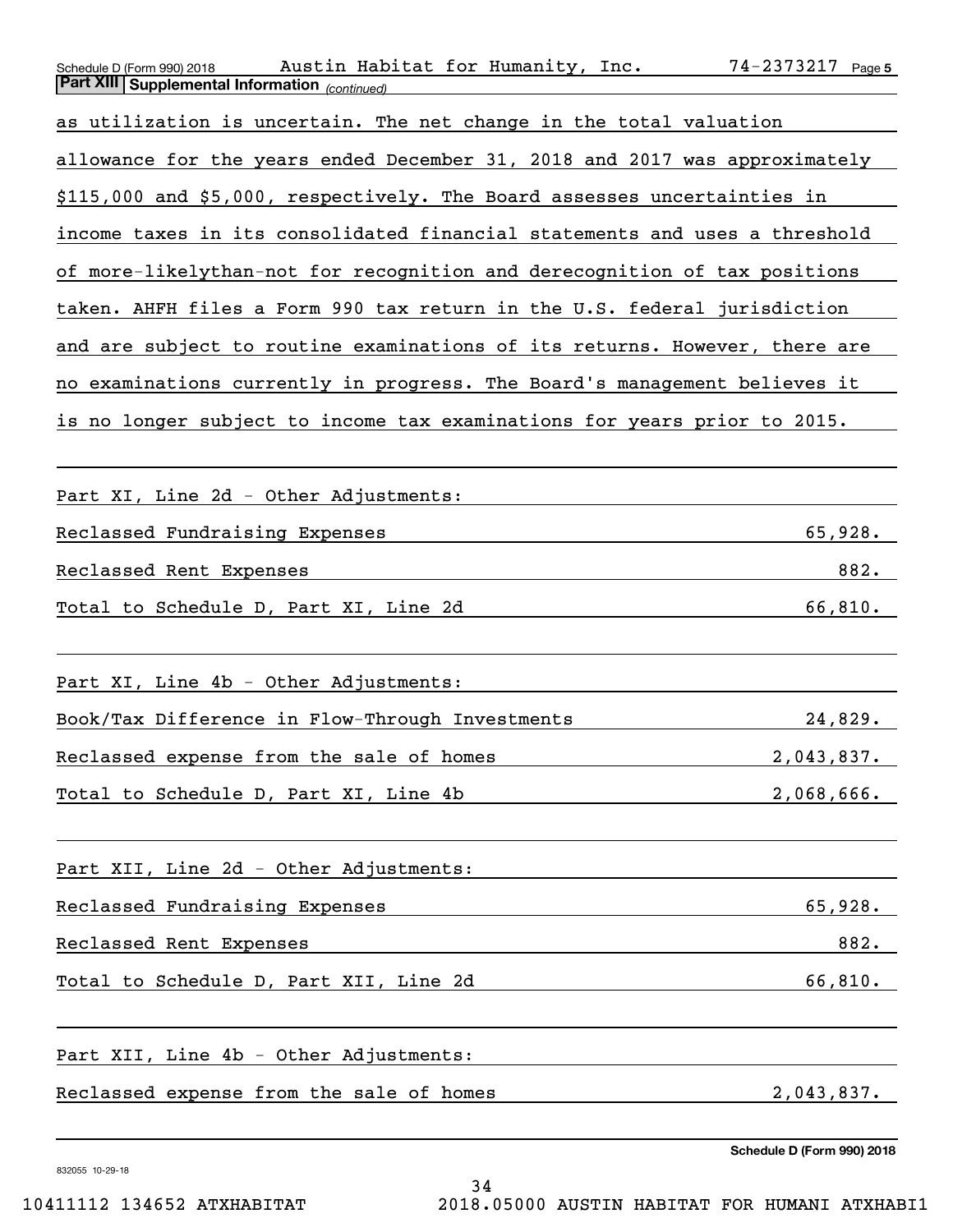**Part XIII | Supplemental Information** *(continued)*

as utilization is uncertain. The net change in the total valuation allowance for the years ended December 31, 2018 and 2017 was approximately $115,000 and $5,000, respectively. The Board assesses uncertainties in income taxes in its consolidated financial statements and uses a threshold of more-likelythan-not for recognition and derecognition of tax positions taken. AHFH files a Form 990 tax return in the U.S. federal jurisdiction and are subject to routine examinations of its returns. However, there are no examinations currently in progress. The Board's management believes it is no longer subject to income tax examinations for years prior to 2015.

Part XI, Line 2d - Other Adjustments:

| | |
|---|---|
| Reclassed Fundraising Expenses | 65,928. |
| Reclassed Rent Expenses | 882. |
| Total to Schedule D, Part XI, Line 2d | 66,810. |

Part XI, Line 4b - Other Adjustments:

| | |
|---|---|
| Book/Tax Difference in Flow-Through Investments | 24,829. |
| Reclassed expense from the sale of homes | 2,043,837. |
| Total to Schedule D, Part XI, Line 4b | 2,068,666. |

Part XII, Line 2d - Other Adjustments:

| | |
|---|---|
| Reclassed Fundraising Expenses | 65,928. |
| Reclassed Rent Expenses | 882. |
| Total to Schedule D, Part XII, Line 2d | 66,810. |

Part XII, Line 4b - Other Adjustments:

| | |
|---|---|
| Reclassed expense from the sale of homes | 2,043,837. |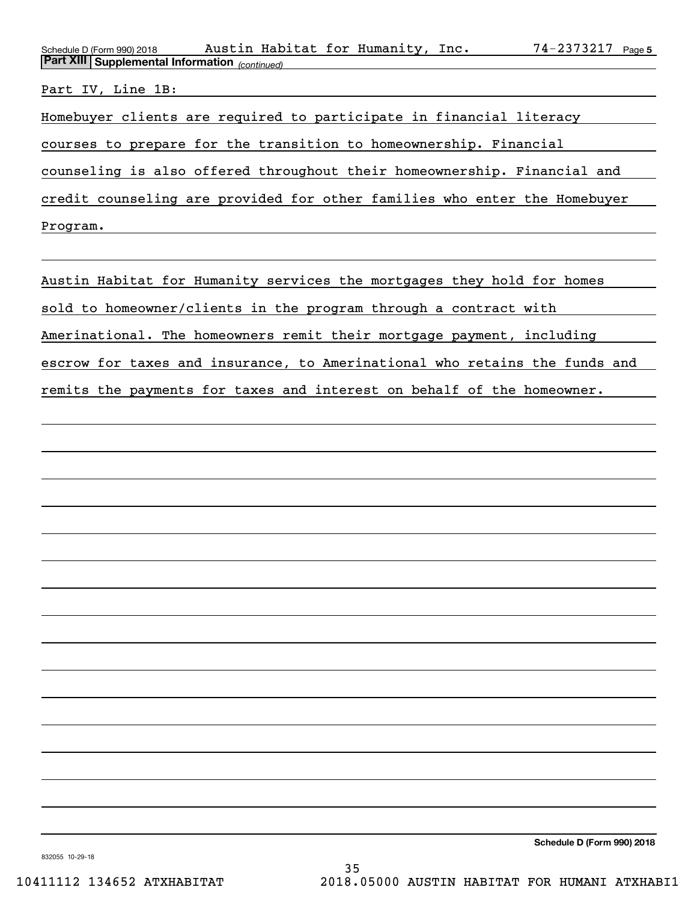## Part XIII Supplemental Information *(continued)*

Part IV, Line 1B:

Homebuyer clients are required to participate in financial literacy courses to prepare for the transition to homeownership. Financial counseling is also offered throughout their homeownership. Financial and credit counseling are provided for other families who enter the Homebuyer Program.

Austin Habitat for Humanity services the mortgages they hold for homes sold to homeowner/clients in the program through a contract with Amerinational. The homeowners remit their mortgage payment, including escrow for taxes and insurance, to Amerinational who retains the funds and remits the payments for taxes and interest on behalf of the homeowner.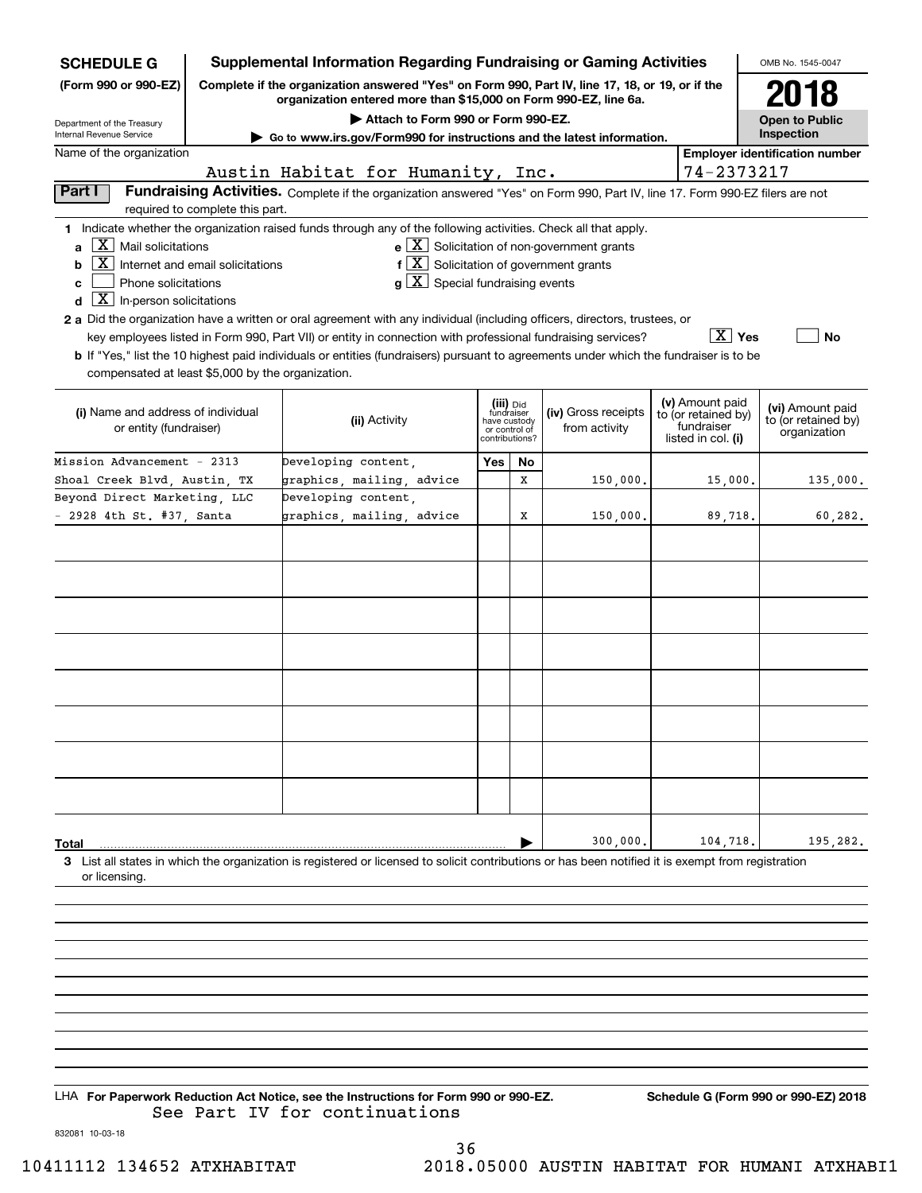**SCHEDULE G (Form 990 or 990-EZ)**

Department of the Treasury
Internal Revenue Service

# Supplemental Information Regarding Fundraising or Gaming Activities

**Complete if the organization answered "Yes" on Form 990, Part IV, line 17, 18, or 19, or if the organization entered more than $15,000 on Form 990-EZ, line 6a.**

**▶ Attach to Form 990 or Form 990-EZ.**

**▶ Go to www.irs.gov/Form990 for instructions and the latest information.**

OMB No. 1545-0047

**2018**

**Open to Public Inspection**

Name of the organization: Austin Habitat for Humanity, Inc.

Employer identification number: 74-2373217

**Part I — Fundraising Activities.** Complete if the organization answered "Yes" on Form 990, Part IV, line 17. Form 990-EZ filers are not required to complete this part.

**1** Indicate whether the organization raised funds through any of the following activities. Check all that apply.

- **a** [X] Mail solicitations
- **b** [X] Internet and email solicitations
- **c** [ ] Phone solicitations
- **d** [X] In-person solicitations
- **e** [X] Solicitation of non-government grants
- **f** [X] Solicitation of government grants
- **g** [X] Special fundraising events

**2 a** Did the organization have a written or oral agreement with any individual (including officers, directors, trustees, or key employees listed in Form 990, Part VII) or entity in connection with professional fundraising services? [X] Yes [ ] No

**b** If "Yes," list the 10 highest paid individuals or entities (fundraisers) pursuant to agreements under which the fundraiser is to be compensated at least $5,000 by the organization.

| (i) Name and address of individual or entity (fundraiser) | (ii) Activity | (iii) Did fundraiser have custody or control of contributions? Yes | No | (iv) Gross receipts from activity | (v) Amount paid to (or retained by) fundraiser listed in col. (i) | (vi) Amount paid to (or retained by) organization |
|---|---|---|---|---|---|---|
| Mission Advancement - 2313 Shoal Creek Blvd, Austin, TX | Developing content, graphics, mailing, advice | | X | 150,000. | 15,000. | 135,000. |
| Beyond Direct Marketing, LLC - 2928 4th St. #37, Santa | Developing content, graphics, mailing, advice | | X | 150,000. | 89,718. | 60,282. |
| | | | | | | |
| | | | | | | |
| | | | | | | |
| | | | | | | |
| | | | | | | |
| | | | | | | |
| | | | | | | |
| | | | | | | |
| **Total** | | | ▶ | 300,000. | 104,718. | 195,282. |

**3** List all states in which the organization is registered or licensed to solicit contributions or has been notified it is exempt from registration or licensing.

LHA **For Paperwork Reduction Act Notice, see the Instructions for Form 990 or 990-EZ.** **Schedule G (Form 990 or 990-EZ) 2018**

See Part IV for continuations

832081 10-03-18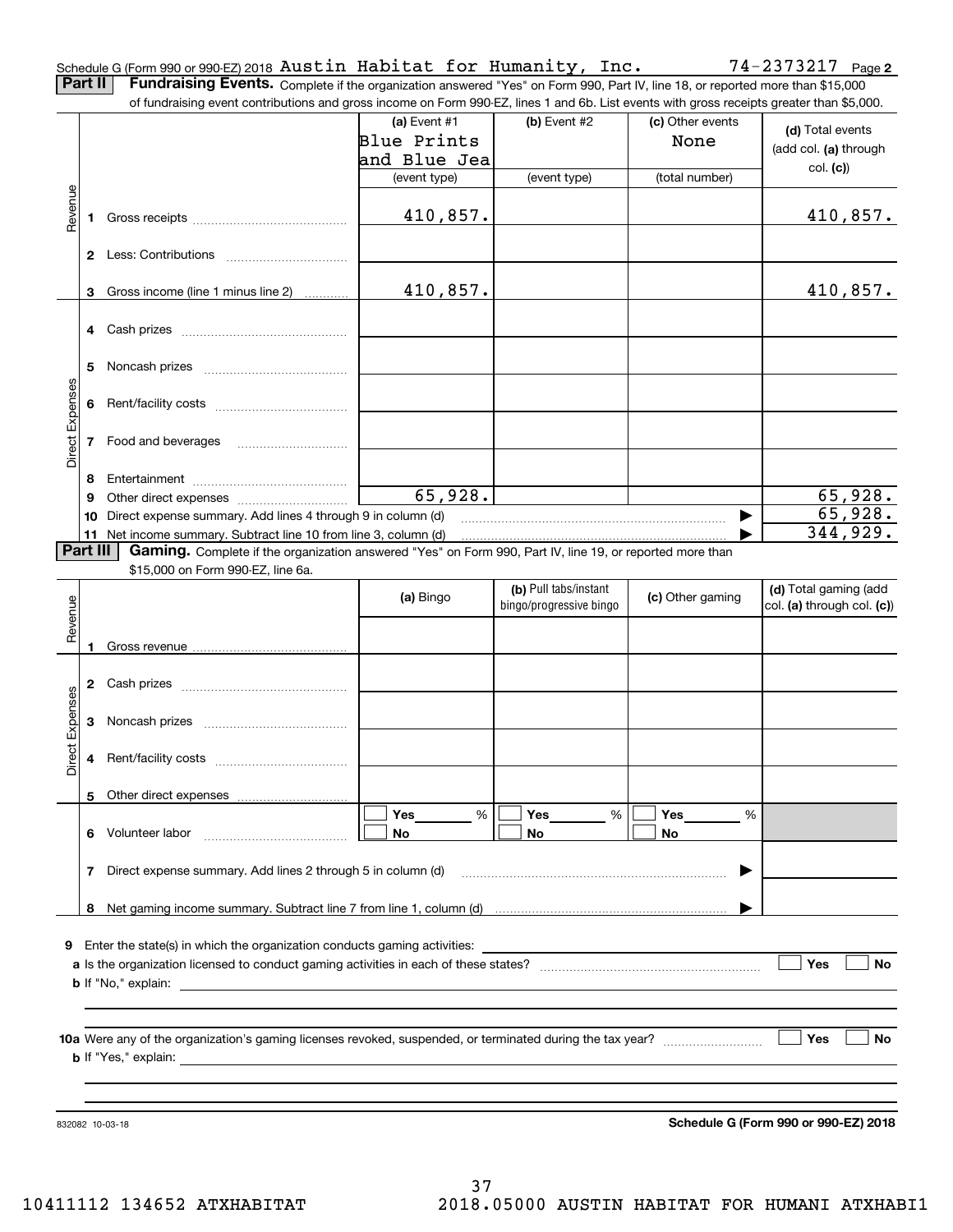Schedule G (Form 990 or 990-EZ) 2018 Austin Habitat for Humanity, Inc. 74-2373217 Page 2

**Part II** **Fundraising Events.** Complete if the organization answered "Yes" on Form 990, Part IV, line 18, or reported more than $15,000 of fundraising event contributions and gross income on Form 990-EZ, lines 1 and 6b. List events with gross receipts greater than $5,000.

| | | (a) Event #1 Blue Prints and Blue Jea (event type) | (b) Event #2 (event type) | (c) Other events None (total number) | (d) Total events (add col. (a) through col. (c)) |
|---|---|---|---|---|---|
| Revenue | 1 Gross receipts | 410,857. | | | 410,857. |
| | 2 Less: Contributions | | | | |
| | 3 Gross income (line 1 minus line 2) | 410,857. | | | 410,857. |
| Direct Expenses | 4 Cash prizes | | | | |
| | 5 Noncash prizes | | | | |
| | 6 Rent/facility costs | | | | |
| | 7 Food and beverages | | | | |
| | 8 Entertainment | | | | |
| | 9 Other direct expenses | 65,928. | | | 65,928. |
| | 10 Direct expense summary. Add lines 4 through 9 in column (d) | | | ▶ | 65,928. |
| | 11 Net income summary. Subtract line 10 from line 3, column (d) | | | ▶ | 344,929. |

**Part III** **Gaming.** Complete if the organization answered "Yes" on Form 990, Part IV, line 19, or reported more than $15,000 on Form 990-EZ, line 6a.

| | | (a) Bingo | (b) Pull tabs/instant bingo/progressive bingo | (c) Other gaming | (d) Total gaming (add col. (a) through col. (c)) |
|---|---|---|---|---|---|
| Revenue | 1 Gross revenue | | | | |
| Direct Expenses | 2 Cash prizes | | | | |
| | 3 Noncash prizes | | | | |
| | 4 Rent/facility costs | | | | |
| | 5 Other direct expenses | | | | |
| | 6 Volunteer labor | ☐ Yes ____ % ☐ No | ☐ Yes ____ % ☐ No | ☐ Yes ____ % ☐ No | |
| | 7 Direct expense summary. Add lines 2 through 5 in column (d) | | | ▶ | |
| | 8 Net gaming income summary. Subtract line 7 from line 1, column (d) | | | ▶ | |

9 Enter the state(s) in which the organization conducts gaming activities: ____________

a Is the organization licensed to conduct gaming activities in each of these states? ☐ Yes ☐ No

b If "No," explain: ____________

10a Were any of the organization's gaming licenses revoked, suspended, or terminated during the tax year? ☐ Yes ☐ No

b If "Yes," explain: ____________

832082 10-03-18 **Schedule G (Form 990 or 990-EZ) 2018**

10411112 134652 ATXHABITAT 2018.05000 AUSTIN HABITAT FOR HUMANI ATXHABI1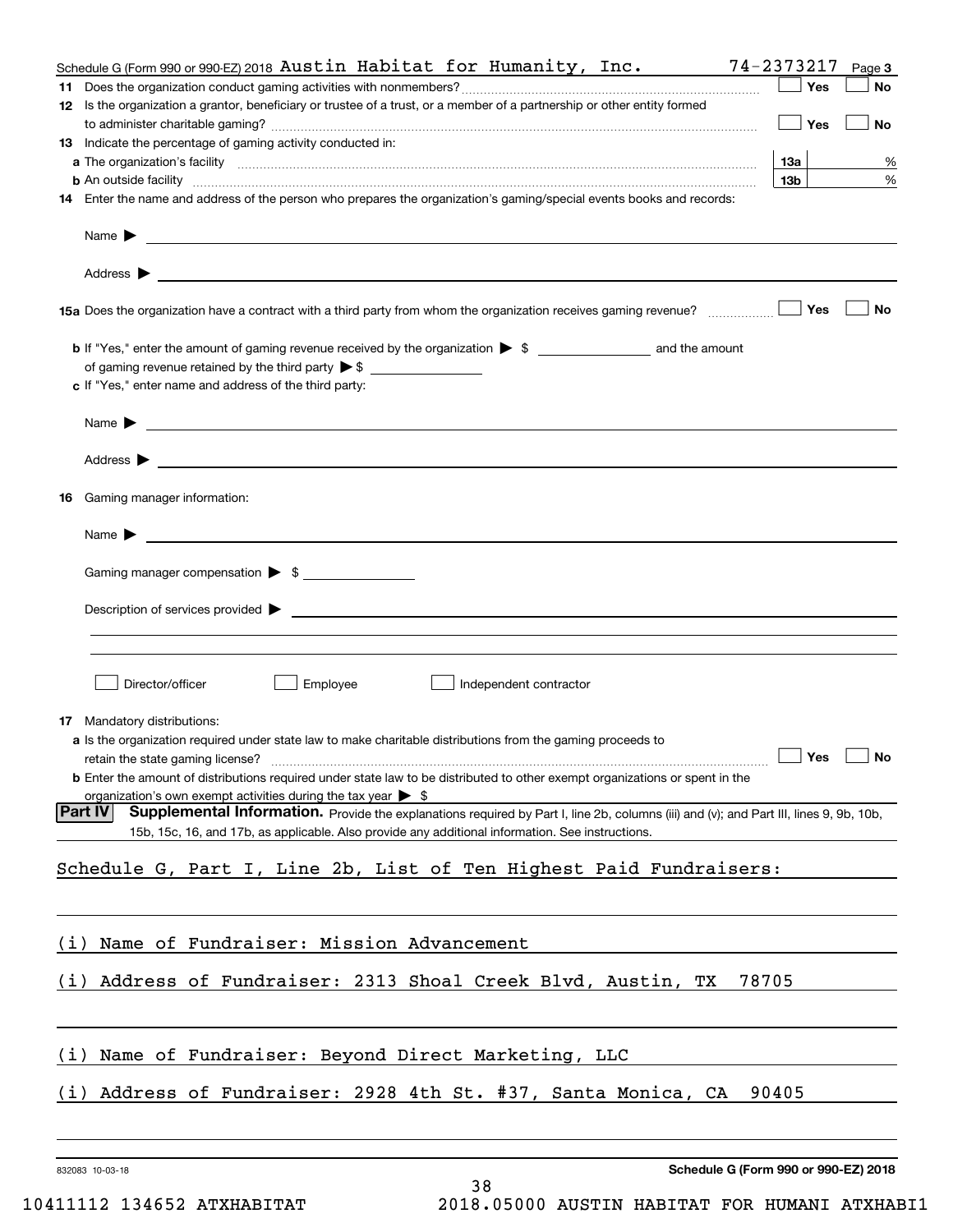Schedule G (Form 990 or 990-EZ) 2018 Austin Habitat for Humanity, Inc. 74-2373217 Page 3

**11** Does the organization conduct gaming activities with nonmembers? ☐ Yes ☐ No

**12** Is the organization a grantor, beneficiary or trustee of a trust, or a member of a partnership or other entity formed to administer charitable gaming? ☐ Yes ☐ No

**13** Indicate the percentage of gaming activity conducted in:

**a** The organization's facility **13a** %

**b** An outside facility **13b** %

**14** Enter the name and address of the person who prepares the organization's gaming/special events books and records:

Name ▶

Address ▶

**15a** Does the organization have a contract with a third party from whom the organization receives gaming revenue? ☐ Yes ☐ No

**b** If "Yes," enter the amount of gaming revenue received by the organization ▶ $ ________ and the amount of gaming revenue retained by the third party ▶ $ ________

**c** If "Yes," enter name and address of the third party:

Name ▶

Address ▶

**16** Gaming manager information:

Name ▶

Gaming manager compensation ▶ $

Description of services provided ▶

☐ Director/officer ☐ Employee ☐ Independent contractor

**17** Mandatory distributions:

**a** Is the organization required under state law to make charitable distributions from the gaming proceeds to retain the state gaming license? ☐ Yes ☐ No

**b** Enter the amount of distributions required under state law to be distributed to other exempt organizations or spent in the organization's own exempt activities during the tax year ▶ $

**Part IV Supplemental Information.** Provide the explanations required by Part I, line 2b, columns (iii) and (v); and Part III, lines 9, 9b, 10b, 15b, 15c, 16, and 17b, as applicable. Also provide any additional information. See instructions.

Schedule G, Part I, Line 2b, List of Ten Highest Paid Fundraisers:

(i) Name of Fundraiser: Mission Advancement

(i) Address of Fundraiser: 2313 Shoal Creek Blvd, Austin, TX 78705

(i) Name of Fundraiser: Beyond Direct Marketing, LLC

(i) Address of Fundraiser: 2928 4th St. #37, Santa Monica, CA 90405

832083 10-03-18 **Schedule G (Form 990 or 990-EZ) 2018**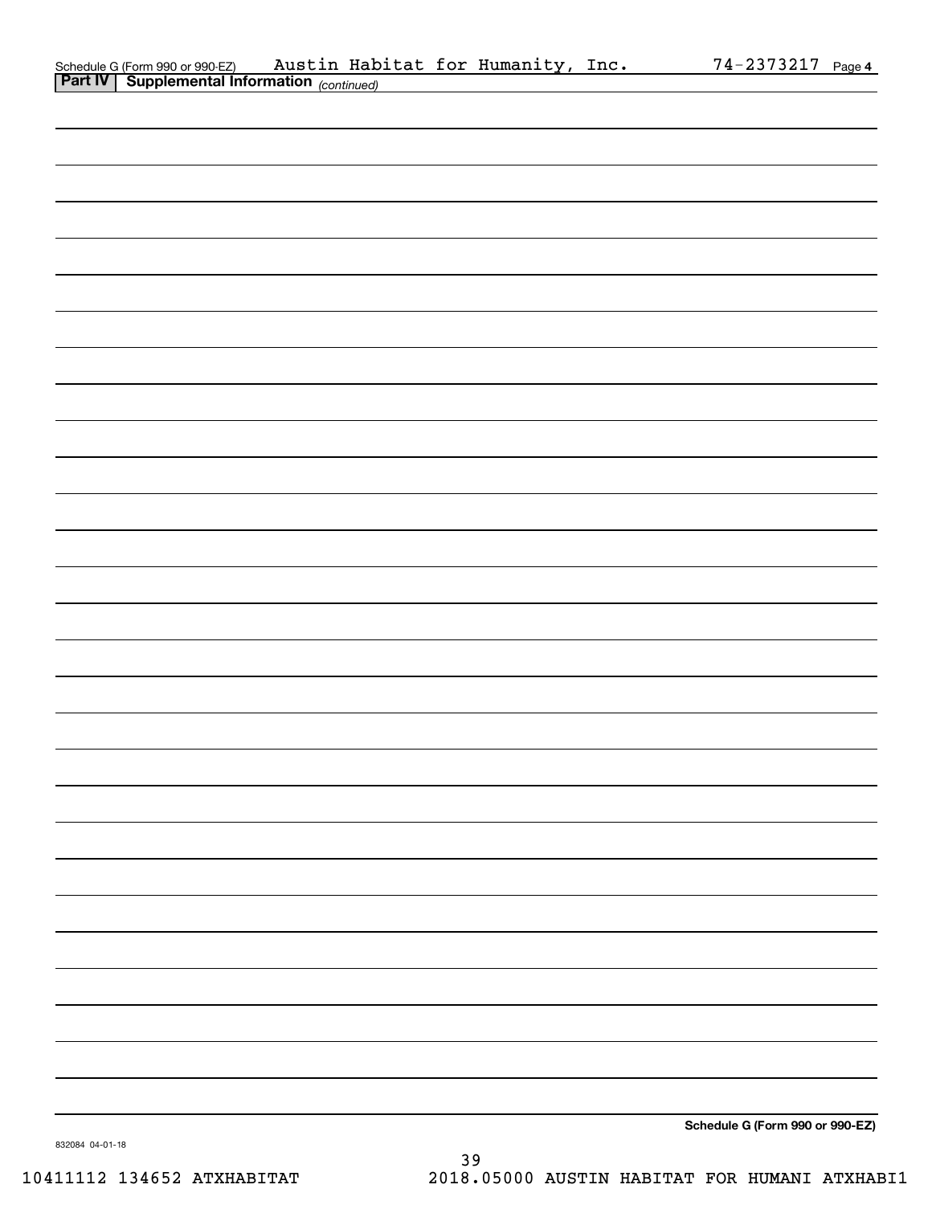Schedule G (Form 990 or 990-EZ) Austin Habitat for Humanity, Inc. 74-2373217 Page 4

**Part IV | Supplemental Information** *(continued)*

**Schedule G (Form 990 or 990-EZ)**

832084 04-01-18

10411112 134652 ATXHABITAT 2018.05000 AUSTIN HABITAT FOR HUMANI ATXHABI1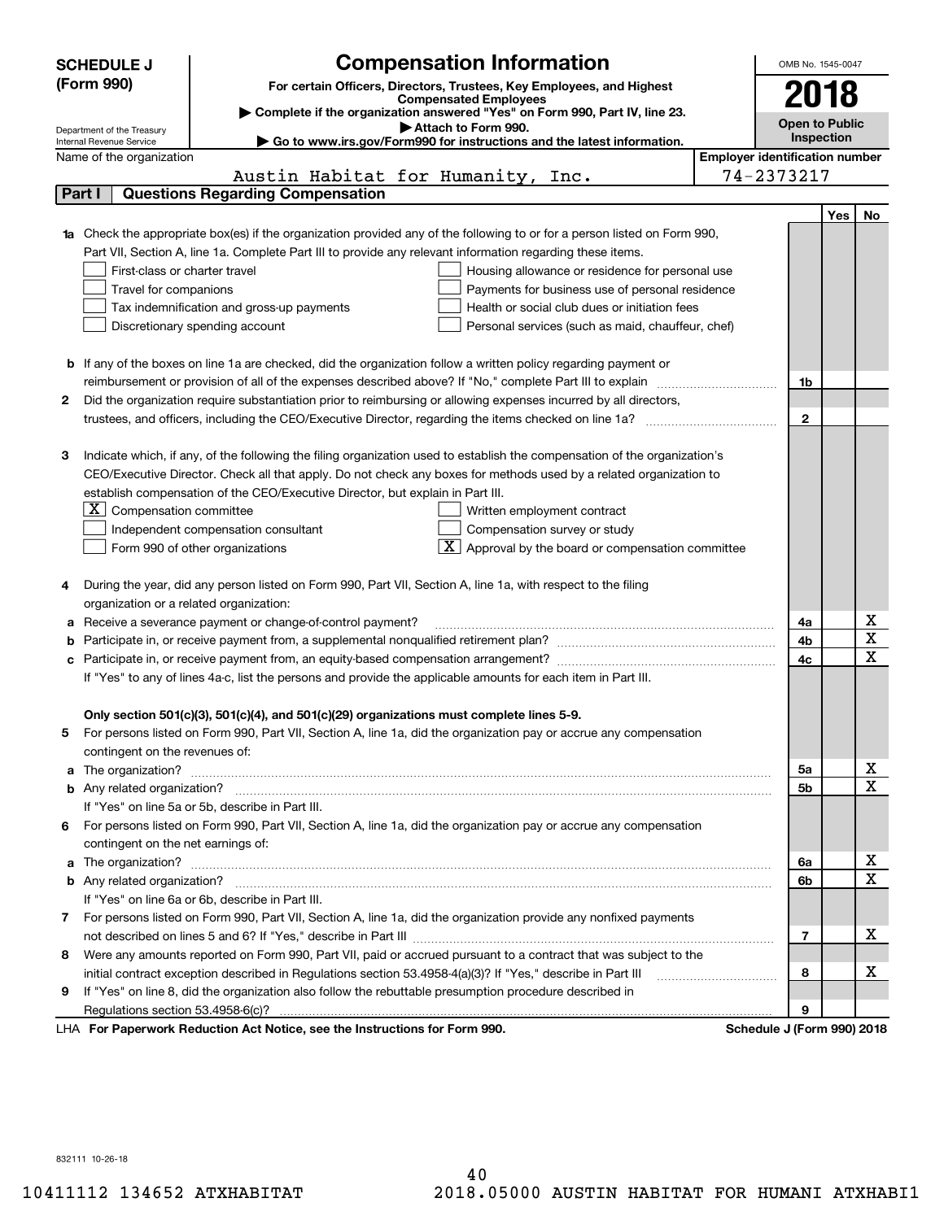**SCHEDULE J (Form 990)**

Department of the Treasury
Internal Revenue Service

# Compensation Information

**For certain Officers, Directors, Trustees, Key Employees, and Highest Compensated Employees**

▶ **Complete if the organization answered "Yes" on Form 990, Part IV, line 23.**

▶ **Attach to Form 990.**

▶ **Go to www.irs.gov/Form990 for instructions and the latest information.**

OMB No. 1545-0047

**2018**

**Open to Public Inspection**

Name of the organization: Austin Habitat for Humanity, Inc.

**Employer identification number:** 74-2373217

## Part I | Questions Regarding Compensation

| | | | Yes | No |
|---|---|---|---|---|
| **1a** | Check the appropriate box(es) if the organization provided any of the following to or for a person listed on Form 990, Part VII, Section A, line 1a. Complete Part III to provide any relevant information regarding these items.<br>☐ First-class or charter travel ☐ Housing allowance or residence for personal use<br>☐ Travel for companions ☐ Payments for business use of personal residence<br>☐ Tax indemnification and gross-up payments ☐ Health or social club dues or initiation fees<br>☐ Discretionary spending account ☐ Personal services (such as maid, chauffeur, chef) | | | |
| **b** | If any of the boxes on line 1a are checked, did the organization follow a written policy regarding payment or reimbursement or provision of all of the expenses described above? If "No," complete Part III to explain | 1b | | |
| **2** | Did the organization require substantiation prior to reimbursing or allowing expenses incurred by all directors, trustees, and officers, including the CEO/Executive Director, regarding the items checked on line 1a? | 2 | | |
| **3** | Indicate which, if any, of the following the filing organization used to establish the compensation of the organization's CEO/Executive Director. Check all that apply. Do not check any boxes for methods used by a related organization to establish compensation of the CEO/Executive Director, but explain in Part III.<br>☒ Compensation committee ☐ Written employment contract<br>☐ Independent compensation consultant ☐ Compensation survey or study<br>☐ Form 990 of other organizations ☒ Approval by the board or compensation committee | | | |
| **4** | During the year, did any person listed on Form 990, Part VII, Section A, line 1a, with respect to the filing organization or a related organization: | | | |
| **a** | Receive a severance payment or change-of-control payment? | 4a | | X |
| **b** | Participate in, or receive payment from, a supplemental nonqualified retirement plan? | 4b | | X |
| **c** | Participate in, or receive payment from, an equity-based compensation arrangement? | 4c | | X |
| | If "Yes" to any of lines 4a-c, list the persons and provide the applicable amounts for each item in Part III. | | | |
| | **Only section 501(c)(3), 501(c)(4), and 501(c)(29) organizations must complete lines 5-9.** | | | |
| **5** | For persons listed on Form 990, Part VII, Section A, line 1a, did the organization pay or accrue any compensation contingent on the revenues of: | | | |
| **a** | The organization? | 5a | | X |
| **b** | Any related organization? | 5b | | X |
| | If "Yes" on line 5a or 5b, describe in Part III. | | | |
| **6** | For persons listed on Form 990, Part VII, Section A, line 1a, did the organization pay or accrue any compensation contingent on the net earnings of: | | | |
| **a** | The organization? | 6a | | X |
| **b** | Any related organization? | 6b | | X |
| | If "Yes" on line 6a or 6b, describe in Part III. | | | |
| **7** | For persons listed on Form 990, Part VII, Section A, line 1a, did the organization provide any nonfixed payments not described on lines 5 and 6? If "Yes," describe in Part III | 7 | | X |
| **8** | Were any amounts reported on Form 990, Part VII, paid or accrued pursuant to a contract that was subject to the initial contract exception described in Regulations section 53.4958-4(a)(3)? If "Yes," describe in Part III | 8 | | X |
| **9** | If "Yes" on line 8, did the organization also follow the rebuttable presumption procedure described in Regulations section 53.4958-6(c)? | 9 | | |

LHA **For Paperwork Reduction Act Notice, see the Instructions for Form 990.** **Schedule J (Form 990) 2018**

832111 10-26-18

10411112 134652 ATXHABITAT 2018.05000 AUSTIN HABITAT FOR HUMANI ATXHABI1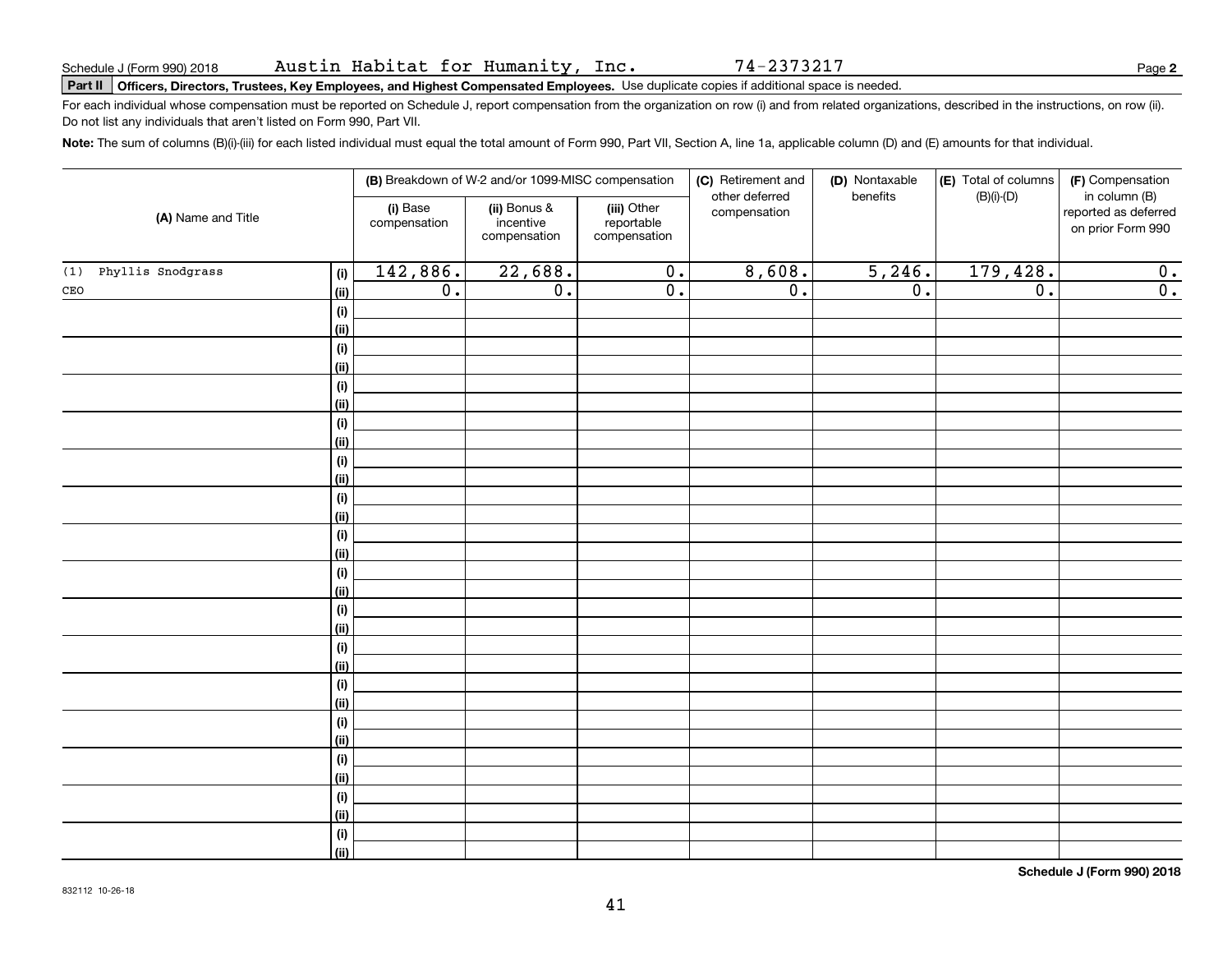Schedule J (Form 990) 2018 Austin Habitat for Humanity, Inc. 74-2373217 Page **2**

**Part II** **Officers, Directors, Trustees, Key Employees, and Highest Compensated Employees.** Use duplicate copies if additional space is needed.

For each individual whose compensation must be reported on Schedule J, report compensation from the organization on row (i) and from related organizations, described in the instructions, on row (ii). Do not list any individuals that aren't listed on Form 990, Part VII.

**Note:** The sum of columns (B)(i)-(iii) for each listed individual must equal the total amount of Form 990, Part VII, Section A, line 1a, applicable column (D) and (E) amounts for that individual.

| (A) Name and Title | | (B) Breakdown of W-2 and/or 1099-MISC compensation | | | (C) Retirement and other deferred compensation | (D) Nontaxable benefits | (E) Total of columns (B)(i)-(D) | (F) Compensation in column (B) reported as deferred on prior Form 990 |
|---|---|---|---|---|---|---|---|---|
| | | (i) Base compensation | (ii) Bonus & incentive compensation | (iii) Other reportable compensation | | | | |
| (1) Phyllis Snodgrass | (i) | 142,886. | 22,688. | 0. | 8,608. | 5,246. | 179,428. | 0. |
| CEO | (ii) | 0. | 0. | 0. | 0. | 0. | 0. | 0. |
| | (i) | | | | | | | |
| | (ii) | | | | | | | |
| | (i) | | | | | | | |
| | (ii) | | | | | | | |
| | (i) | | | | | | | |
| | (ii) | | | | | | | |
| | (i) | | | | | | | |
| | (ii) | | | | | | | |
| | (i) | | | | | | | |
| | (ii) | | | | | | | |
| | (i) | | | | | | | |
| | (ii) | | | | | | | |
| | (i) | | | | | | | |
| | (ii) | | | | | | | |
| | (i) | | | | | | | |
| | (ii) | | | | | | | |
| | (i) | | | | | | | |
| | (ii) | | | | | | | |
| | (i) | | | | | | | |
| | (ii) | | | | | | | |
| | (i) | | | | | | | |
| | (ii) | | | | | | | |
| | (i) | | | | | | | |
| | (ii) | | | | | | | |
| | (i) | | | | | | | |
| | (ii) | | | | | | | |
| | (i) | | | | | | | |
| | (ii) | | | | | | | |
| | (i) | | | | | | | |
| | (ii) | | | | | | | |

**Schedule J (Form 990) 2018**

832112 10-26-18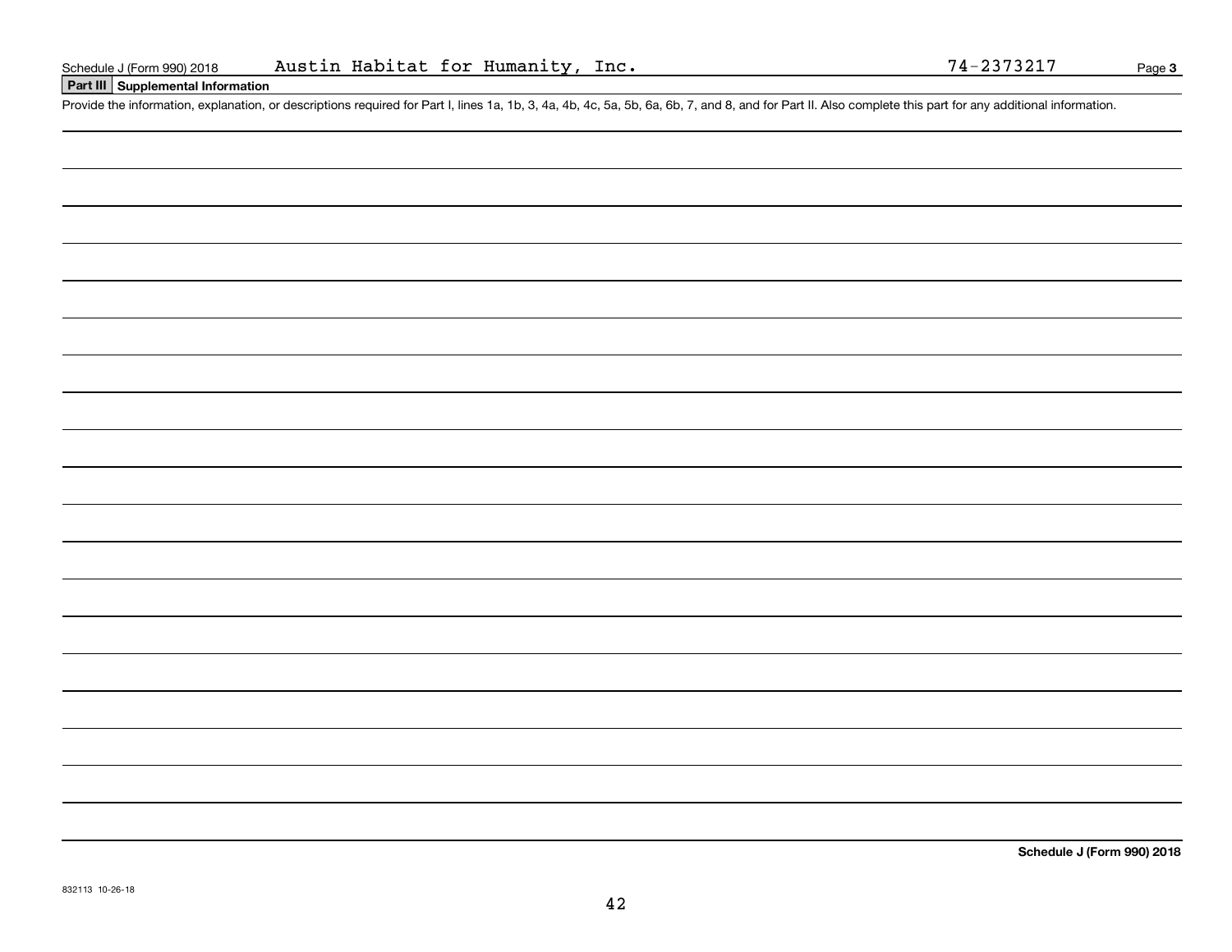Schedule J (Form 990) 2018 Austin Habitat for Humanity, Inc. 74-2373217 Page **3**

**Part III** **Supplemental Information**

Provide the information, explanation, or descriptions required for Part I, lines 1a, 1b, 3, 4a, 4b, 4c, 5a, 5b, 6a, 6b, 7, and 8, and for Part II. Also complete this part for any additional information.

**Schedule J (Form 990) 2018**

832113 10-26-18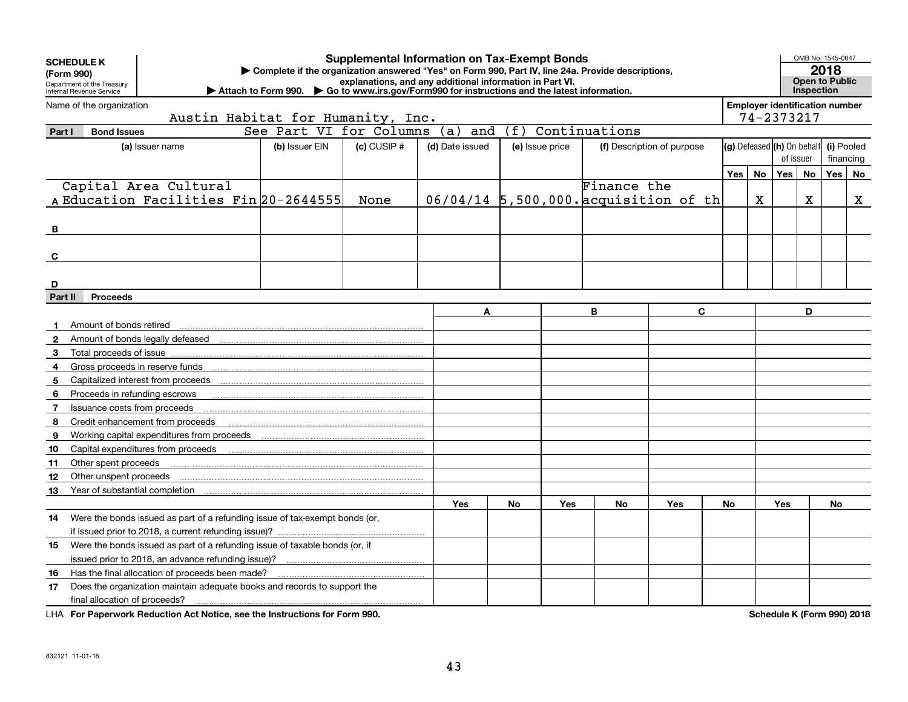**SCHEDULE K (Form 990)**

Department of the Treasury
Internal Revenue Service

# Supplemental Information on Tax-Exempt Bonds

▶ Complete if the organization answered "Yes" on Form 990, Part IV, line 24a. Provide descriptions, explanations, and any additional information in Part VI.

▶ Attach to Form 990. ▶ Go to www.irs.gov/Form990 for instructions and the latest information.

OMB No. 1545-0047

**2018**

**Open to Public Inspection**

Name of the organization: Austin Habitat for Humanity, Inc.

Employer identification number: 74-2373217

**Part I Bond Issues** See Part VI for Columns (a) and (f) Continuations

| | (a) Issuer name | (b) Issuer EIN | (c) CUSIP # | (d) Date issued | (e) Issue price | (f) Description of purpose | (g) Defeased Yes | (g) Defeased No | (h) On behalf of issuer Yes | (h) On behalf of issuer No | (i) Pooled financing Yes | (i) Pooled financing No |
|---|---|---|---|---|---|---|---|---|---|---|---|---|
| A | Capital Area Cultural Education Facilities Fin | 20-2644555 | None | 06/04/14 | 5,500,000. | Finance the acquisition of th | | X | | X | | X |
| B | | | | | | | | | | | | |
| C | | | | | | | | | | | | |
| D | | | | | | | | | | | | |

**Part II Proceeds**

| | | A | | B | | C | | D | |
|---|---|---|---|---|---|---|---|---|---|
| 1 | Amount of bonds retired | | | | | | | | |
| 2 | Amount of bonds legally defeased | | | | | | | | |
| 3 | Total proceeds of issue | | | | | | | | |
| 4 | Gross proceeds in reserve funds | | | | | | | | |
| 5 | Capitalized interest from proceeds | | | | | | | | |
| 6 | Proceeds in refunding escrows | | | | | | | | |
| 7 | Issuance costs from proceeds | | | | | | | | |
| 8 | Credit enhancement from proceeds | | | | | | | | |
| 9 | Working capital expenditures from proceeds | | | | | | | | |
| 10 | Capital expenditures from proceeds | | | | | | | | |
| 11 | Other spent proceeds | | | | | | | | |
| 12 | Other unspent proceeds | | | | | | | | |
| 13 | Year of substantial completion | | | | | | | | |
| | | Yes | No | Yes | No | Yes | No | Yes | No |
| 14 | Were the bonds issued as part of a refunding issue of tax-exempt bonds (or, if issued prior to 2018, a current refunding issue)? | | | | | | | | |
| 15 | Were the bonds issued as part of a refunding issue of taxable bonds (or, if issued prior to 2018, an advance refunding issue)? | | | | | | | | |
| 16 | Has the final allocation of proceeds been made? | | | | | | | | |
| 17 | Does the organization maintain adequate books and records to support the final allocation of proceeds? | | | | | | | | |

LHA **For Paperwork Reduction Act Notice, see the Instructions for Form 990.** **Schedule K (Form 990) 2018**

832121 11-01-18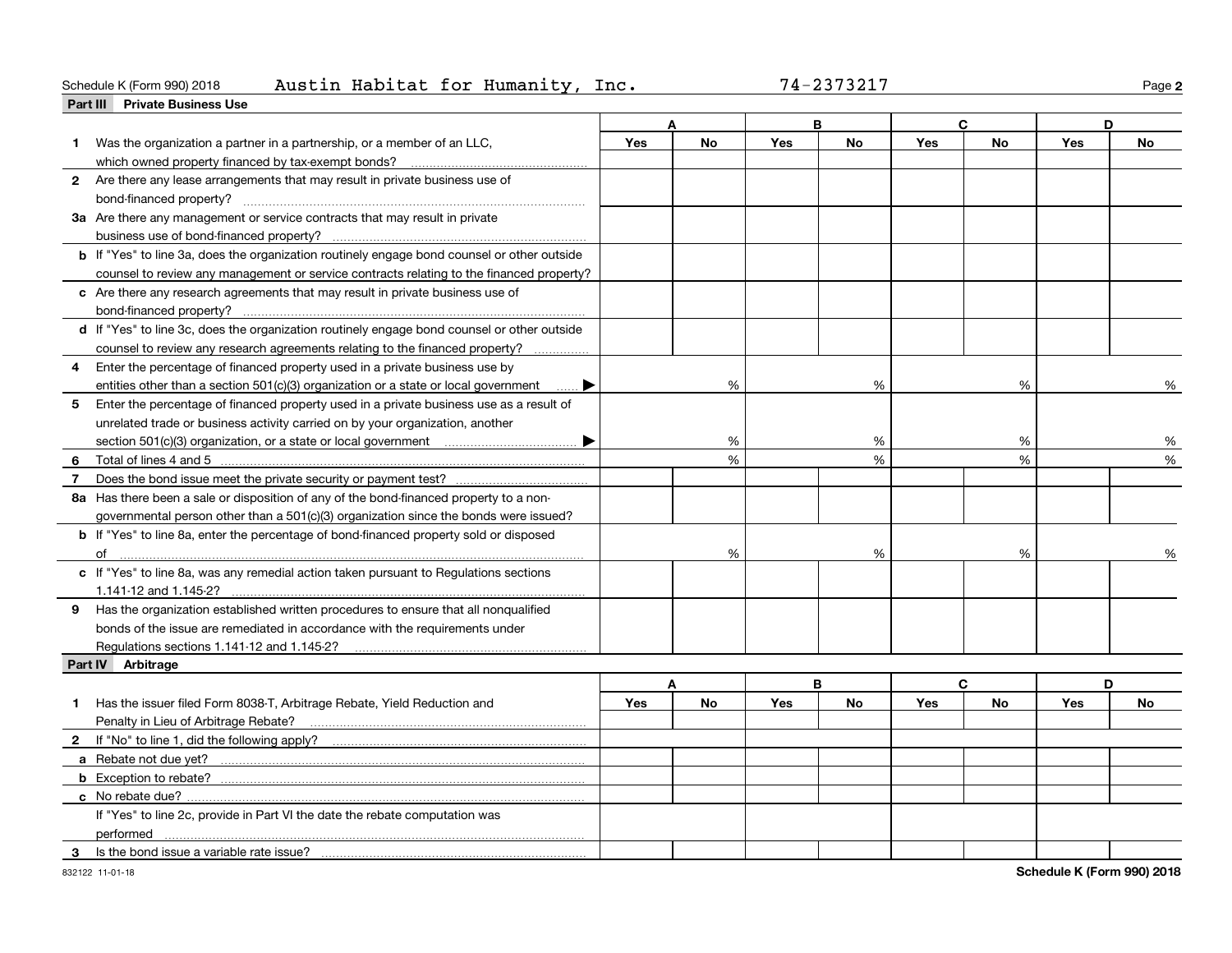Schedule K (Form 990) 2018 Austin Habitat for Humanity, Inc. 74-2373217

## Part III Private Business Use

| | A | | B | | C | | D | |
|---|---|---|---|---|---|---|---|---|
| | Yes | No | Yes | No | Yes | No | Yes | No |
| **1** Was the organization a partner in a partnership, or a member of an LLC, which owned property financed by tax-exempt bonds? | | | | | | | | |
| **2** Are there any lease arrangements that may result in private business use of bond-financed property? | | | | | | | | |
| **3a** Are there any management or service contracts that may result in private business use of bond-financed property? | | | | | | | | |
| **b** If "Yes" to line 3a, does the organization routinely engage bond counsel or other outside counsel to review any management or service contracts relating to the financed property? | | | | | | | | |
| **c** Are there any research agreements that may result in private business use of bond-financed property? | | | | | | | | |
| **d** If "Yes" to line 3c, does the organization routinely engage bond counsel or other outside counsel to review any research agreements relating to the financed property? | | | | | | | | |
| **4** Enter the percentage of financed property used in a private business use by entities other than a section 501(c)(3) organization or a state or local government ▶ | | % | | % | | % | | % |
| **5** Enter the percentage of financed property used in a private business use as a result of unrelated trade or business activity carried on by your organization, another section 501(c)(3) organization, or a state or local government ▶ | | % | | % | | % | | % |
| **6** Total of lines 4 and 5 | | % | | % | | % | | % |
| **7** Does the bond issue meet the private security or payment test? | | | | | | | | |
| **8a** Has there been a sale or disposition of any of the bond-financed property to a nongovernmental person other than a 501(c)(3) organization since the bonds were issued? | | | | | | | | |
| **b** If "Yes" to line 8a, enter the percentage of bond-financed property sold or disposed of | | % | | % | | % | | % |
| **c** If "Yes" to line 8a, was any remedial action taken pursuant to Regulations sections 1.141-12 and 1.145-2? | | | | | | | | |
| **9** Has the organization established written procedures to ensure that all nonqualified bonds of the issue are remediated in accordance with the requirements under Regulations sections 1.141-12 and 1.145-2? | | | | | | | | |

## Part IV Arbitrage

| | A | | B | | C | | D | |
|---|---|---|---|---|---|---|---|---|
| | Yes | No | Yes | No | Yes | No | Yes | No |
| **1** Has the issuer filed Form 8038-T, Arbitrage Rebate, Yield Reduction and Penalty in Lieu of Arbitrage Rebate? | | | | | | | | |
| **2** If "No" to line 1, did the following apply? | | | | | | | | |
| **a** Rebate not due yet? | | | | | | | | |
| **b** Exception to rebate? | | | | | | | | |
| **c** No rebate due? | | | | | | | | |
| If "Yes" to line 2c, provide in Part VI the date the rebate computation was performed | | | | | | | | |
| **3** Is the bond issue a variable rate issue? | | | | | | | | |

832122 11-01-18 **Schedule K (Form 990) 2018**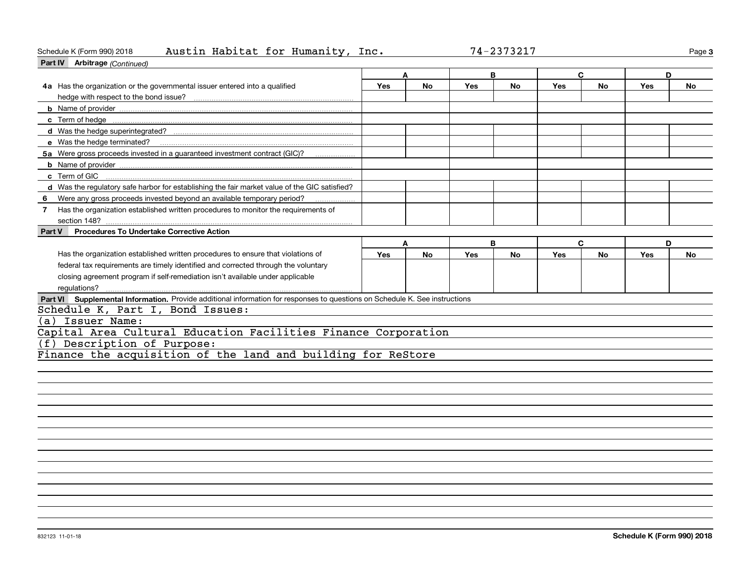Schedule K (Form 990) 2018 Austin Habitat for Humanity, Inc. 74-2373217

**Part IV Arbitrage** *(Continued)*

| | A | | B | | C | | D | |
|---|---|---|---|---|---|---|---|---|
| | Yes | No | Yes | No | Yes | No | Yes | No |
| **4a** Has the organization or the governmental issuer entered into a qualified hedge with respect to the bond issue? | | | | | | | | |
| **b** Name of provider | | | | | | | | |
| **c** Term of hedge | | | | | | | | |
| **d** Was the hedge superintegrated? | | | | | | | | |
| **e** Was the hedge terminated? | | | | | | | | |
| **5a** Were gross proceeds invested in a guaranteed investment contract (GIC)? | | | | | | | | |
| **b** Name of provider | | | | | | | | |
| **c** Term of GIC | | | | | | | | |
| **d** Was the regulatory safe harbor for establishing the fair market value of the GIC satisfied? | | | | | | | | |
| **6** Were any gross proceeds invested beyond an available temporary period? | | | | | | | | |
| **7** Has the organization established written procedures to monitor the requirements of section 148? | | | | | | | | |

**Part V Procedures To Undertake Corrective Action**

| | A | | B | | C | | D | |
|---|---|---|---|---|---|---|---|---|
| | Yes | No | Yes | No | Yes | No | Yes | No |
| Has the organization established written procedures to ensure that violations of federal tax requirements are timely identified and corrected through the voluntary closing agreement program if self-remediation isn't available under applicable regulations? | | | | | | | | |

**Part VI Supplemental Information.** Provide additional information for responses to questions on Schedule K. See instructions

Schedule K, Part I, Bond Issues:

(a) Issuer Name:

Capital Area Cultural Education Facilities Finance Corporation

(f) Description of Purpose:

Finance the acquisition of the land and building for ReStore

832123 11-01-18

**Schedule K (Form 990) 2018**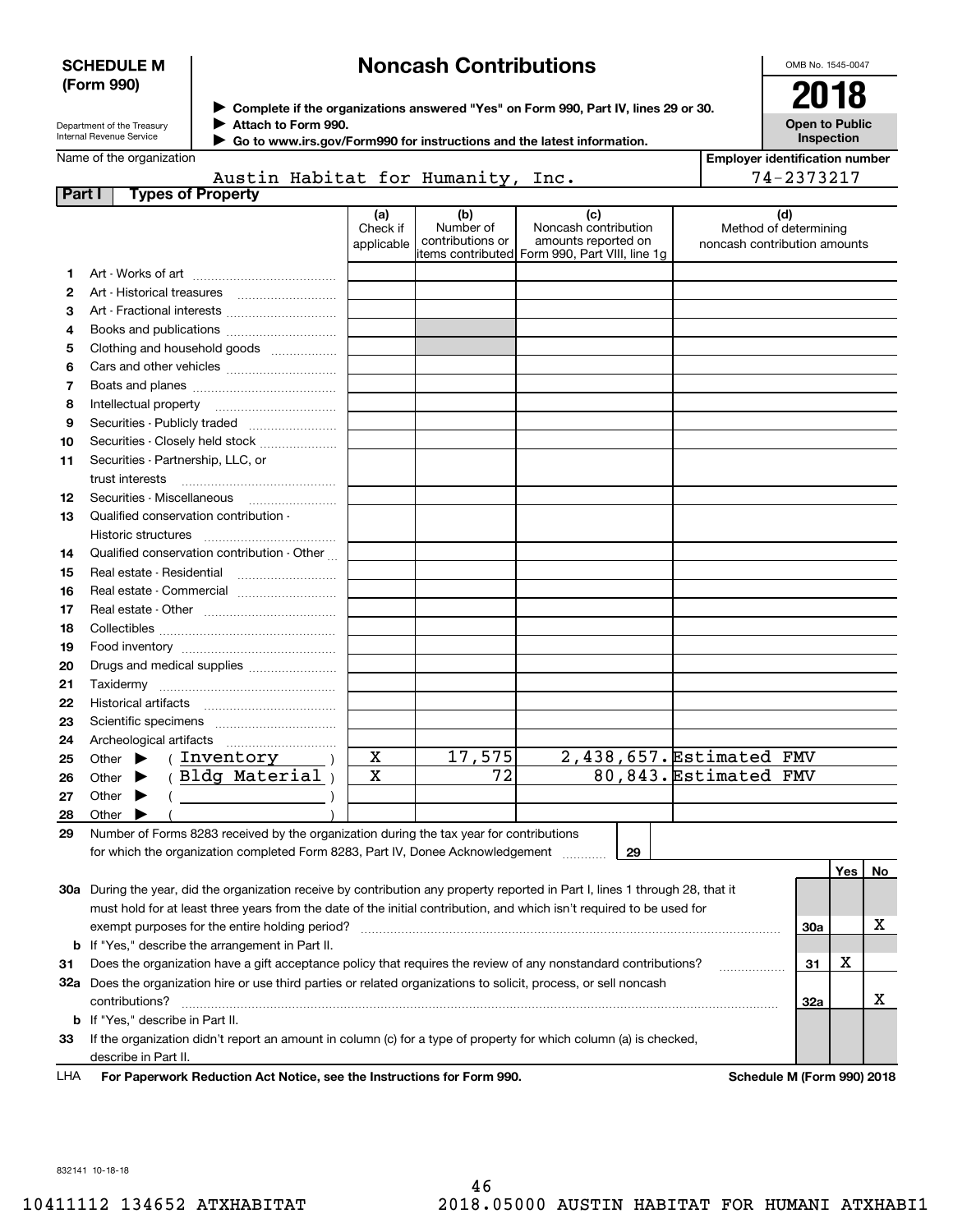**SCHEDULE M (Form 990)**

Department of the Treasury
Internal Revenue Service

# Noncash Contributions

▶ Complete if the organizations answered "Yes" on Form 990, Part IV, lines 29 or 30.
▶ Attach to Form 990.
▶ Go to www.irs.gov/Form990 for instructions and the latest information.

OMB No. 1545-0047

**2018**

**Open to Public Inspection**

Name of the organization: Austin Habitat for Humanity, Inc.

Employer identification number: 74-2373217

**Part I — Types of Property**

| | | (a) Check if applicable | (b) Number of contributions or items contributed | (c) Noncash contribution amounts reported on Form 990, Part VIII, line 1g | (d) Method of determining noncash contribution amounts |
|---|---|---|---|---|---|
| 1 | Art - Works of art | | | | |
| 2 | Art - Historical treasures | | | | |
| 3 | Art - Fractional interests | | | | |
| 4 | Books and publications | | | | |
| 5 | Clothing and household goods | | | | |
| 6 | Cars and other vehicles | | | | |
| 7 | Boats and planes | | | | |
| 8 | Intellectual property | | | | |
| 9 | Securities - Publicly traded | | | | |
| 10 | Securities - Closely held stock | | | | |
| 11 | Securities - Partnership, LLC, or trust interests | | | | |
| 12 | Securities - Miscellaneous | | | | |
| 13 | Qualified conservation contribution - Historic structures | | | | |
| 14 | Qualified conservation contribution - Other | | | | |
| 15 | Real estate - Residential | | | | |
| 16 | Real estate - Commercial | | | | |
| 17 | Real estate - Other | | | | |
| 18 | Collectibles | | | | |
| 19 | Food inventory | | | | |
| 20 | Drugs and medical supplies | | | | |
| 21 | Taxidermy | | | | |
| 22 | Historical artifacts | | | | |
| 23 | Scientific specimens | | | | |
| 24 | Archeological artifacts | | | | |
| 25 | Other ▶ ( Inventory ) | X | 17,575 | 2,438,657. | Estimated FMV |
| 26 | Other ▶ ( Bldg Material ) | X | 72 | 80,843. | Estimated FMV |
| 27 | Other ▶ ( ) | | | | |
| 28 | Other ▶ ( ) | | | | |

29 Number of Forms 8283 received by the organization during the tax year for contributions for which the organization completed Form 8283, Part IV, Donee Acknowledgement ..... **29**

| | | | Yes | No |
|---|---|---|---|---|
| 30a | During the year, did the organization receive by contribution any property reported in Part I, lines 1 through 28, that it must hold for at least three years from the date of the initial contribution, and which isn't required to be used for exempt purposes for the entire holding period? | 30a | | X |
| b | If "Yes," describe the arrangement in Part II. | | | |
| 31 | Does the organization have a gift acceptance policy that requires the review of any nonstandard contributions? | 31 | X | |
| 32a | Does the organization hire or use third parties or related organizations to solicit, process, or sell noncash contributions? | 32a | | X |
| b | If "Yes," describe in Part II. | | | |
| 33 | If the organization didn't report an amount in column (c) for a type of property for which column (a) is checked, describe in Part II. | | | |

LHA **For Paperwork Reduction Act Notice, see the Instructions for Form 990.** **Schedule M (Form 990) 2018**

832141 10-18-18

10411112 134652 ATXHABITAT 2018.05000 AUSTIN HABITAT FOR HUMANI ATXHABI1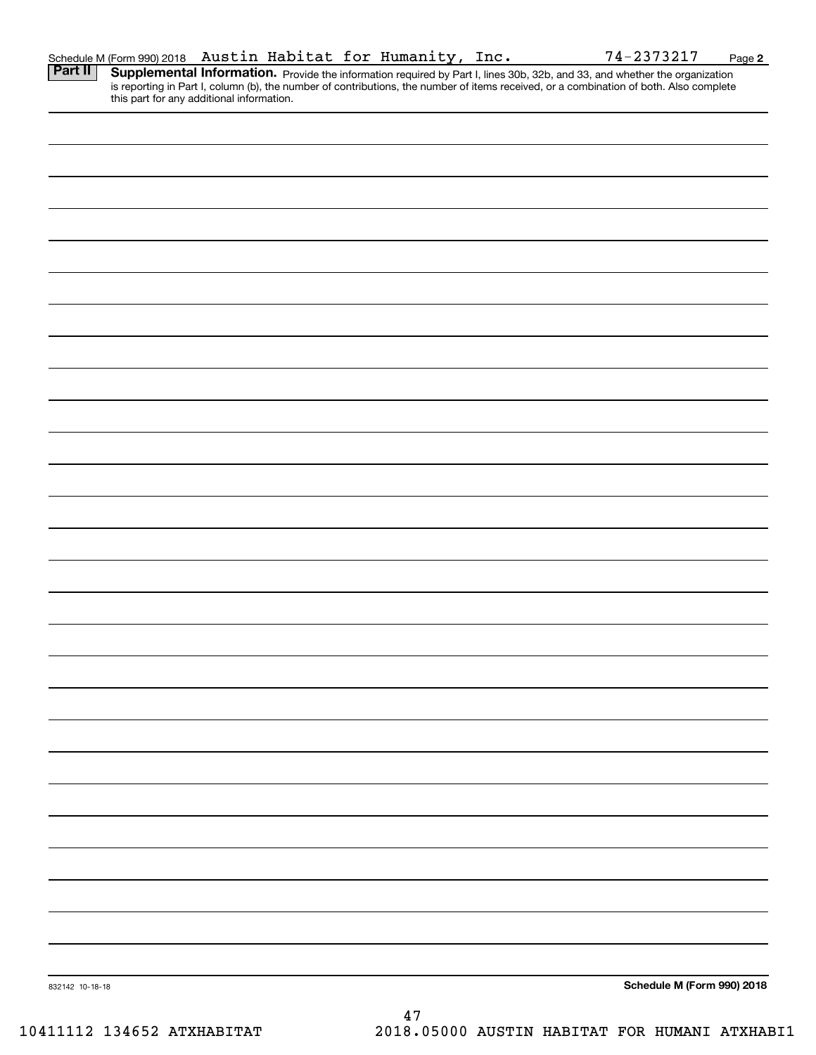Schedule M (Form 990) 2018 Austin Habitat for Humanity, Inc. 74-2373217 Page **2**

**Part II** **Supplemental Information.** Provide the information required by Part I, lines 30b, 32b, and 33, and whether the organization is reporting in Part I, column (b), the number of contributions, the number of items received, or a combination of both. Also complete this part for any additional information.

832142 10-18-18

**Schedule M (Form 990) 2018**

10411112 134652 ATXHABITAT 2018.05000 AUSTIN HABITAT FOR HUMANI ATXHABI1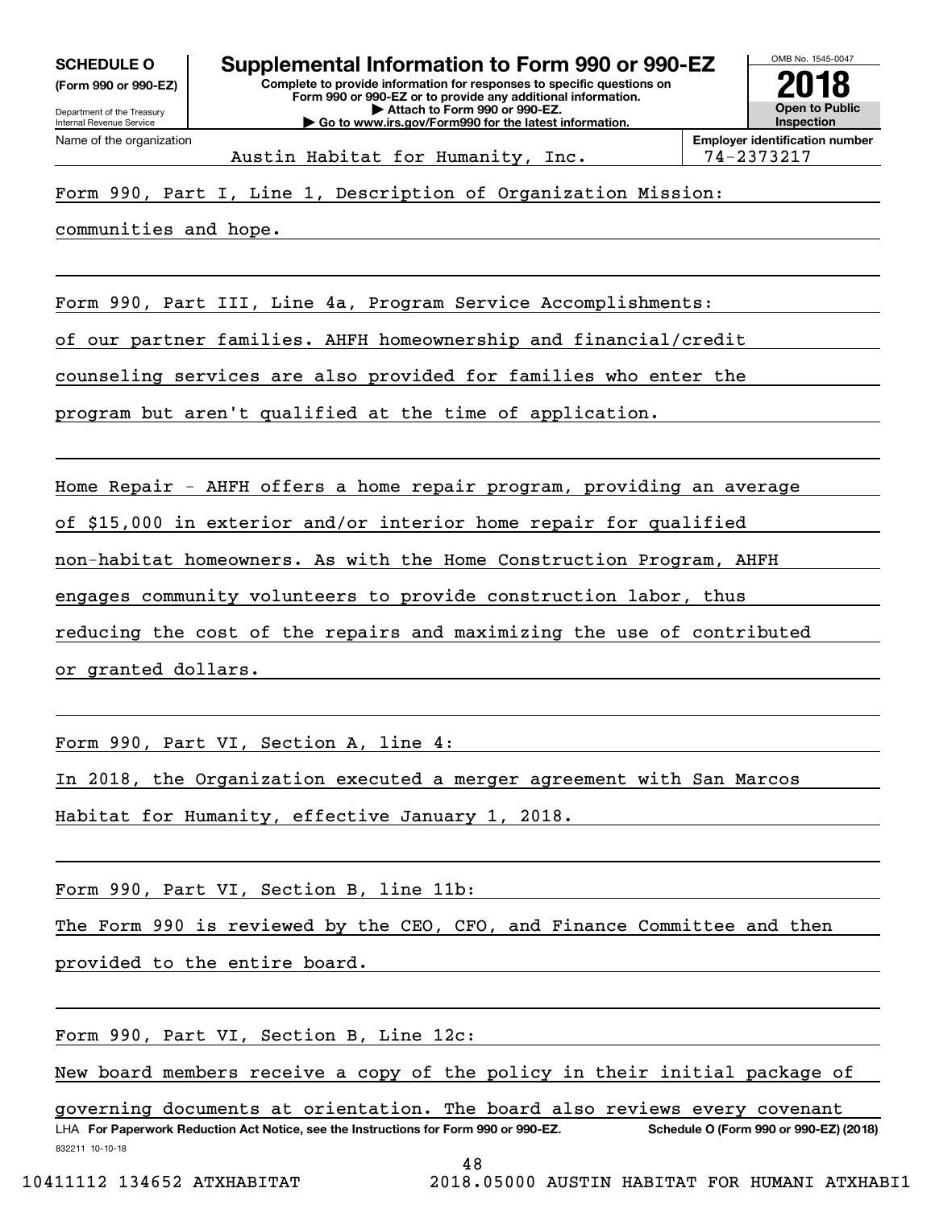**SCHEDULE O (Form 990 or 990-EZ)**

Department of the Treasury
Internal Revenue Service

# Supplemental Information to Form 990 or 990-EZ

**Complete to provide information for responses to specific questions on Form 990 or 990-EZ or to provide any additional information.**
**▶ Attach to Form 990 or 990-EZ.**
**▶ Go to www.irs.gov/Form990 for the latest information.**

OMB No. 1545-0047

**2018**

**Open to Public Inspection**

Name of the organization: Austin Habitat for Humanity, Inc.

**Employer identification number**: 74-2373217

Form 990, Part I, Line 1, Description of Organization Mission:

communities and hope.

Form 990, Part III, Line 4a, Program Service Accomplishments:

of our partner families. AHFH homeownership and financial/credit counseling services are also provided for families who enter the program but aren't qualified at the time of application.

Home Repair - AHFH offers a home repair program, providing an average of $15,000 in exterior and/or interior home repair for qualified non-habitat homeowners. As with the Home Construction Program, AHFH engages community volunteers to provide construction labor, thus reducing the cost of the repairs and maximizing the use of contributed or granted dollars.

Form 990, Part VI, Section A, line 4:

In 2018, the Organization executed a merger agreement with San Marcos Habitat for Humanity, effective January 1, 2018.

Form 990, Part VI, Section B, line 11b:

The Form 990 is reviewed by the CEO, CFO, and Finance Committee and then provided to the entire board.

Form 990, Part VI, Section B, Line 12c:

New board members receive a copy of the policy in their initial package of governing documents at orientation. The board also reviews every covenant

LHA **For Paperwork Reduction Act Notice, see the Instructions for Form 990 or 990-EZ.** **Schedule O (Form 990 or 990-EZ) (2018)**

832211 10-10-18

10411112 134652 ATXHABITAT 2018.05000 AUSTIN HABITAT FOR HUMANI ATXHABI1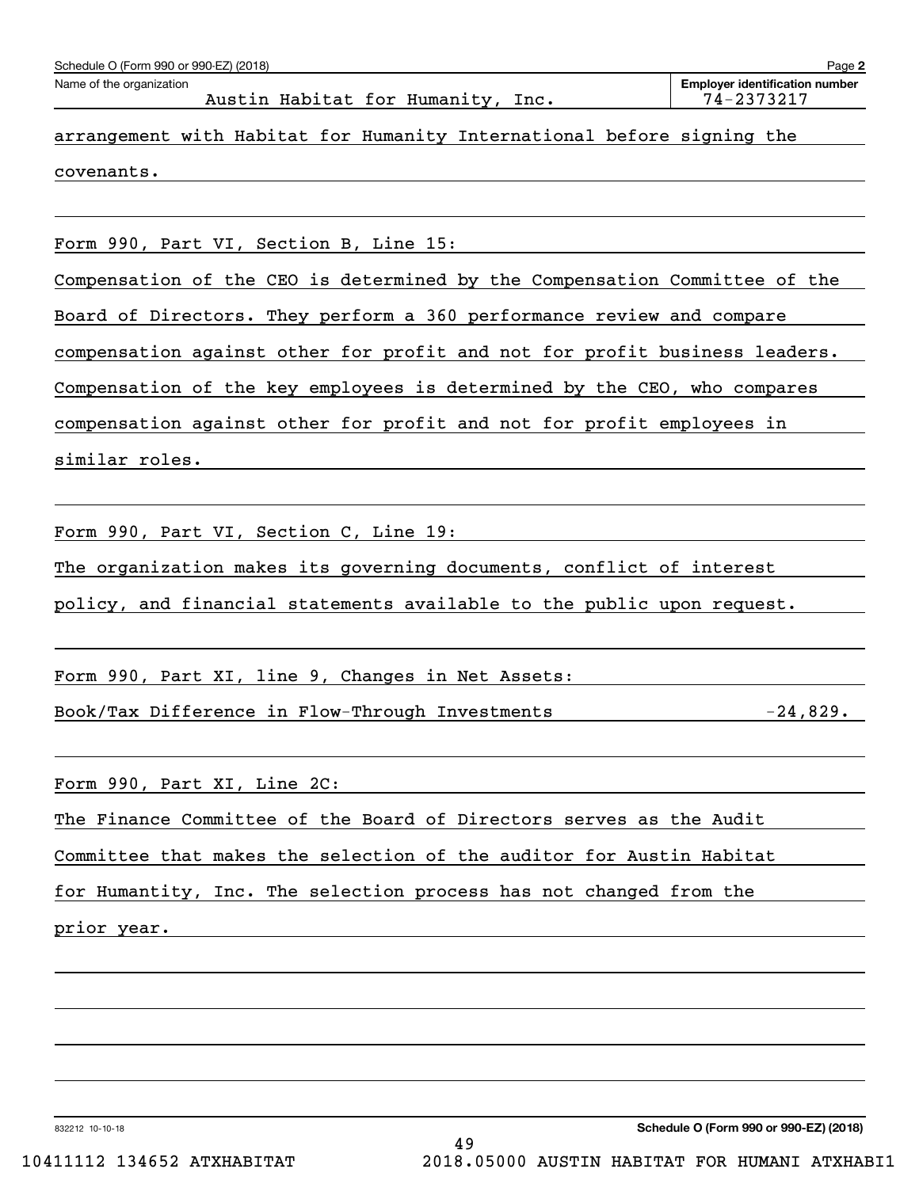Schedule O (Form 990 or 990-EZ) (2018)

Name of the organization: Austin Habitat for Humanity, Inc.

Employer identification number: 74-2373217

arrangement with Habitat for Humanity International before signing the covenants.

Form 990, Part VI, Section B, Line 15:

Compensation of the CEO is determined by the Compensation Committee of the Board of Directors. They perform a 360 performance review and compare compensation against other for profit and not for profit business leaders. Compensation of the key employees is determined by the CEO, who compares compensation against other for profit and not for profit employees in similar roles.

Form 990, Part VI, Section C, Line 19:

The organization makes its governing documents, conflict of interest policy, and financial statements available to the public upon request.

Form 990, Part XI, line 9, Changes in Net Assets:

| | |
|---|---|
| Book/Tax Difference in Flow-Through Investments | -24,829. |

Form 990, Part XI, Line 2C:

The Finance Committee of the Board of Directors serves as the Audit Committee that makes the selection of the auditor for Austin Habitat for Humantity, Inc. The selection process has not changed from the prior year.

832212 10-10-18

Schedule O (Form 990 or 990-EZ) (2018)

10411112 134652 ATXHABITAT 2018.05000 AUSTIN HABITAT FOR HUMANI ATXHABI1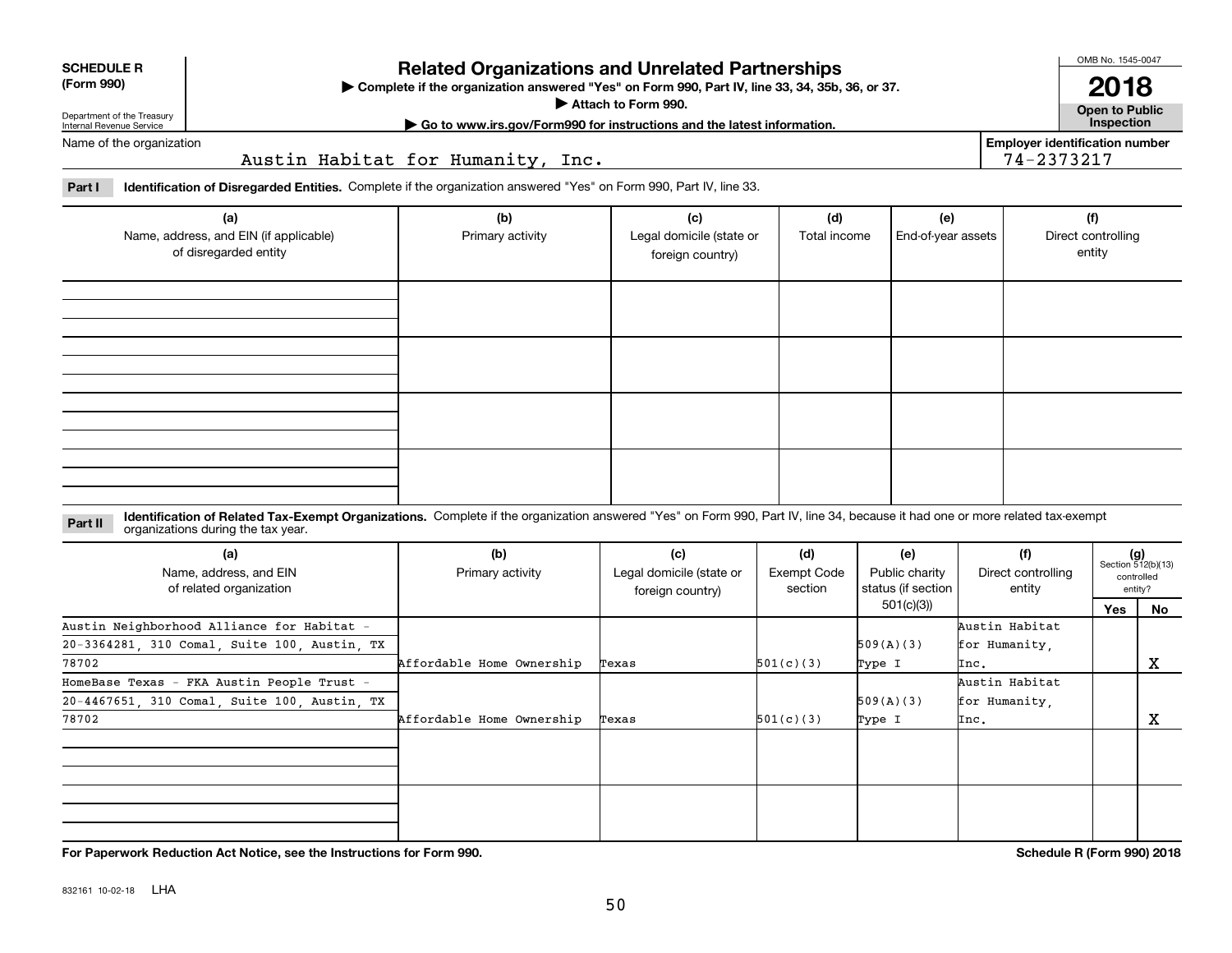**SCHEDULE R (Form 990)**

Department of the Treasury
Internal Revenue Service

# Related Organizations and Unrelated Partnerships

▶ Complete if the organization answered "Yes" on Form 990, Part IV, line 33, 34, 35b, 36, or 37.
▶ Attach to Form 990.
▶ Go to www.irs.gov/Form990 for instructions and the latest information.

OMB No. 1545-0047

**2018**

**Open to Public Inspection**

Name of the organization: Austin Habitat for Humanity, Inc.

Employer identification number: 74-2373217

**Part I** **Identification of Disregarded Entities.** Complete if the organization answered "Yes" on Form 990, Part IV, line 33.

| (a) Name, address, and EIN (if applicable) of disregarded entity | (b) Primary activity | (c) Legal domicile (state or foreign country) | (d) Total income | (e) End-of-year assets | (f) Direct controlling entity |
|---|---|---|---|---|---|
| | | | | | |
| | | | | | |
| | | | | | |
| | | | | | |

**Part II** **Identification of Related Tax-Exempt Organizations.** Complete if the organization answered "Yes" on Form 990, Part IV, line 34, because it had one or more related tax-exempt organizations during the tax year.

| (a) Name, address, and EIN of related organization | (b) Primary activity | (c) Legal domicile (state or foreign country) | (d) Exempt Code section | (e) Public charity status (if section 501(c)(3)) | (f) Direct controlling entity | (g) Section 512(b)(13) controlled entity? Yes | No |
|---|---|---|---|---|---|---|---|
| Austin Neighborhood Alliance for Habitat - 20-3364281, 310 Comal, Suite 100, Austin, TX 78702 | Affordable Home Ownership | Texas | 501(c)(3) | 509(A)(3) Type I | Austin Habitat for Humanity, Inc. | | X |
| HomeBase Texas - FKA Austin People Trust - 20-4467651, 310 Comal, Suite 100, Austin, TX 78702 | Affordable Home Ownership | Texas | 501(c)(3) | 509(A)(3) Type I | Austin Habitat for Humanity, Inc. | | X |
| | | | | | | | |
| | | | | | | | |

**For Paperwork Reduction Act Notice, see the Instructions for Form 990.** **Schedule R (Form 990) 2018**

832161 10-02-18 LHA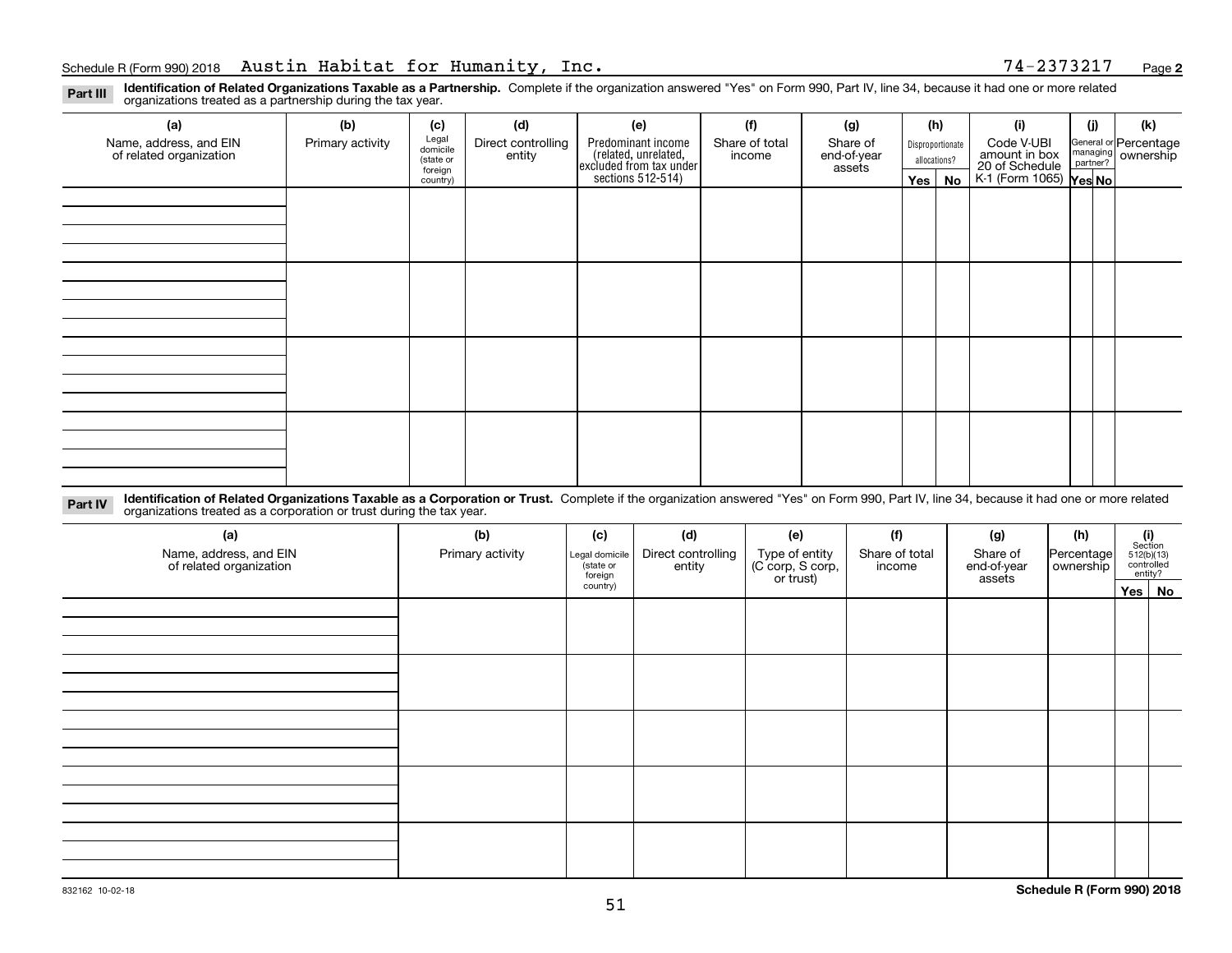Schedule R (Form 990) 2018 Austin Habitat for Humanity, Inc. 74-2373217 Page **2**

**Part III** **Identification of Related Organizations Taxable as a Partnership.** Complete if the organization answered "Yes" on Form 990, Part IV, line 34, because it had one or more related organizations treated as a partnership during the tax year.

| (a) Name, address, and EIN of related organization | (b) Primary activity | (c) Legal domicile (state or foreign country) | (d) Direct controlling entity | (e) Predominant income (related, unrelated, excluded from tax under sections 512-514) | (f) Share of total income | (g) Share of end-of-year assets | (h) Disproportionate allocations? Yes | No | (i) Code V-UBI amount in box 20 of Schedule K-1 (Form 1065) | (j) General or managing partner? Yes | No | (k) Percentage ownership |
|---|---|---|---|---|---|---|---|---|---|---|---|---|
| | | | | | | | | | | | | |
| | | | | | | | | | | | | |
| | | | | | | | | | | | | |
| | | | | | | | | | | | | |

**Part IV** **Identification of Related Organizations Taxable as a Corporation or Trust.** Complete if the organization answered "Yes" on Form 990, Part IV, line 34, because it had one or more related organizations treated as a corporation or trust during the tax year.

| (a) Name, address, and EIN of related organization | (b) Primary activity | (c) Legal domicile (state or foreign country) | (d) Direct controlling entity | (e) Type of entity (C corp, S corp, or trust) | (f) Share of total income | (g) Share of end-of-year assets | (h) Percentage ownership | (i) Section 512(b)(13) controlled entity? Yes | No |
|---|---|---|---|---|---|---|---|---|---|
| | | | | | | | | | |
| | | | | | | | | | |
| | | | | | | | | | |
| | | | | | | | | | |
| | | | | | | | | | |

832162 10-02-18 **Schedule R (Form 990) 2018**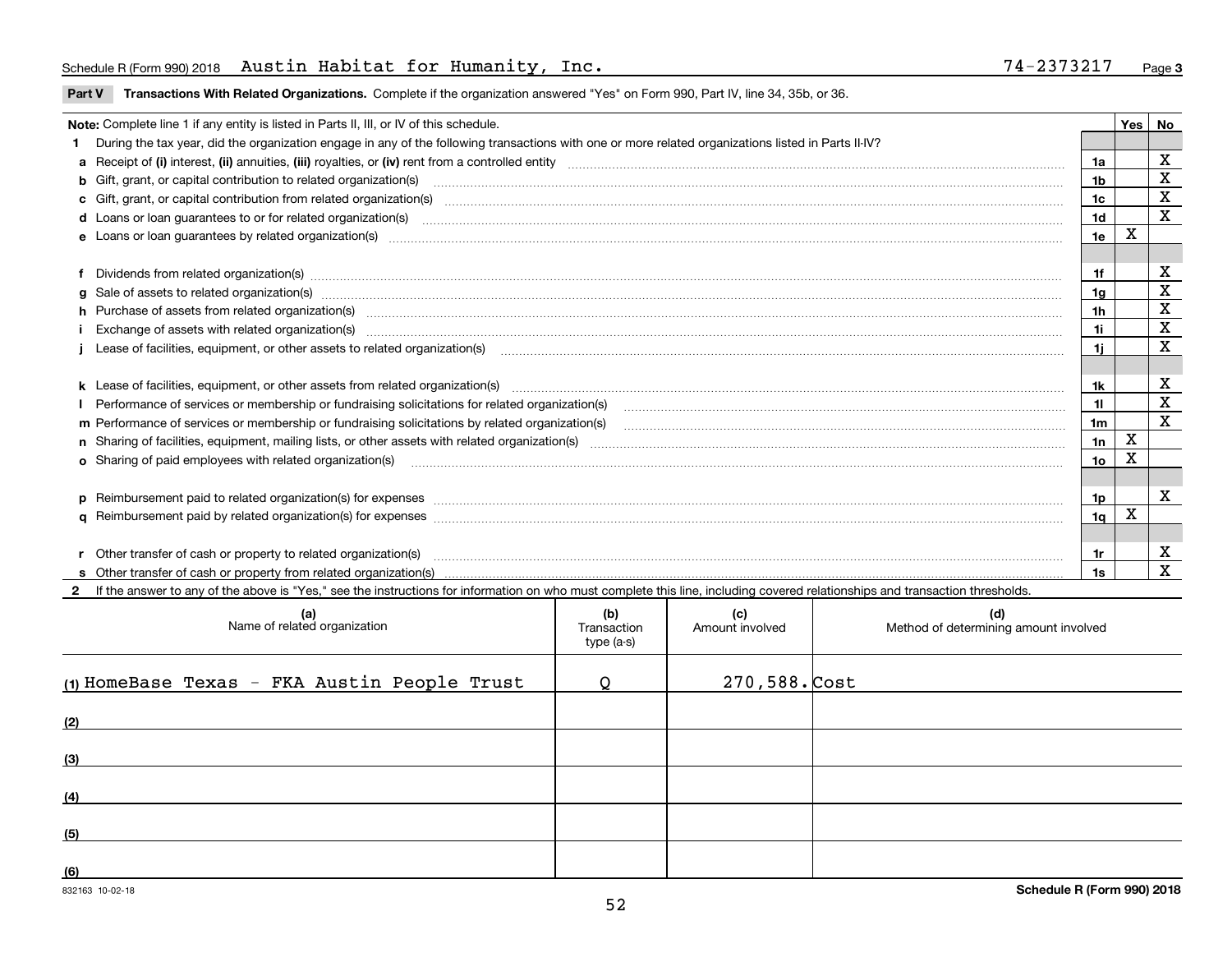Schedule R (Form 990) 2018 Austin Habitat for Humanity, Inc. 74-2373217 Page 3

**Part V Transactions With Related Organizations.** Complete if the organization answered "Yes" on Form 990, Part IV, line 34, 35b, or 36.

| Note: Complete line 1 if any entity is listed in Parts II, III, or IV of this schedule. | | Yes | No |
|---|---|---|---|
| 1 During the tax year, did the organization engage in any of the following transactions with one or more related organizations listed in Parts II-IV? | | | |
| a Receipt of (i) interest, (ii) annuities, (iii) royalties, or (iv) rent from a controlled entity | 1a | | X |
| b Gift, grant, or capital contribution to related organization(s) | 1b | | X |
| c Gift, grant, or capital contribution from related organization(s) | 1c | | X |
| d Loans or loan guarantees to or for related organization(s) | 1d | | X |
| e Loans or loan guarantees by related organization(s) | 1e | X | |
| f Dividends from related organization(s) | 1f | | X |
| g Sale of assets to related organization(s) | 1g | | X |
| h Purchase of assets from related organization(s) | 1h | | X |
| i Exchange of assets with related organization(s) | 1i | | X |
| j Lease of facilities, equipment, or other assets to related organization(s) | 1j | | X |
| k Lease of facilities, equipment, or other assets from related organization(s) | 1k | | X |
| l Performance of services or membership or fundraising solicitations for related organization(s) | 1l | | X |
| m Performance of services or membership or fundraising solicitations by related organization(s) | 1m | | X |
| n Sharing of facilities, equipment, mailing lists, or other assets with related organization(s) | 1n | X | |
| o Sharing of paid employees with related organization(s) | 1o | X | |
| p Reimbursement paid to related organization(s) for expenses | 1p | | X |
| q Reimbursement paid by related organization(s) for expenses | 1q | X | |
| r Other transfer of cash or property to related organization(s) | 1r | | X |
| s Other transfer of cash or property from related organization(s) | 1s | | X |

2 If the answer to any of the above is "Yes," see the instructions for information on who must complete this line, including covered relationships and transaction thresholds.

| (a) Name of related organization | (b) Transaction type (a-s) | (c) Amount involved | (d) Method of determining amount involved |
|---|---|---|---|
| (1) HomeBase Texas - FKA Austin People Trust | Q | 270,588. | Cost |
| (2) | | | |
| (3) | | | |
| (4) | | | |
| (5) | | | |
| (6) | | | |

832163 10-02-18

Schedule R (Form 990) 2018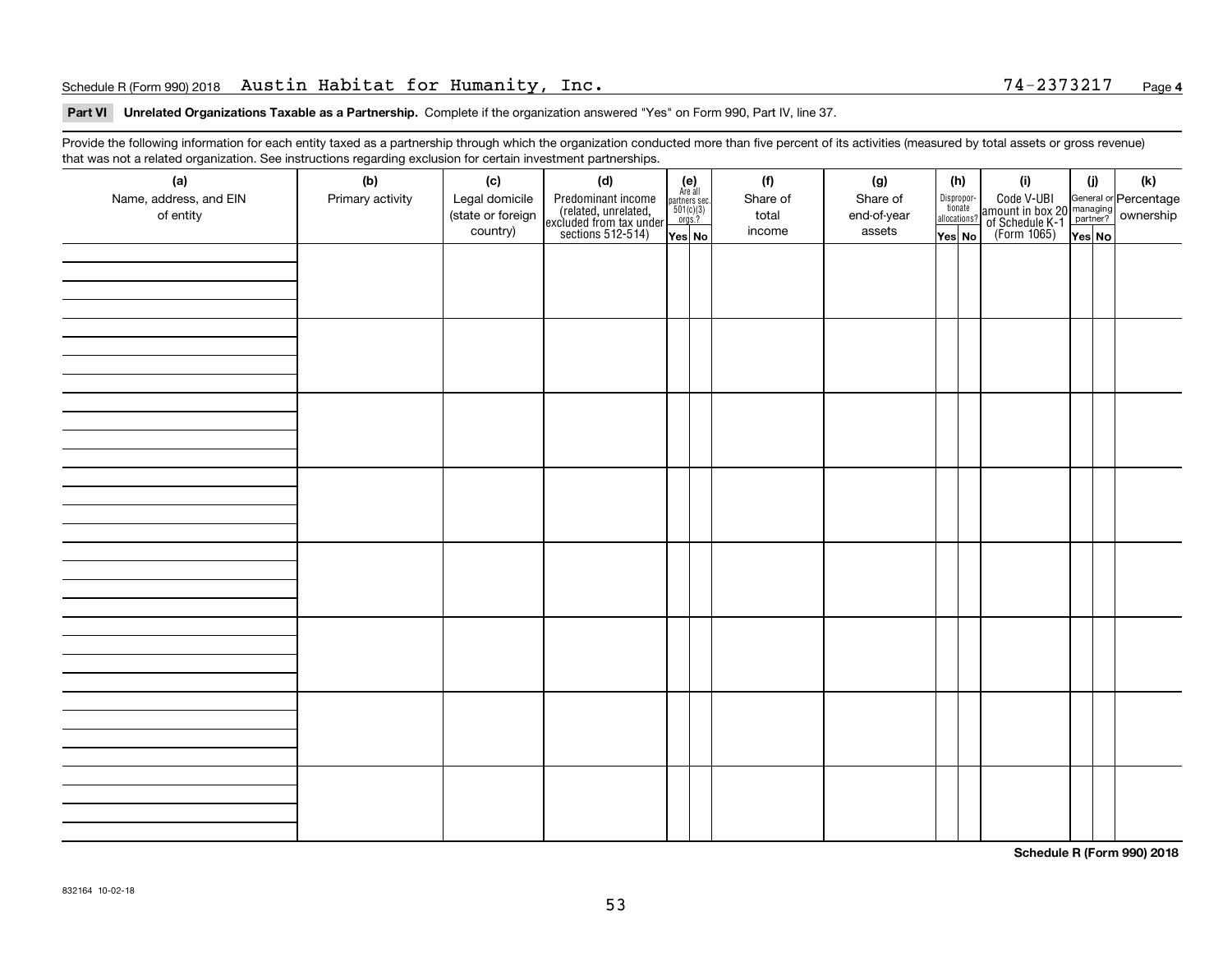Schedule R (Form 990) 2018 Austin Habitat for Humanity, Inc. 74-2373217

**Part VI Unrelated Organizations Taxable as a Partnership.** Complete if the organization answered "Yes" on Form 990, Part IV, line 37.

Provide the following information for each entity taxed as a partnership through which the organization conducted more than five percent of its activities (measured by total assets or gross revenue) that was not a related organization. See instructions regarding exclusion for certain investment partnerships.

| (a) Name, address, and EIN of entity | (b) Primary activity | (c) Legal domicile (state or foreign country) | (d) Predominant income (related, unrelated, excluded from tax under sections 512-514) | (e) Are all partners sec. 501(c)(3) orgs.? Yes | (e) No | (f) Share of total income | (g) Share of end-of-year assets | (h) Disproportionate allocations? Yes | (h) No | (i) Code V-UBI amount in box 20 of Schedule K-1 (Form 1065) | (j) General or managing partner? Yes | (j) No | (k) Percentage ownership |
|---|---|---|---|---|---|---|---|---|---|---|---|---|---|
| | | | | | | | | | | | | | |
| | | | | | | | | | | | | | |
| | | | | | | | | | | | | | |
| | | | | | | | | | | | | | |
| | | | | | | | | | | | | | |
| | | | | | | | | | | | | | |
| | | | | | | | | | | | | | |
| | | | | | | | | | | | | | |

**Schedule R (Form 990) 2018**

832164 10-02-18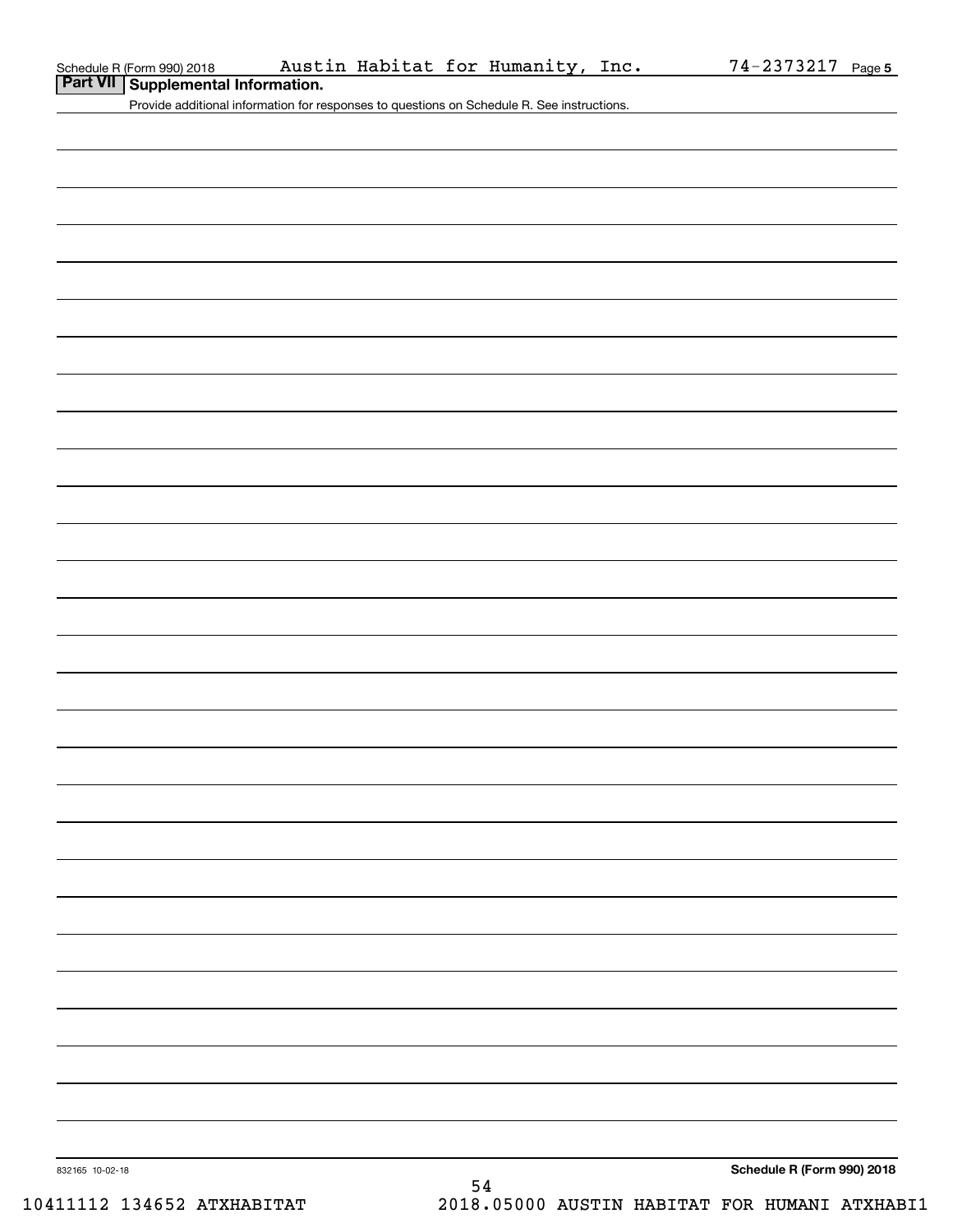Schedule R (Form 990) 2018 Austin Habitat for Humanity, Inc. 74-2373217 Page 5

## Part VII Supplemental Information.

Provide additional information for responses to questions on Schedule R. See instructions.

832165 10-02-18

**Schedule R (Form 990) 2018**

10411112 134652 ATXHABITAT 2018.05000 AUSTIN HABITAT FOR HUMANI ATXHABI1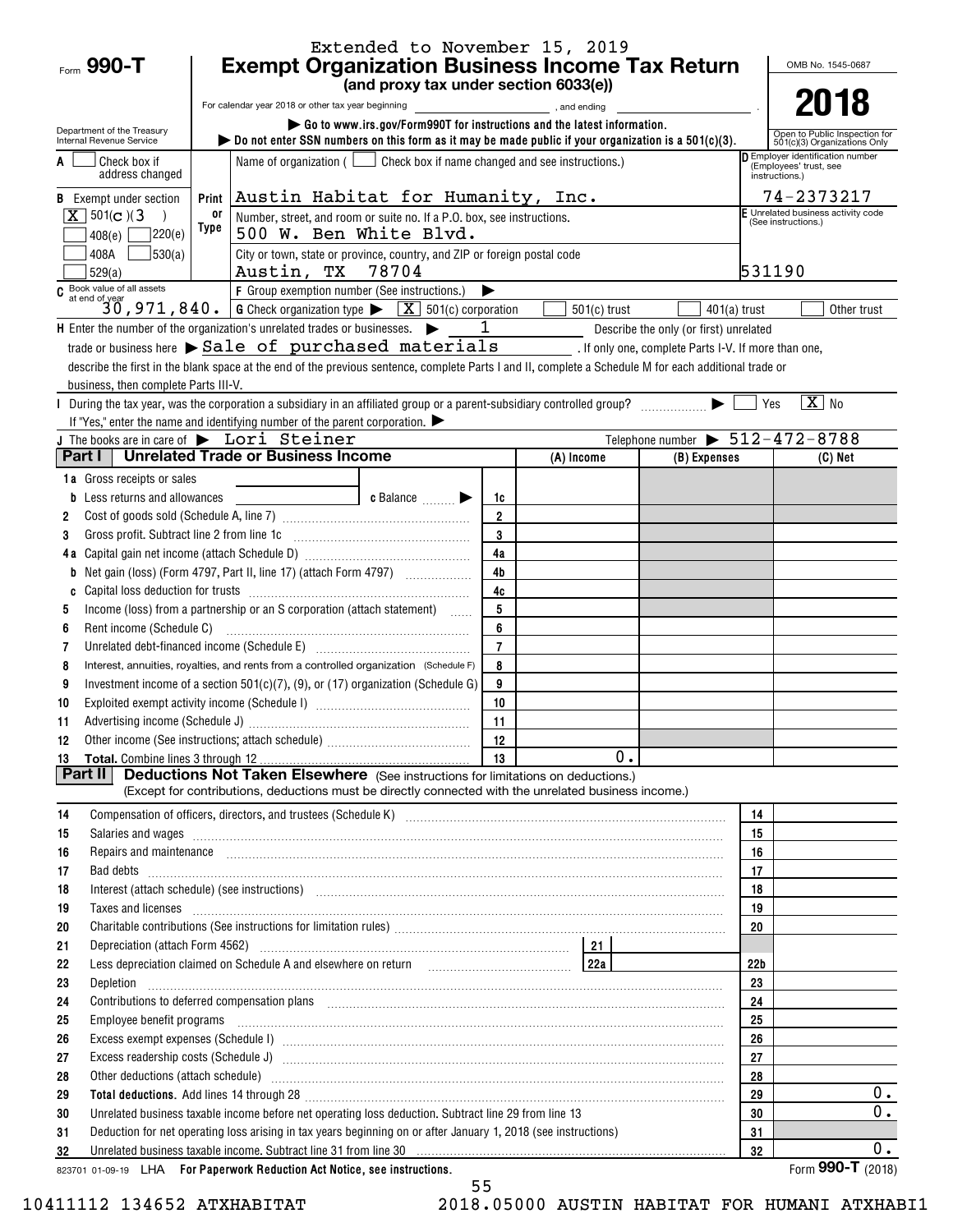Extended to November 15, 2019

Form **990-T**

# Exempt Organization Business Income Tax Return

**(and proxy tax under section 6033(e))**

For calendar year 2018 or other tax year beginning \_\_\_\_\_\_\_\_, and ending \_\_\_\_\_\_\_\_.

▶ Go to www.irs.gov/Form990T for instructions and the latest information.

▶ Do not enter SSN numbers on this form as it may be made public if your organization is a 501(c)(3).

Department of the Treasury
Internal Revenue Service

OMB No. 1545-0687

**2018**

Open to Public Inspection for 501(c)(3) Organizations Only

**A** [ ] Check box if address changed

**B** Exempt under section
[X] 501(c)(3)
[ ] 408(e) [ ] 220(e)
[ ] 408A [ ] 530(a)
[ ] 529(a)

**C** Book value of all assets at end of year: 30,971,840.

Name of organization ( [ ] Check box if name changed and see instructions.)
Austin Habitat for Humanity, Inc.

Number, street, and room or suite no. If a P.O. box, see instructions.
500 W. Ben White Blvd.

City or town, state or province, country, and ZIP or foreign postal code
Austin, TX 78704

**D** Employer identification number (Employees' trust, see instructions.): 74-2373217

**E** Unrelated business activity code (See instructions.): 531190

**F** Group exemption number (See instructions.) ▶

**G** Check organization type ▶ [X] 501(c) corporation [ ] 501(c) trust [ ] 401(a) trust [ ] Other trust

**H** Enter the number of the organization's unrelated trades or businesses. ▶ 1 Describe the only (or first) unrelated trade or business here ▶ Sale of purchased materials. If only one, complete Parts I-V. If more than one, describe the first in the blank space at the end of the previous sentence, complete Parts I and II, complete a Schedule M for each additional trade or business, then complete Parts III-V.

**I** During the tax year, was the corporation a subsidiary in an affiliated group or a parent-subsidiary controlled group? ▶ [ ] Yes [X] No
If "Yes," enter the name and identifying number of the parent corporation. ▶

**J** The books are in care of ▶ Lori Steiner Telephone number ▶ 512-472-8788

## Part I Unrelated Trade or Business Income

| | | | (A) Income | (B) Expenses | (C) Net |
|---|---|---|---|---|---|
| 1a | Gross receipts or sales | | | | |
| b | Less returns and allowances ______ c Balance ▶ | 1c | | | |
| 2 | Cost of goods sold (Schedule A, line 7) | 2 | | | |
| 3 | Gross profit. Subtract line 2 from line 1c | 3 | | | |
| 4a | Capital gain net income (attach Schedule D) | 4a | | | |
| b | Net gain (loss) (Form 4797, Part II, line 17) (attach Form 4797) | 4b | | | |
| c | Capital loss deduction for trusts | 4c | | | |
| 5 | Income (loss) from a partnership or an S corporation (attach statement) | 5 | | | |
| 6 | Rent income (Schedule C) | 6 | | | |
| 7 | Unrelated debt-financed income (Schedule E) | 7 | | | |
| 8 | Interest, annuities, royalties, and rents from a controlled organization (Schedule F) | 8 | | | |
| 9 | Investment income of a section 501(c)(7), (9), or (17) organization (Schedule G) | 9 | | | |
| 10 | Exploited exempt activity income (Schedule I) | 10 | | | |
| 11 | Advertising income (Schedule J) | 11 | | | |
| 12 | Other income (See instructions; attach schedule) | 12 | | | |
| 13 | **Total.** Combine lines 3 through 12 | 13 | 0. | | |

## Part II Deductions Not Taken Elsewhere (See instructions for limitations on deductions.)

(Except for contributions, deductions must be directly connected with the unrelated business income.)

| | | | |
|---|---|---|---|
| 14 | Compensation of officers, directors, and trustees (Schedule K) | 14 | |
| 15 | Salaries and wages | 15 | |
| 16 | Repairs and maintenance | 16 | |
| 17 | Bad debts | 17 | |
| 18 | Interest (attach schedule) (see instructions) | 18 | |
| 19 | Taxes and licenses | 19 | |
| 20 | Charitable contributions (See instructions for limitation rules) | 20 | |
| 21 | Depreciation (attach Form 4562) ... 21 | | |
| 22 | Less depreciation claimed on Schedule A and elsewhere on return ... 22a | 22b | |
| 23 | Depletion | 23 | |
| 24 | Contributions to deferred compensation plans | 24 | |
| 25 | Employee benefit programs | 25 | |
| 26 | Excess exempt expenses (Schedule I) | 26 | |
| 27 | Excess readership costs (Schedule J) | 27 | |
| 28 | Other deductions (attach schedule) | 28 | |
| 29 | **Total deductions.** Add lines 14 through 28 | 29 | 0. |
| 30 | Unrelated business taxable income before net operating loss deduction. Subtract line 29 from line 13 | 30 | 0. |
| 31 | Deduction for net operating loss arising in tax years beginning on or after January 1, 2018 (see instructions) | 31 | |
| 32 | Unrelated business taxable income. Subtract line 31 from line 30 | 32 | 0. |

823701 01-09-19 LHA **For Paperwork Reduction Act Notice, see instructions.** Form **990-T** (2018)

10411112 134652 ATXHABITAT 2018.05000 AUSTIN HABITAT FOR HUMANI ATXHABI1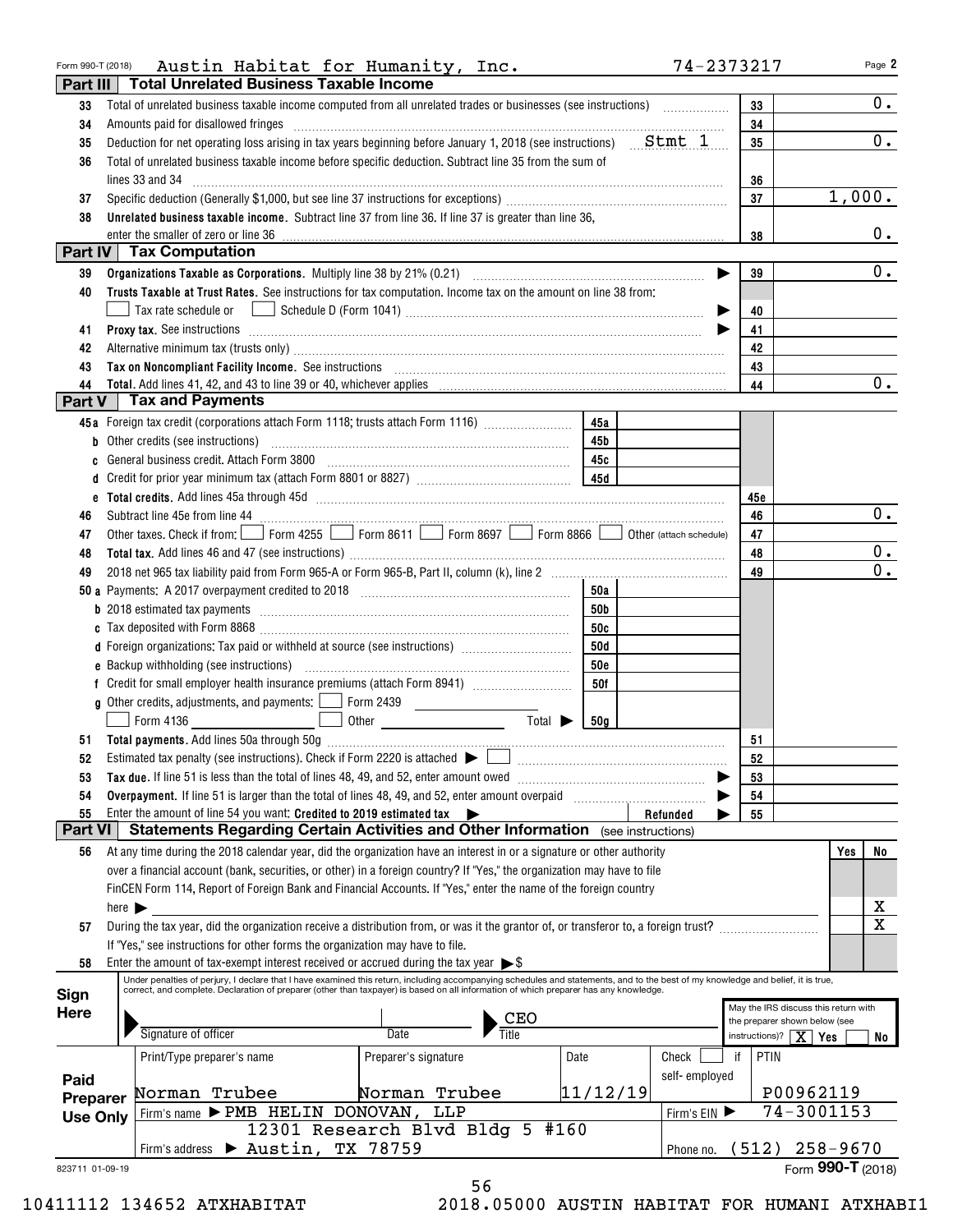Form 990-T (2018) Austin Habitat for Humanity, Inc. 74-2373217 Page 2

## Part III Total Unrelated Business Taxable Income

| | | | |
|---|---|---|---|
| 33 | Total of unrelated business taxable income computed from all unrelated trades or businesses (see instructions) | 33 | 0. |
| 34 | Amounts paid for disallowed fringes | 34 | |
| 35 | Deduction for net operating loss arising in tax years beginning before January 1, 2018 (see instructions) Stmt 1 | 35 | 0. |
| 36 | Total of unrelated business taxable income before specific deduction. Subtract line 35 from the sum of lines 33 and 34 | 36 | |
| 37 | Specific deduction (Generally $1,000, but see line 37 instructions for exceptions) | 37 | 1,000. |
| 38 | **Unrelated business taxable income.** Subtract line 37 from line 36. If line 37 is greater than line 36, enter the smaller of zero or line 36 | 38 | 0. |

## Part IV Tax Computation

| | | | |
|---|---|---|---|
| 39 | **Organizations Taxable as Corporations.** Multiply line 38 by 21% (0.21) | 39 | 0. |
| 40 | **Trusts Taxable at Trust Rates.** See instructions for tax computation. Income tax on the amount on line 38 from: ☐ Tax rate schedule or ☐ Schedule D (Form 1041) | 40 | |
| 41 | **Proxy tax.** See instructions | 41 | |
| 42 | Alternative minimum tax (trusts only) | 42 | |
| 43 | **Tax on Noncompliant Facility Income.** See instructions | 43 | |
| 44 | **Total.** Add lines 41, 42, and 43 to line 39 or 40, whichever applies | 44 | 0. |

## Part V Tax and Payments

| | | | | | |
|---|---|---|---|---|---|
| 45a | Foreign tax credit (corporations attach Form 1118; trusts attach Form 1116) | 45a | | | |
| b | Other credits (see instructions) | 45b | | | |
| c | General business credit. Attach Form 3800 | 45c | | | |
| d | Credit for prior year minimum tax (attach Form 8801 or 8827) | 45d | | | |
| e | **Total credits.** Add lines 45a through 45d | | | 45e | |
| 46 | Subtract line 45e from line 44 | | | 46 | 0. |
| 47 | Other taxes. Check if from: ☐ Form 4255 ☐ Form 8611 ☐ Form 8697 ☐ Form 8866 ☐ Other (attach schedule) | | | 47 | |
| 48 | **Total tax.** Add lines 46 and 47 (see instructions) | | | 48 | 0. |
| 49 | 2018 net 965 tax liability paid from Form 965-A or Form 965-B, Part II, column (k), line 2 | | | 49 | 0. |
| 50a | Payments: A 2017 overpayment credited to 2018 | 50a | | | |
| b | 2018 estimated tax payments | 50b | | | |
| c | Tax deposited with Form 8868 | 50c | | | |
| d | Foreign organizations: Tax paid or withheld at source (see instructions) | 50d | | | |
| e | Backup withholding (see instructions) | 50e | | | |
| f | Credit for small employer health insurance premiums (attach Form 8941) | 50f | | | |
| g | Other credits, adjustments, and payments: ☐ Form 2439 ☐ Form 4136 ☐ Other Total ▶ | 50g | | | |
| 51 | **Total payments.** Add lines 50a through 50g | | | 51 | |
| 52 | Estimated tax penalty (see instructions). Check if Form 2220 is attached ☐ | | | 52 | |
| 53 | **Tax due.** If line 51 is less than the total of lines 48, 49, and 52, enter amount owed | | | 53 | |
| 54 | **Overpayment.** If line 51 is larger than the total of lines 48, 49, and 52, enter amount overpaid | | | 54 | |
| 55 | Enter the amount of line 54 you want: **Credited to 2019 estimated tax** ▶ | | Refunded ▶ | 55 | |

## Part VI Statements Regarding Certain Activities and Other Information (see instructions)

| | | Yes | No |
|---|---|---|---|
| 56 | At any time during the 2018 calendar year, did the organization have an interest in or a signature or other authority over a financial account (bank, securities, or other) in a foreign country? If "Yes," the organization may have to file FinCEN Form 114, Report of Foreign Bank and Financial Accounts. If "Yes," enter the name of the foreign country here ▶ | | X |
| 57 | During the tax year, did the organization receive a distribution from, or was it the grantor of, or transferor to, a foreign trust? If "Yes," see instructions for other forms the organization may have to file. | | X |
| 58 | Enter the amount of tax-exempt interest received or accrued during the tax year ▶ $ | | |

**Sign Here**

Under penalties of perjury, I declare that I have examined this return, including accompanying schedules and statements, and to the best of my knowledge and belief, it is true, correct, and complete. Declaration of preparer (other than taxpayer) is based on all information of which preparer has any knowledge.

Signature of officer | Date | Title: CEO

May the IRS discuss this return with the preparer shown below (see instructions)? [X] Yes ☐ No

**Paid Preparer Use Only**

| Print/Type preparer's name | Preparer's signature | Date | Check ☐ if self-employed | PTIN |
|---|---|---|---|---|
| Norman Trubee | Norman Trubee | 11/12/19 | | P00962119 |

Firm's name ▶ PMB HELIN DONOVAN, LLP — Firm's EIN ▶ 74-3001153

Firm's address ▶ 12301 Research Blvd Bldg 5 #160, Austin, TX 78759 — Phone no. (512) 258-9670

823711 01-09-19 Form **990-T** (2018)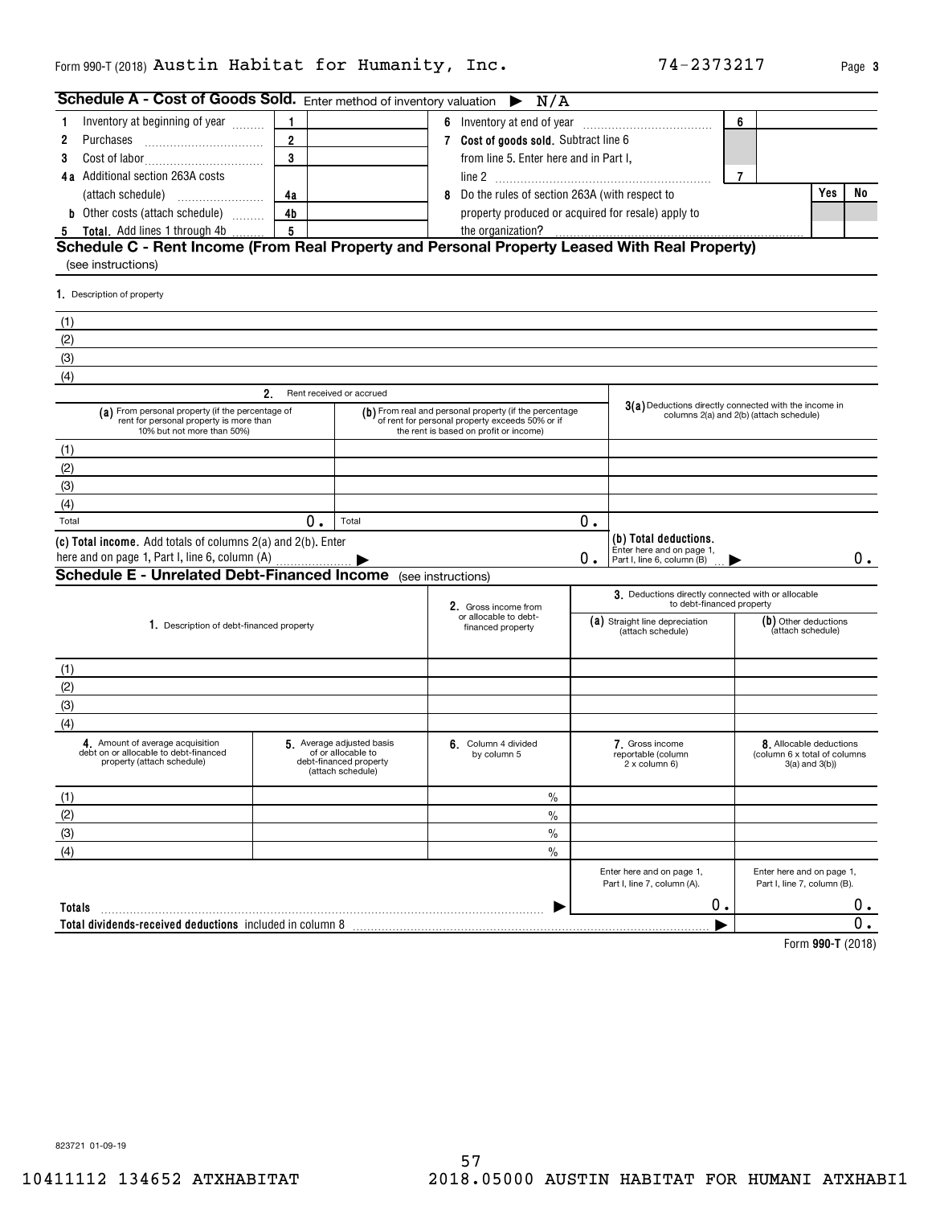Form 990-T (2018) Austin Habitat for Humanity, Inc. 74-2373217 Page **3**

## Schedule A - Cost of Goods Sold. Enter method of inventory valuation ▶ N/A

| | | | | | | |
|---|---|---|---|---|---|---|
| **1** Inventory at beginning of year | 1 | | **6** Inventory at end of year | 6 | | |
| **2** Purchases | 2 | | **7 Cost of goods sold.** Subtract line 6 from line 5. Enter here and in Part I, line 2 | 7 | | |
| **3** Cost of labor | 3 | | | | | |
| **4a** Additional section 263A costs (attach schedule) | 4a | | **8** Do the rules of section 263A (with respect to property produced or acquired for resale) apply to the organization? | | Yes | No |
| **b** Other costs (attach schedule) | 4b | | | | | |
| **5 Total.** Add lines 1 through 4b | 5 | | | | | |

## Schedule C - Rent Income (From Real Property and Personal Property Leased With Real Property)

(see instructions)

**1.** Description of property

(1)

(2)

(3)

(4)

| | 2. Rent received or accrued | | |
|---|---|---|---|
| | **(a)** From personal property (if the percentage of rent for personal property is more than 10% but not more than 50%) | **(b)** From real and personal property (if the percentage of rent for personal property exceeds 50% or if the rent is based on profit or income) | **3(a)** Deductions directly connected with the income in columns 2(a) and 2(b) (attach schedule) |
| (1) | | | |
| (2) | | | |
| (3) | | | |
| (4) | | | |
| Total | 0. | Total 0. | |
| **(c) Total income.** Add totals of columns 2(a) and 2(b). Enter here and on page 1, Part I, line 6, column (A) ▶ | | 0. | **(b) Total deductions.** Enter here and on page 1, Part I, line 6, column (B) ▶ 0. |

## Schedule E - Unrelated Debt-Financed Income (see instructions)

| 1. Description of debt-financed property | 2. Gross income from or allocable to debt-financed property | 3. Deductions directly connected with or allocable to debt-financed property | |
|---|---|---|---|
| | | **(a)** Straight line depreciation (attach schedule) | **(b)** Other deductions (attach schedule) |
| (1) | | | |
| (2) | | | |
| (3) | | | |
| (4) | | | |

| 4. Amount of average acquisition debt on or allocable to debt-financed property (attach schedule) | 5. Average adjusted basis of or allocable to debt-financed property (attach schedule) | 6. Column 4 divided by column 5 | 7. Gross income reportable (column 2 x column 6) | 8. Allocable deductions (column 6 x total of columns 3(a) and 3(b)) |
|---|---|---|---|---|
| (1) | | % | | |
| (2) | | % | | |
| (3) | | % | | |
| (4) | | % | | |
| | | | Enter here and on page 1, Part I, line 7, column (A). | Enter here and on page 1, Part I, line 7, column (B). |
| **Totals** | | ▶ | 0. | 0. |
| **Total dividends-received deductions** included in column 8 | | | ▶ | 0. |

Form **990-T** (2018)

823721 01-09-19

10411112 134652 ATXHABITAT 2018.05000 AUSTIN HABITAT FOR HUMANI ATXHABI1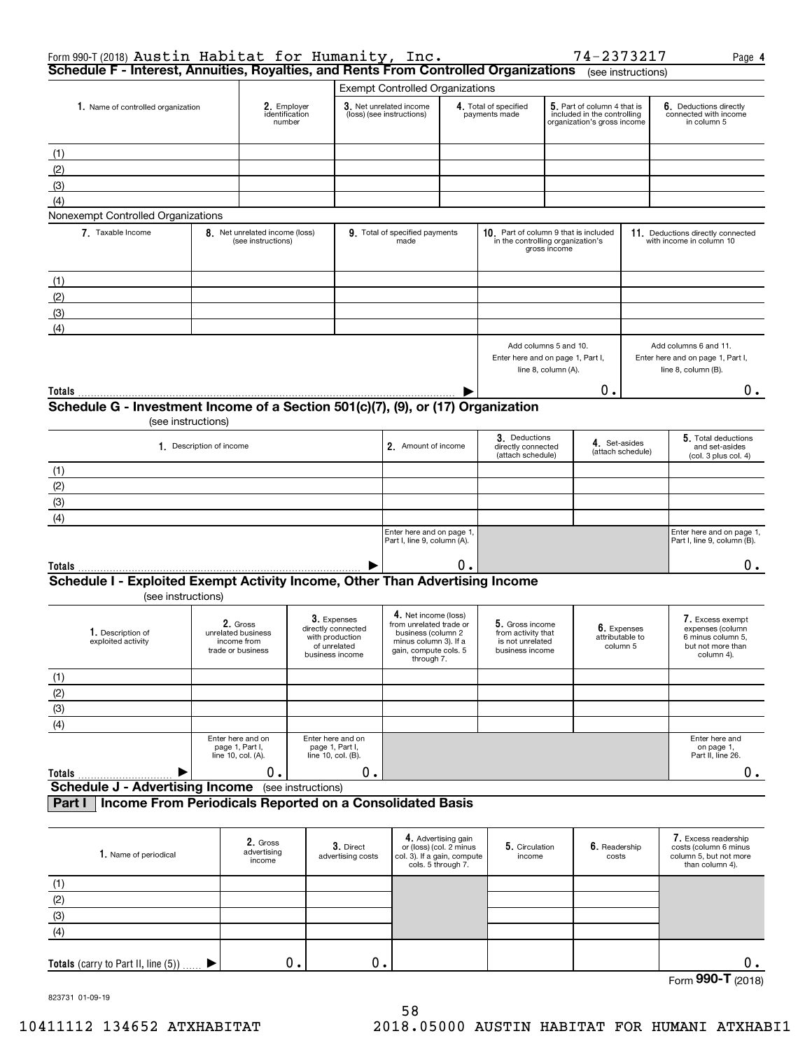Form 990-T (2018) Austin Habitat for Humanity, Inc. 74-2373217 Page **4**

## Schedule F - Interest, Annuities, Royalties, and Rents From Controlled Organizations (see instructions)

| 1. Name of controlled organization | 2. Employer identification number | Exempt Controlled Organizations | | | |
|---|---|---|---|---|---|
| | | 3. Net unrelated income (loss) (see instructions) | 4. Total of specified payments made | 5. Part of column 4 that is included in the controlling organization's gross income | 6. Deductions directly connected with income in column 5 |
| (1) | | | | | |
| (2) | | | | | |
| (3) | | | | | |
| (4) | | | | | |

Nonexempt Controlled Organizations

| 7. Taxable Income | 8. Net unrelated income (loss) (see instructions) | 9. Total of specified payments made | 10. Part of column 9 that is included in the controlling organization's gross income | 11. Deductions directly connected with income in column 10 |
|---|---|---|---|---|
| (1) | | | | |
| (2) | | | | |
| (3) | | | | |
| (4) | | | | |
| | | | Add columns 5 and 10. Enter here and on page 1, Part I, line 8, column (A). | Add columns 6 and 11. Enter here and on page 1, Part I, line 8, column (B). |
| **Totals** ▶ | | | 0. | 0. |

## Schedule G - Investment Income of a Section 501(c)(7), (9), or (17) Organization

(see instructions)

| 1. Description of income | 2. Amount of income | 3. Deductions directly connected (attach schedule) | 4. Set-asides (attach schedule) | 5. Total deductions and set-asides (col. 3 plus col. 4) |
|---|---|---|---|---|
| (1) | | | | |
| (2) | | | | |
| (3) | | | | |
| (4) | | | | |
| | Enter here and on page 1, Part I, line 9, column (A). | | | Enter here and on page 1, Part I, line 9, column (B). |
| **Totals** ▶ | 0. | | | 0. |

## Schedule I - Exploited Exempt Activity Income, Other Than Advertising Income

(see instructions)

| 1. Description of exploited activity | 2. Gross unrelated business income from trade or business | 3. Expenses directly connected with production of unrelated business income | 4. Net income (loss) from unrelated trade or business (column 2 minus column 3). If a gain, compute cols. 5 through 7. | 5. Gross income from activity that is not unrelated business income | 6. Expenses attributable to column 5 | 7. Excess exempt expenses (column 6 minus column 5, but not more than column 4). |
|---|---|---|---|---|---|---|
| (1) | | | | | | |
| (2) | | | | | | |
| (3) | | | | | | |
| (4) | | | | | | |
| | Enter here and on page 1, Part I, line 10, col. (A). | Enter here and on page 1, Part I, line 10, col. (B). | | | | Enter here and on page 1, Part II, line 26. |
| **Totals** ▶ | 0. | 0. | | | | 0. |

## Schedule J - Advertising Income (see instructions)

### Part I Income From Periodicals Reported on a Consolidated Basis

| 1. Name of periodical | 2. Gross advertising income | 3. Direct advertising costs | 4. Advertising gain or (loss) (col. 2 minus col. 3). If a gain, compute cols. 5 through 7. | 5. Circulation income | 6. Readership costs | 7. Excess readership costs (column 6 minus column 5, but not more than column 4). |
|---|---|---|---|---|---|---|
| (1) | | | | | | |
| (2) | | | | | | |
| (3) | | | | | | |
| (4) | | | | | | |
| **Totals** (carry to Part II, line (5)) ▶ | 0. | 0. | | | | 0. |

Form **990-T** (2018)

823731 01-09-19

10411112 134652 ATXHABITAT 2018.05000 AUSTIN HABITAT FOR HUMANI ATXHABI1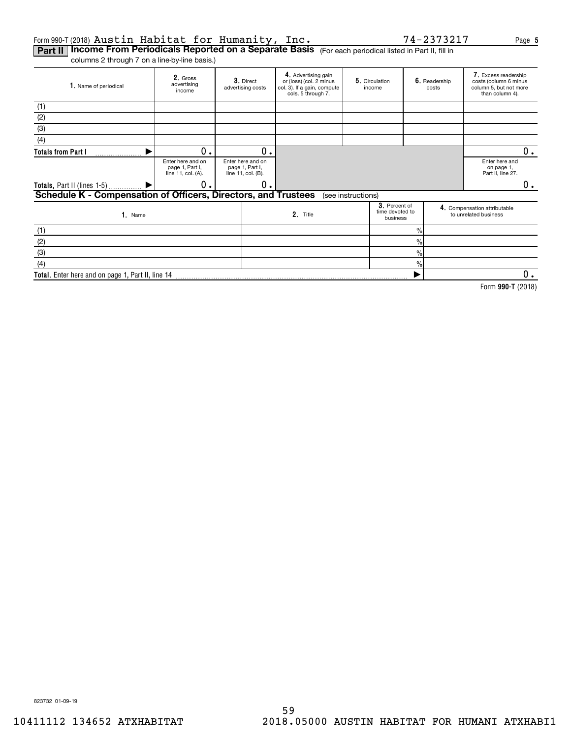Form 990-T (2018) Austin Habitat for Humanity, Inc. 74-2373217 Page **5**

**Part II** **Income From Periodicals Reported on a Separate Basis** (For each periodical listed in Part II, fill in columns 2 through 7 on a line-by-line basis.)

| 1. Name of periodical | 2. Gross advertising income | 3. Direct advertising costs | 4. Advertising gain or (loss) (col. 2 minus col. 3). If a gain, compute cols. 5 through 7. | 5. Circulation income | 6. Readership costs | 7. Excess readership costs (column 6 minus column 5, but not more than column 4). |
|---|---|---|---|---|---|---|
| (1) | | | | | | |
| (2) | | | | | | |
| (3) | | | | | | |
| (4) | | | | | | |
| **Totals from Part I** ▶ | 0. | 0. | | | | 0. |
| | Enter here and on page 1, Part I, line 11, col. (A). | Enter here and on page 1, Part I, line 11, col. (B). | | | | Enter here and on page 1, Part II, line 27. |
| **Totals,** Part II (lines 1-5) ▶ | 0. | 0. | | | | 0. |

**Schedule K - Compensation of Officers, Directors, and Trustees** (see instructions)

| 1. Name | 2. Title | 3. Percent of time devoted to business | 4. Compensation attributable to unrelated business |
|---|---|---|---|
| (1) | | % | |
| (2) | | % | |
| (3) | | % | |
| (4) | | % | |
| **Total.** Enter here and on page 1, Part II, line 14 | | ▶ | 0. |

Form **990-T** (2018)

823732 01-09-19

10411112 134652 ATXHABITAT 2018.05000 AUSTIN HABITAT FOR HUMANI ATXHABI1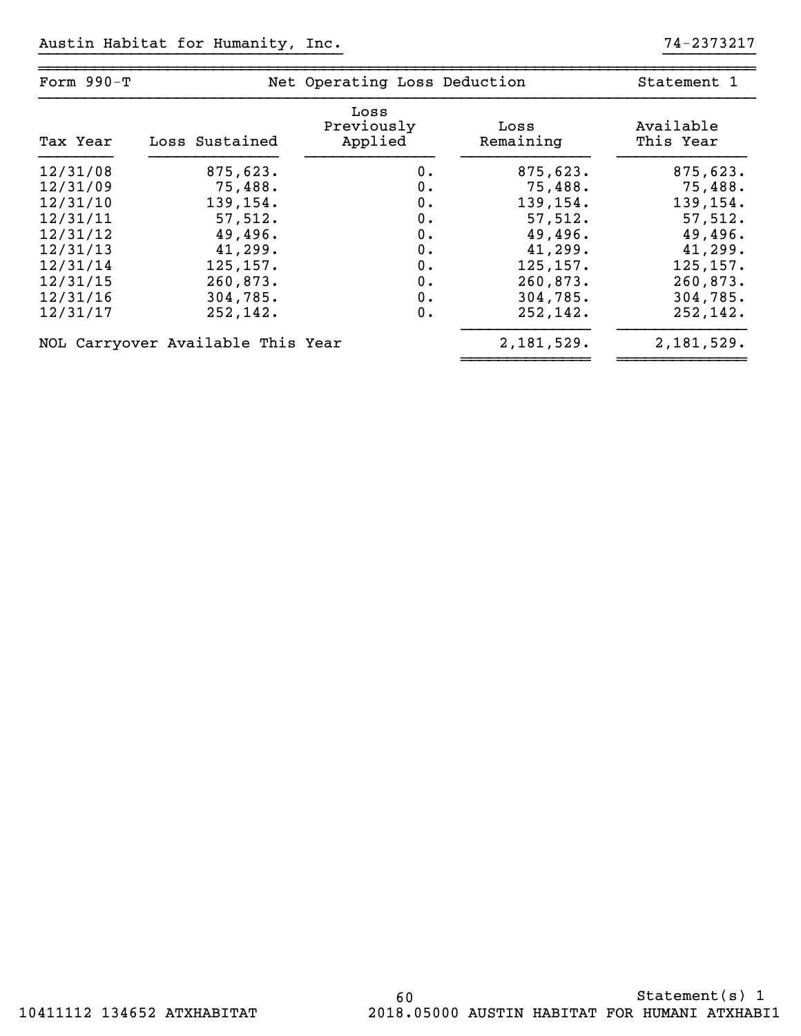Austin Habitat for Humanity, Inc. 74-2373217

| Form 990-T | Net Operating Loss Deduction | | | Statement 1 |
|---|---|---|---|---|
| Tax Year | Loss Sustained | Loss Previously Applied | Loss Remaining | Available This Year |
| 12/31/08 | 875,623. | 0. | 875,623. | 875,623. |
| 12/31/09 | 75,488. | 0. | 75,488. | 75,488. |
| 12/31/10 | 139,154. | 0. | 139,154. | 139,154. |
| 12/31/11 | 57,512. | 0. | 57,512. | 57,512. |
| 12/31/12 | 49,496. | 0. | 49,496. | 49,496. |
| 12/31/13 | 41,299. | 0. | 41,299. | 41,299. |
| 12/31/14 | 125,157. | 0. | 125,157. | 125,157. |
| 12/31/15 | 260,873. | 0. | 260,873. | 260,873. |
| 12/31/16 | 304,785. | 0. | 304,785. | 304,785. |
| 12/31/17 | 252,142. | 0. | 252,142. | 252,142. |
| NOL Carryover Available This Year | | | 2,181,529. | 2,181,529. |

Statement(s) 1

10411112 134652 ATXHABITAT 2018.05000 AUSTIN HABITAT FOR HUMANI ATXHABI1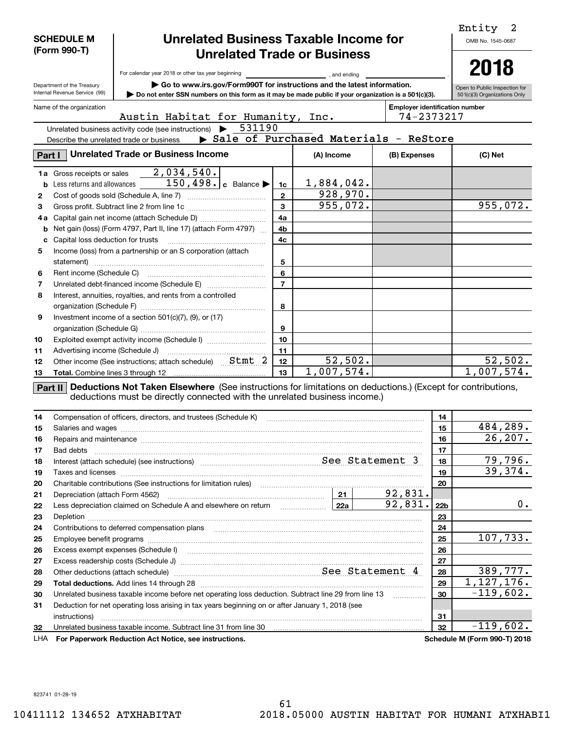Entity 2

**SCHEDULE M (Form 990-T)**

# Unrelated Business Taxable Income for Unrelated Trade or Business

For calendar year 2018 or other tax year beginning , and ending .

▶ Go to www.irs.gov/Form990T for instructions and the latest information.

▶ Do not enter SSN numbers on this form as it may be made public if your organization is a 501(c)(3).

Department of the Treasury Internal Revenue Service (99)

OMB No. 1545-0687

**2018**

Open to Public Inspection for 501(c)(3) Organizations Only

Name of the organization: Austin Habitat for Humanity, Inc.

Employer identification number: 74-2373217

Unrelated business activity code (see instructions) ▶ 531190

Describe the unrelated trade or business ▶ Sale of Purchased Materials - ReStore

## Part I Unrelated Trade or Business Income

| | | Line | (A) Income | (B) Expenses | (C) Net |
|---|---|---|---|---|---|
| 1a | Gross receipts or sales 2,034,540. | | | | |
| b | Less returns and allowances 150,498. c Balance ▶ | 1c | 1,884,042. | | |
| 2 | Cost of goods sold (Schedule A, line 7) | 2 | 928,970. | | |
| 3 | Gross profit. Subtract line 2 from line 1c | 3 | 955,072. | | 955,072. |
| 4a | Capital gain net income (attach Schedule D) | 4a | | | |
| b | Net gain (loss) (Form 4797, Part II, line 17) (attach Form 4797) | 4b | | | |
| c | Capital loss deduction for trusts | 4c | | | |
| 5 | Income (loss) from a partnership or an S corporation (attach statement) | 5 | | | |
| 6 | Rent income (Schedule C) | 6 | | | |
| 7 | Unrelated debt-financed income (Schedule E) | 7 | | | |
| 8 | Interest, annuities, royalties, and rents from a controlled organization (Schedule F) | 8 | | | |
| 9 | Investment income of a section 501(c)(7), (9), or (17) organization (Schedule G) | 9 | | | |
| 10 | Exploited exempt activity income (Schedule I) | 10 | | | |
| 11 | Advertising income (Schedule J) | 11 | | | |
| 12 | Other income (See instructions; attach schedule) Stmt 2 | 12 | 52,502. | | 52,502. |
| 13 | **Total.** Combine lines 3 through 12 | 13 | 1,007,574. | | 1,007,574. |

## Part II Deductions Not Taken Elsewhere

(See instructions for limitations on deductions.) (Except for contributions, deductions must be directly connected with the unrelated business income.)

| | | | | Line | Amount |
|---|---|---|---|---|---|
| 14 | Compensation of officers, directors, and trustees (Schedule K) | | | 14 | |
| 15 | Salaries and wages | | | 15 | 484,289. |
| 16 | Repairs and maintenance | | | 16 | 26,207. |
| 17 | Bad debts | | | 17 | |
| 18 | Interest (attach schedule) (see instructions) See Statement 3 | | | 18 | 79,796. |
| 19 | Taxes and licenses | | | 19 | 39,374. |
| 20 | Charitable contributions (See instructions for limitation rules) | | | 20 | |
| 21 | Depreciation (attach Form 4562) | 21 | 92,831. | | |
| 22 | Less depreciation claimed on Schedule A and elsewhere on return | 22a | 92,831. | 22b | 0. |
| 23 | Depletion | | | 23 | |
| 24 | Contributions to deferred compensation plans | | | 24 | |
| 25 | Employee benefit programs | | | 25 | 107,733. |
| 26 | Excess exempt expenses (Schedule I) | | | 26 | |
| 27 | Excess readership costs (Schedule J) | | | 27 | |
| 28 | Other deductions (attach schedule) See Statement 4 | | | 28 | 389,777. |
| 29 | **Total deductions.** Add lines 14 through 28 | | | 29 | 1,127,176. |
| 30 | Unrelated business taxable income before net operating loss deduction. Subtract line 29 from line 13 | | | 30 | -119,602. |
| 31 | Deduction for net operating loss arising in tax years beginning on or after January 1, 2018 (see instructions) | | | 31 | |
| 32 | Unrelated business taxable income. Subtract line 31 from line 30 | | | 32 | -119,602. |

LHA **For Paperwork Reduction Act Notice, see instructions.**

**Schedule M (Form 990-T) 2018**

823741 01-28-19

10411112 134652 ATXHABITAT 2018.05000 AUSTIN HABITAT FOR HUMANI ATXHABI1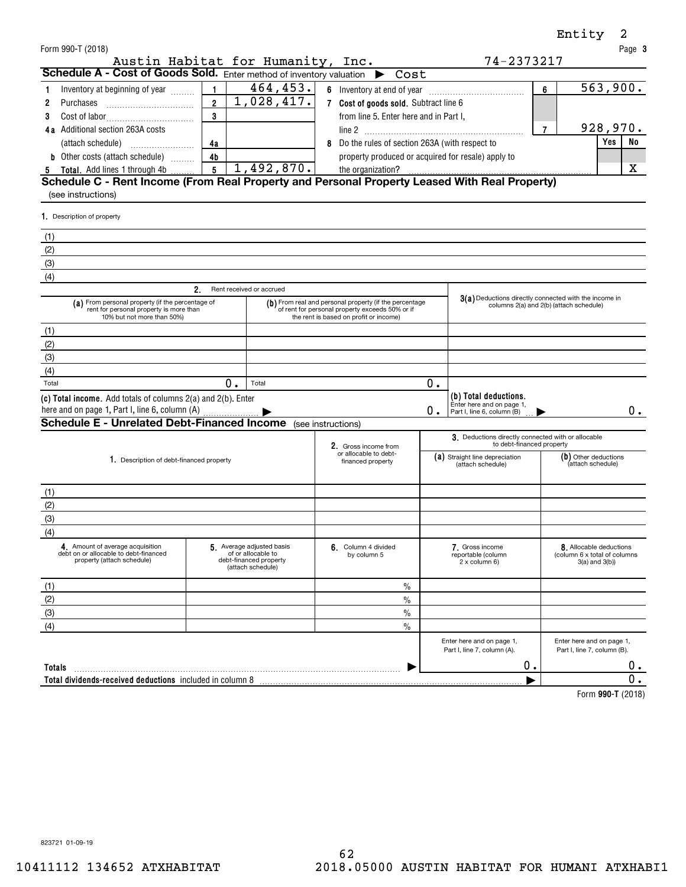Form 990-T (2018) Page **3**

Entity 2

Austin Habitat for Humanity, Inc. 74-2373217

## Schedule A - Cost of Goods Sold. Enter method of inventory valuation ▶ Cost

| | | | | | | |
|---|---|---|---|---|---|---|
| 1 Inventory at beginning of year | 1 | 464,453. | 6 Inventory at end of year | 6 | 563,900. | |
| 2 Purchases | 2 | 1,028,417. | 7 **Cost of goods sold.** Subtract line 6 from line 5. Enter here and in Part I, line 2 | 7 | 928,970. | |
| 3 Cost of labor | 3 | | | | | |
| 4a Additional section 263A costs (attach schedule) | 4a | | 8 Do the rules of section 263A (with respect to property produced or acquired for resale) apply to the organization? | | Yes | No |
| b Other costs (attach schedule) | 4b | | | | | |
| 5 **Total.** Add lines 1 through 4b | 5 | 1,492,870. | | | | X |

## Schedule C - Rent Income (From Real Property and Personal Property Leased With Real Property)

(see instructions)

1. Description of property

(1)
(2)
(3)
(4)

| | 2. Rent received or accrued | | |
|---|---|---|---|
| | (a) From personal property (if the percentage of rent for personal property is more than 10% but not more than 50%) | (b) From real and personal property (if the percentage of rent for personal property exceeds 50% or if the rent is based on profit or income) | 3(a) Deductions directly connected with the income in columns 2(a) and 2(b) (attach schedule) |
| (1) | | | |
| (2) | | | |
| (3) | | | |
| (4) | | | |
| Total | 0. | 0. | |
| (c) **Total income.** Add totals of columns 2(a) and 2(b). Enter here and on page 1, Part I, line 6, column (A) ▶ | | 0. | (b) **Total deductions.** Enter here and on page 1, Part I, line 6, column (B) ▶ 0. |

## Schedule E - Unrelated Debt-Financed Income (see instructions)

| 1. Description of debt-financed property | 2. Gross income from or allocable to debt-financed property | 3. Deductions directly connected with or allocable to debt-financed property: (a) Straight line depreciation (attach schedule) | (b) Other deductions (attach schedule) |
|---|---|---|---|
| (1) | | | |
| (2) | | | |
| (3) | | | |
| (4) | | | |

| | 4. Amount of average acquisition debt on or allocable to debt-financed property (attach schedule) | 5. Average adjusted basis of or allocable to debt-financed property (attach schedule) | 6. Column 4 divided by column 5 | 7. Gross income reportable (column 2 x column 6) | 8. Allocable deductions (column 6 x total of columns 3(a) and 3(b)) |
|---|---|---|---|---|---|
| (1) | | | % | | |
| (2) | | | % | | |
| (3) | | | % | | |
| (4) | | | % | | |
| | | | | Enter here and on page 1, Part I, line 7, column (A). | Enter here and on page 1, Part I, line 7, column (B). |
| **Totals** ▶ | | | | 0. | 0. |
| **Total dividends-received deductions** included in column 8 ▶ | | | | | 0. |

Form **990-T** (2018)

823721 01-09-19

10411112 134652 ATXHABITAT 2018.05000 AUSTIN HABITAT FOR HUMANI ATXHABI1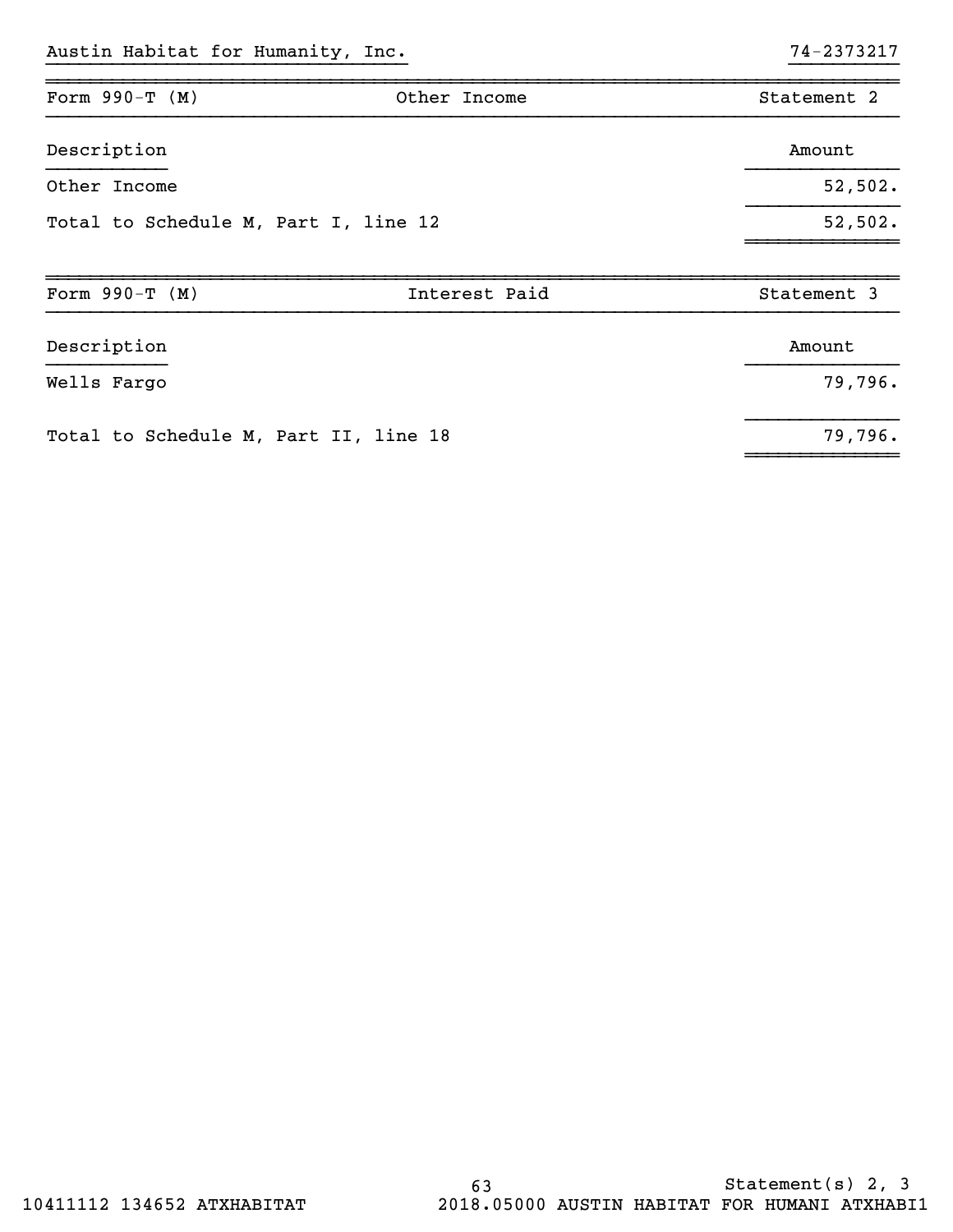Austin Habitat for Humanity, Inc. 74-2373217

| Form 990-T (M) | Other Income | Statement 2 |
|---|---|---|

| Description | Amount |
|---|---|
| Other Income | 52,502. |
| Total to Schedule M, Part I, line 12 | 52,502. |

| Form 990-T (M) | Interest Paid | Statement 3 |
|---|---|---|

| Description | Amount |
|---|---|
| Wells Fargo | 79,796. |
| Total to Schedule M, Part II, line 18 | 79,796. |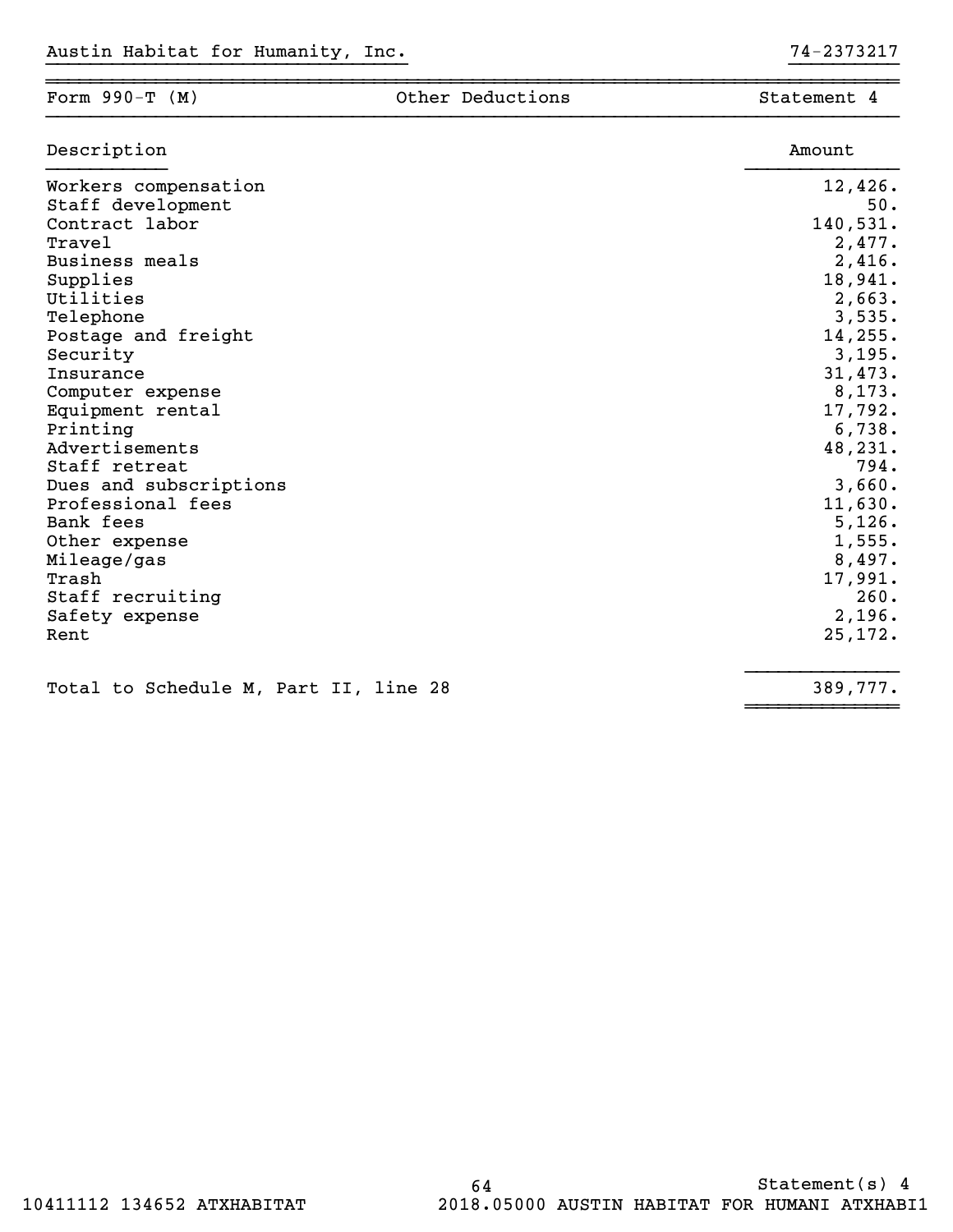Austin Habitat for Humanity, Inc. | 74-2373217

| Form 990-T (M) | Other Deductions | Statement 4 |
|---|---|---|

| Description | Amount |
|---|---|
| Workers compensation | 12,426. |
| Staff development | 50. |
| Contract labor | 140,531. |
| Travel | 2,477. |
| Business meals | 2,416. |
| Supplies | 18,941. |
| Utilities | 2,663. |
| Telephone | 3,535. |
| Postage and freight | 14,255. |
| Security | 3,195. |
| Insurance | 31,473. |
| Computer expense | 8,173. |
| Equipment rental | 17,792. |
| Printing | 6,738. |
| Advertisements | 48,231. |
| Staff retreat | 794. |
| Dues and subscriptions | 3,660. |
| Professional fees | 11,630. |
| Bank fees | 5,126. |
| Other expense | 1,555. |
| Mileage/gas | 8,497. |
| Trash | 17,991. |
| Staff recruiting | 260. |
| Safety expense | 2,196. |
| Rent | 25,172. |
| Total to Schedule M, Part II, line 28 | 389,777. |

Statement(s) 4

10411112 134652 ATXHABITAT 2018.05000 AUSTIN HABITAT FOR HUMANI ATXHABI1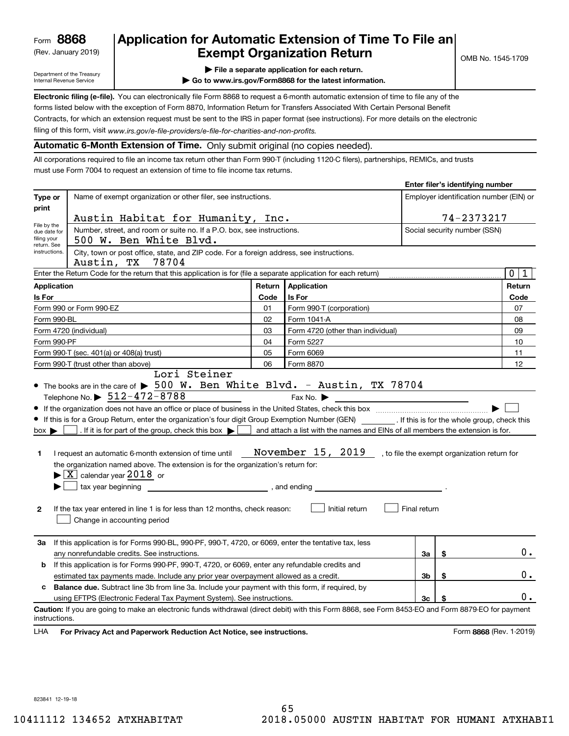Form **8868**
(Rev. January 2019)

Department of the Treasury
Internal Revenue Service

# Application for Automatic Extension of Time To File an Exempt Organization Return

▶ File a separate application for each return.

▶ Go to www.irs.gov/Form8868 for the latest information.

OMB No. 1545-1709

**Electronic filing (e-file).** You can electronically file Form 8868 to request a 6-month automatic extension of time to file any of the forms listed below with the exception of Form 8870, Information Return for Transfers Associated With Certain Personal Benefit Contracts, for which an extension request must be sent to the IRS in paper format (see instructions). For more details on the electronic filing of this form, visit *www.irs.gov/e-file-providers/e-file-for-charities-and-non-profits.*

**Automatic 6-Month Extension of Time.** Only submit original (no copies needed).

All corporations required to file an income tax return other than Form 990-T (including 1120-C filers), partnerships, REMICs, and trusts must use Form 7004 to request an extension of time to file income tax returns.

**Enter filer's identifying number**

| Type or print | | |
|---|---|---|
| File by the due date for filing your return. See instructions. | Name of exempt organization or other filer, see instructions.<br>Austin Habitat for Humanity, Inc. | Employer identification number (EIN) or<br>74-2373217 |
| | Number, street, and room or suite no. If a P.O. box, see instructions.<br>500 W. Ben White Blvd. | Social security number (SSN) |
| | City, town or post office, state, and ZIP code. For a foreign address, see instructions.<br>Austin, TX 78704 | |

Enter the Return Code for the return that this application is for (file a separate application for each return) ........ 0 1

| Application Is For | Return Code | Application Is For | Return Code |
|---|---|---|---|
| Form 990 or Form 990-EZ | 01 | Form 990-T (corporation) | 07 |
| Form 990-BL | 02 | Form 1041-A | 08 |
| Form 4720 (individual) | 03 | Form 4720 (other than individual) | 09 |
| Form 990-PF | 04 | Form 5227 | 10 |
| Form 990-T (sec. 401(a) or 408(a) trust) | 05 | Form 6069 | 11 |
| Form 990-T (trust other than above) | 06 | Form 8870 | 12 |

- The books are in the care of ▶ Lori Steiner 500 W. Ben White Blvd. - Austin, TX 78704
  Telephone No. ▶ 512-472-8788 Fax No. ▶
- If the organization does not have an office or place of business in the United States, check this box ........ ▶ ☐
- If this is for a Group Return, enter the organization's four digit Group Exemption Number (GEN) ________ . If this is for the whole group, check this box ▶ ☐ . If it is for part of the group, check this box ▶ ☐ and attach a list with the names and EINs of all members the extension is for.

**1** I request an automatic 6-month extension of time until November 15, 2019 , to file the exempt organization return for the organization named above. The extension is for the organization's return for:
▶ ☒ calendar year 2018 or
▶ ☐ tax year beginning ________________ , and ending ________________ .

**2** If the tax year entered in line 1 is for less than 12 months, check reason: ☐ Initial return ☐ Final return
☐ Change in accounting period

| | | | |
|---|---|---|---|
| **3a** | If this application is for Forms 990-BL, 990-PF, 990-T, 4720, or 6069, enter the tentative tax, less any nonrefundable credits. See instructions. | **3a** | $ 0. |
| **b** | If this application is for Forms 990-PF, 990-T, 4720, or 6069, enter any refundable credits and estimated tax payments made. Include any prior year overpayment allowed as a credit. | **3b** | $ 0. |
| **c** | **Balance due.** Subtract line 3b from line 3a. Include your payment with this form, if required, by using EFTPS (Electronic Federal Tax Payment System). See instructions. | **3c** | $ 0. |

**Caution:** If you are going to make an electronic funds withdrawal (direct debit) with this Form 8868, see Form 8453-EO and Form 8879-EO for payment instructions.

LHA **For Privacy Act and Paperwork Reduction Act Notice, see instructions.** Form **8868** (Rev. 1-2019)

823841 12-19-18

10411112 134652 ATXHABITAT 2018.05000 AUSTIN HABITAT FOR HUMANI ATXHABI1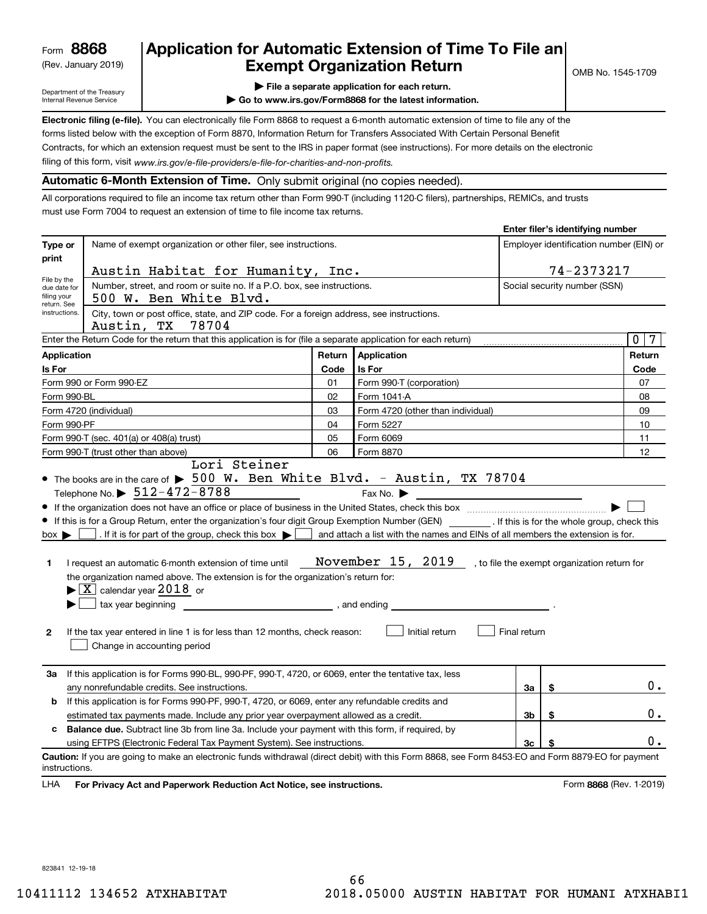Form **8868**
(Rev. January 2019)

Department of the Treasury
Internal Revenue Service

# Application for Automatic Extension of Time To File an Exempt Organization Return

▶ File a separate application for each return.

▶ Go to www.irs.gov/Form8868 for the latest information.

OMB No. 1545-1709

**Electronic filing (e-file).** You can electronically file Form 8868 to request a 6-month automatic extension of time to file any of the forms listed below with the exception of Form 8870, Information Return for Transfers Associated With Certain Personal Benefit Contracts, for which an extension request must be sent to the IRS in paper format (see instructions). For more details on the electronic filing of this form, visit *www.irs.gov/e-file-providers/e-file-for-charities-and-non-profits.*

**Automatic 6-Month Extension of Time.** Only submit original (no copies needed).

All corporations required to file an income tax return other than Form 990-T (including 1120-C filers), partnerships, REMICs, and trusts must use Form 7004 to request an extension of time to file income tax returns.

**Enter filer's identifying number**

Type or print — File by the due date for filing your return. See instructions.

Name of exempt organization or other filer, see instructions.
Austin Habitat for Humanity, Inc.

Employer identification number (EIN) or
74-2373217

Number, street, and room or suite no. If a P.O. box, see instructions.
500 W. Ben White Blvd.

Social security number (SSN)

City, town or post office, state, and ZIP code. For a foreign address, see instructions.
Austin, TX 78704

Enter the Return Code for the return that this application is for (file a separate application for each return) 07

| Application Is For | Return Code | Application Is For | Return Code |
|---|---|---|---|
| Form 990 or Form 990-EZ | 01 | Form 990-T (corporation) | 07 |
| Form 990-BL | 02 | Form 1041-A | 08 |
| Form 4720 (individual) | 03 | Form 4720 (other than individual) | 09 |
| Form 990-PF | 04 | Form 5227 | 10 |
| Form 990-T (sec. 401(a) or 408(a) trust) | 05 | Form 6069 | 11 |
| Form 990-T (trust other than above) | 06 | Form 8870 | 12 |

- The books are in the care of ▶ Lori Steiner 500 W. Ben White Blvd. - Austin, TX 78704
  Telephone No. ▶ 512-472-8788  Fax No. ▶
- If the organization does not have an office or place of business in the United States, check this box ▶ ☐
- If this is for a Group Return, enter the organization's four digit Group Exemption Number (GEN) ______. If this is for the whole group, check this box ▶ ☐. If it is for part of the group, check this box ▶ ☐ and attach a list with the names and EINs of all members the extension is for.

**1** I request an automatic 6-month extension of time until November 15, 2019 , to file the exempt organization return for the organization named above. The extension is for the organization's return for:
▶ ☒ calendar year 2018 or
▶ ☐ tax year beginning ______, and ending ______.

**2** If the tax year entered in line 1 is for less than 12 months, check reason: ☐ Initial return ☐ Final return ☐ Change in accounting period

| | | | | |
|---|---|---|---|---|
| **3a** | If this application is for Forms 990-BL, 990-PF, 990-T, 4720, or 6069, enter the tentative tax, less any nonrefundable credits. See instructions. | 3a | $ | 0. |
| **b** | If this application is for Forms 990-PF, 990-T, 4720, or 6069, enter any refundable credits and estimated tax payments made. Include any prior year overpayment allowed as a credit. | 3b | $ | 0. |
| **c** | **Balance due.** Subtract line 3b from line 3a. Include your payment with this form, if required, by using EFTPS (Electronic Federal Tax Payment System). See instructions. | 3c | $ | 0. |

**Caution:** If you are going to make an electronic funds withdrawal (direct debit) with this Form 8868, see Form 8453-EO and Form 8879-EO for payment instructions.

LHA **For Privacy Act and Paperwork Reduction Act Notice, see instructions.** Form **8868** (Rev. 1-2019)

823841 12-19-18

10411112 134652 ATXHABITAT 2018.05000 AUSTIN HABITAT FOR HUMANI ATXHABI1